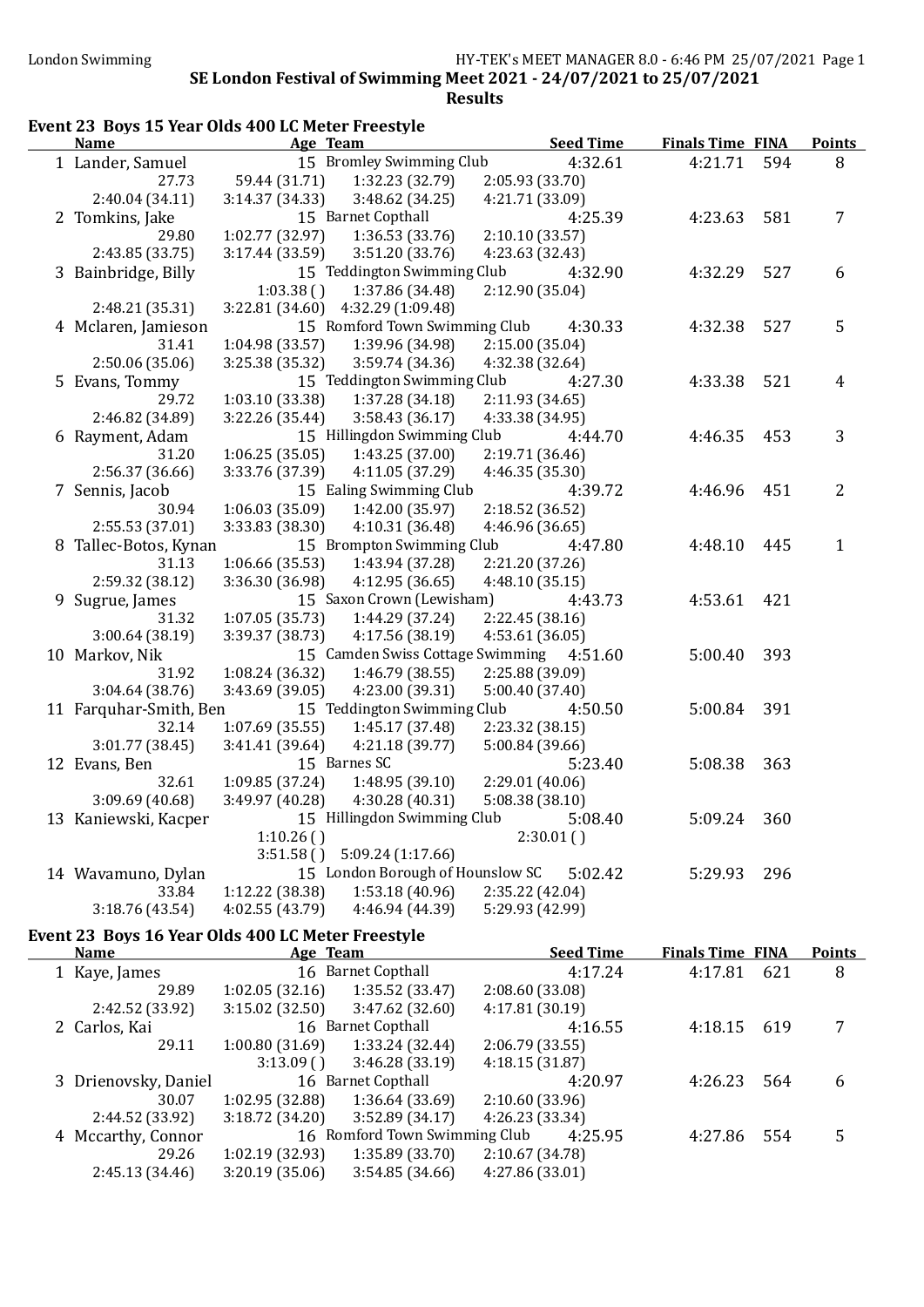**SE London Festival of Swimming Meet 2021 - 24/07/2021 to 25/07/2021**

**Results**

## Event 23 Boys 15 Year Olds 400 LC Meter Freestyle

| | Name | Age | Team | Seed Time | Finals Time | FINA | Points |
|---|---|---|---|---|---|---|---|
| 1 | Lander, Samuel | 15 | Bromley Swimming Club | 4:32.61 | 4:21.71 | 594 | 8 |
| | 27.73 | 59.44 (31.71) | 1:32.23 (32.79) | 2:05.93 (33.70) | | | |
| | 2:40.04 (34.11) | 3:14.37 (34.33) | 3:48.62 (34.25) | 4:21.71 (33.09) | | | |
| 2 | Tomkins, Jake | 15 | Barnet Copthall | 4:25.39 | 4:23.63 | 581 | 7 |
| | 29.80 | 1:02.77 (32.97) | 1:36.53 (33.76) | 2:10.10 (33.57) | | | |
| | 2:43.85 (33.75) | 3:17.44 (33.59) | 3:51.20 (33.76) | 4:23.63 (32.43) | | | |
| 3 | Bainbridge, Billy | 15 | Teddington Swimming Club | 4:32.90 | 4:32.29 | 527 | 6 |
| | | 1:03.38 ( ) | 1:37.86 (34.48) | 2:12.90 (35.04) | | | |
| | 2:48.21 (35.31) | 3:22.81 (34.60) | 4:32.29 (1:09.48) | | | | |
| 4 | Mclaren, Jamieson | 15 | Romford Town Swimming Club | 4:30.33 | 4:32.38 | 527 | 5 |
| | 31.41 | 1:04.98 (33.57) | 1:39.96 (34.98) | 2:15.00 (35.04) | | | |
| | 2:50.06 (35.06) | 3:25.38 (35.32) | 3:59.74 (34.36) | 4:32.38 (32.64) | | | |
| 5 | Evans, Tommy | 15 | Teddington Swimming Club | 4:27.30 | 4:33.38 | 521 | 4 |
| | 29.72 | 1:03.10 (33.38) | 1:37.28 (34.18) | 2:11.93 (34.65) | | | |
| | 2:46.82 (34.89) | 3:22.26 (35.44) | 3:58.43 (36.17) | 4:33.38 (34.95) | | | |
| 6 | Rayment, Adam | 15 | Hillingdon Swimming Club | 4:44.70 | 4:46.35 | 453 | 3 |
| | 31.20 | 1:06.25 (35.05) | 1:43.25 (37.00) | 2:19.71 (36.46) | | | |
| | 2:56.37 (36.66) | 3:33.76 (37.39) | 4:11.05 (37.29) | 4:46.35 (35.30) | | | |
| 7 | Sennis, Jacob | 15 | Ealing Swimming Club | 4:39.72 | 4:46.96 | 451 | 2 |
| | 30.94 | 1:06.03 (35.09) | 1:42.00 (35.97) | 2:18.52 (36.52) | | | |
| | 2:55.53 (37.01) | 3:33.83 (38.30) | 4:10.31 (36.48) | 4:46.96 (36.65) | | | |
| 8 | Tallec-Botos, Kynan | 15 | Brompton Swimming Club | 4:47.80 | 4:48.10 | 445 | 1 |
| | 31.13 | 1:06.66 (35.53) | 1:43.94 (37.28) | 2:21.20 (37.26) | | | |
| | 2:59.32 (38.12) | 3:36.30 (36.98) | 4:12.95 (36.65) | 4:48.10 (35.15) | | | |
| 9 | Sugrue, James | 15 | Saxon Crown (Lewisham) | 4:43.73 | 4:53.61 | 421 | |
| | 31.32 | 1:07.05 (35.73) | 1:44.29 (37.24) | 2:22.45 (38.16) | | | |
| | 3:00.64 (38.19) | 3:39.37 (38.73) | 4:17.56 (38.19) | 4:53.61 (36.05) | | | |
| 10 | Markov, Nik | 15 | Camden Swiss Cottage Swimming | 4:51.60 | 5:00.40 | 393 | |
| | 31.92 | 1:08.24 (36.32) | 1:46.79 (38.55) | 2:25.88 (39.09) | | | |
| | 3:04.64 (38.76) | 3:43.69 (39.05) | 4:23.00 (39.31) | 5:00.40 (37.40) | | | |
| 11 | Farquhar-Smith, Ben | 15 | Teddington Swimming Club | 4:50.50 | 5:00.84 | 391 | |
| | 32.14 | 1:07.69 (35.55) | 1:45.17 (37.48) | 2:23.32 (38.15) | | | |
| | 3:01.77 (38.45) | 3:41.41 (39.64) | 4:21.18 (39.77) | 5:00.84 (39.66) | | | |
| 12 | Evans, Ben | 15 | Barnes SC | 5:23.40 | 5:08.38 | 363 | |
| | 32.61 | 1:09.85 (37.24) | 1:48.95 (39.10) | 2:29.01 (40.06) | | | |
| | 3:09.69 (40.68) | 3:49.97 (40.28) | 4:30.28 (40.31) | 5:08.38 (38.10) | | | |
| 13 | Kaniewski, Kacper | 15 | Hillingdon Swimming Club | 5:08.40 | 5:09.24 | 360 | |
| | | 1:10.26 ( ) | | 2:30.01 ( ) | | | |
| | | 3:51.58 ( ) | 5:09.24 (1:17.66) | | | | |
| 14 | Wavamuno, Dylan | 15 | London Borough of Hounslow SC | 5:02.42 | 5:29.93 | 296 | |
| | 33.84 | 1:12.22 (38.38) | 1:53.18 (40.96) | 2:35.22 (42.04) | | | |
| | 3:18.76 (43.54) | 4:02.55 (43.79) | 4:46.94 (44.39) | 5:29.93 (42.99) | | | |

## Event 23 Boys 16 Year Olds 400 LC Meter Freestyle

| | Name | Age | Team | Seed Time | Finals Time | FINA | Points |
|---|---|---|---|---|---|---|---|
| 1 | Kaye, James | 16 | Barnet Copthall | 4:17.24 | 4:17.81 | 621 | 8 |
| | 29.89 | 1:02.05 (32.16) | 1:35.52 (33.47) | 2:08.60 (33.08) | | | |
| | 2:42.52 (33.92) | 3:15.02 (32.50) | 3:47.62 (32.60) | 4:17.81 (30.19) | | | |
| 2 | Carlos, Kai | 16 | Barnet Copthall | 4:16.55 | 4:18.15 | 619 | 7 |
| | 29.11 | 1:00.80 (31.69) | 1:33.24 (32.44) | 2:06.79 (33.55) | | | |
| | | 3:13.09 ( ) | 3:46.28 (33.19) | 4:18.15 (31.87) | | | |
| 3 | Drienovsky, Daniel | 16 | Barnet Copthall | 4:20.97 | 4:26.23 | 564 | 6 |
| | 30.07 | 1:02.95 (32.88) | 1:36.64 (33.69) | 2:10.60 (33.96) | | | |
| | 2:44.52 (33.92) | 3:18.72 (34.20) | 3:52.89 (34.17) | 4:26.23 (33.34) | | | |
| 4 | Mccarthy, Connor | 16 | Romford Town Swimming Club | 4:25.95 | 4:27.86 | 554 | 5 |
| | 29.26 | 1:02.19 (32.93) | 1:35.89 (33.70) | 2:10.67 (34.78) | | | |
| | 2:45.13 (34.46) | 3:20.19 (35.06) | 3:54.85 (34.66) | 4:27.86 (33.01) | | | |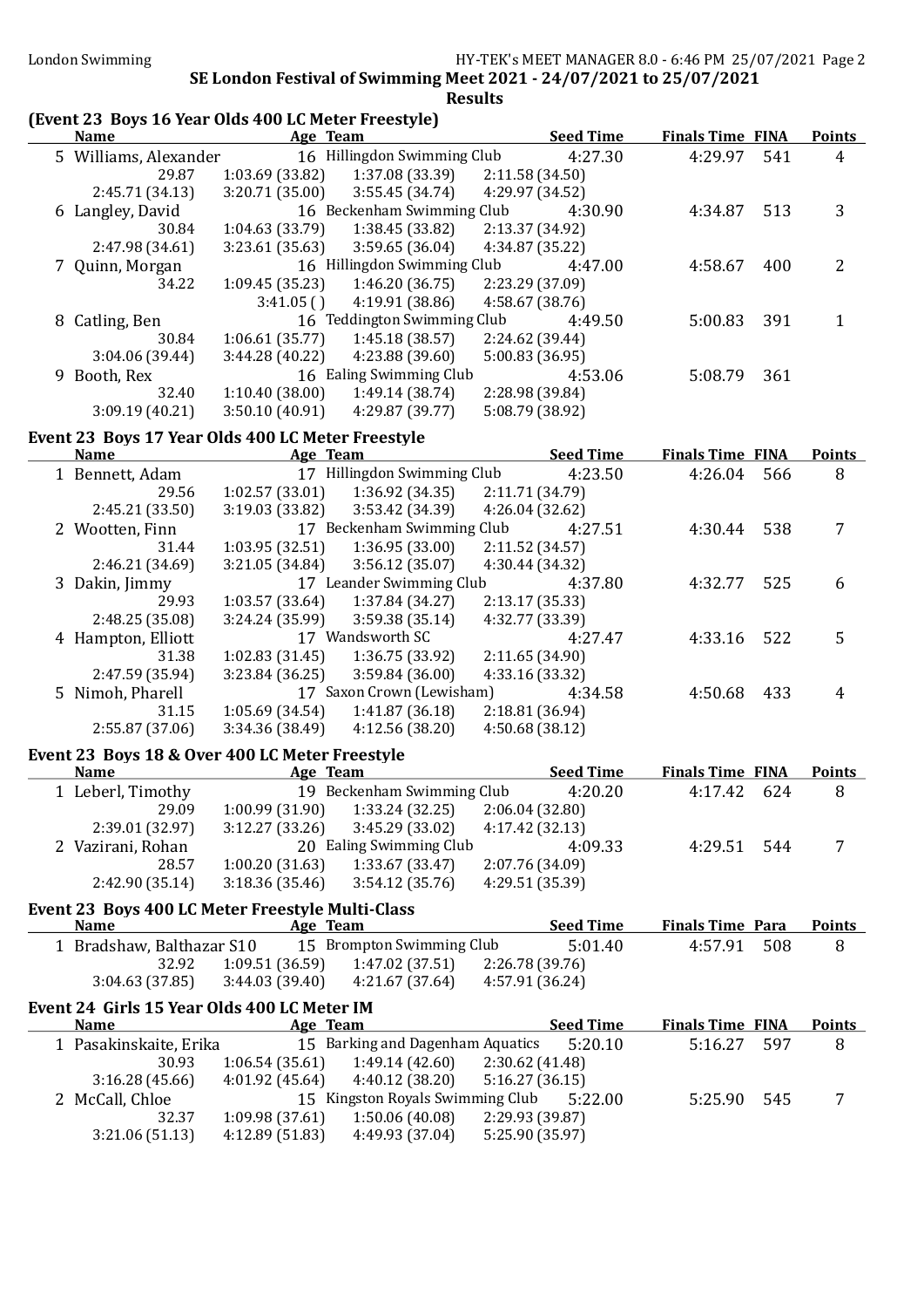SE London Festival of Swimming Meet 2021 - 24/07/2021 to 25/07/2021

**Results**

### (Event 23 Boys 16 Year Olds 400 LC Meter Freestyle)

| Name | Age | Team | Seed Time | Finals Time | FINA | Points |
|---|---|---|---|---|---|---|
| 5 Williams, Alexander | 16 | Hillingdon Swimming Club | 4:27.30 | 4:29.97 | 541 | 4 |
| 29.87 | 1:03.69 (33.82) | 1:37.08 (33.39) | 2:11.58 (34.50) | | | |
| 2:45.71 (34.13) | 3:20.71 (35.00) | 3:55.45 (34.74) | 4:29.97 (34.52) | | | |
| 6 Langley, David | 16 | Beckenham Swimming Club | 4:30.90 | 4:34.87 | 513 | 3 |
| 30.84 | 1:04.63 (33.79) | 1:38.45 (33.82) | 2:13.37 (34.92) | | | |
| 2:47.98 (34.61) | 3:23.61 (35.63) | 3:59.65 (36.04) | 4:34.87 (35.22) | | | |
| 7 Quinn, Morgan | 16 | Hillingdon Swimming Club | 4:47.00 | 4:58.67 | 400 | 2 |
| 34.22 | 1:09.45 (35.23) | 1:46.20 (36.75) | 2:23.29 (37.09) | | | |
| | 3:41.05 ( ) | 4:19.91 (38.86) | 4:58.67 (38.76) | | | |
| 8 Catling, Ben | 16 | Teddington Swimming Club | 4:49.50 | 5:00.83 | 391 | 1 |
| 30.84 | 1:06.61 (35.77) | 1:45.18 (38.57) | 2:24.62 (39.44) | | | |
| 3:04.06 (39.44) | 3:44.28 (40.22) | 4:23.88 (39.60) | 5:00.83 (36.95) | | | |
| 9 Booth, Rex | 16 | Ealing Swimming Club | 4:53.06 | 5:08.79 | 361 | |
| 32.40 | 1:10.40 (38.00) | 1:49.14 (38.74) | 2:28.98 (39.84) | | | |
| 3:09.19 (40.21) | 3:50.10 (40.91) | 4:29.87 (39.77) | 5:08.79 (38.92) | | | |

### Event 23 Boys 17 Year Olds 400 LC Meter Freestyle

| Name | Age | Team | Seed Time | Finals Time | FINA | Points |
|---|---|---|---|---|---|---|
| 1 Bennett, Adam | 17 | Hillingdon Swimming Club | 4:23.50 | 4:26.04 | 566 | 8 |
| 29.56 | 1:02.57 (33.01) | 1:36.92 (34.35) | 2:11.71 (34.79) | | | |
| 2:45.21 (33.50) | 3:19.03 (33.82) | 3:53.42 (34.39) | 4:26.04 (32.62) | | | |
| 2 Wootten, Finn | 17 | Beckenham Swimming Club | 4:27.51 | 4:30.44 | 538 | 7 |
| 31.44 | 1:03.95 (32.51) | 1:36.95 (33.00) | 2:11.52 (34.57) | | | |
| 2:46.21 (34.69) | 3:21.05 (34.84) | 3:56.12 (35.07) | 4:30.44 (34.32) | | | |
| 3 Dakin, Jimmy | 17 | Leander Swimming Club | 4:37.80 | 4:32.77 | 525 | 6 |
| 29.93 | 1:03.57 (33.64) | 1:37.84 (34.27) | 2:13.17 (35.33) | | | |
| 2:48.25 (35.08) | 3:24.24 (35.99) | 3:59.38 (35.14) | 4:32.77 (33.39) | | | |
| 4 Hampton, Elliott | 17 | Wandsworth SC | 4:27.47 | 4:33.16 | 522 | 5 |
| 31.38 | 1:02.83 (31.45) | 1:36.75 (33.92) | 2:11.65 (34.90) | | | |
| 2:47.59 (35.94) | 3:23.84 (36.25) | 3:59.84 (36.00) | 4:33.16 (33.32) | | | |
| 5 Nimoh, Pharell | 17 | Saxon Crown (Lewisham) | 4:34.58 | 4:50.68 | 433 | 4 |
| 31.15 | 1:05.69 (34.54) | 1:41.87 (36.18) | 2:18.81 (36.94) | | | |
| 2:55.87 (37.06) | 3:34.36 (38.49) | 4:12.56 (38.20) | 4:50.68 (38.12) | | | |

### Event 23 Boys 18 & Over 400 LC Meter Freestyle

| Name | Age | Team | Seed Time | Finals Time | FINA | Points |
|---|---|---|---|---|---|---|
| 1 Leberl, Timothy | 19 | Beckenham Swimming Club | 4:20.20 | 4:17.42 | 624 | 8 |
| 29.09 | 1:00.99 (31.90) | 1:33.24 (32.25) | 2:06.04 (32.80) | | | |
| 2:39.01 (32.97) | 3:12.27 (33.26) | 3:45.29 (33.02) | 4:17.42 (32.13) | | | |
| 2 Vazirani, Rohan | 20 | Ealing Swimming Club | 4:09.33 | 4:29.51 | 544 | 7 |
| 28.57 | 1:00.20 (31.63) | 1:33.67 (33.47) | 2:07.76 (34.09) | | | |
| 2:42.90 (35.14) | 3:18.36 (35.46) | 3:54.12 (35.76) | 4:29.51 (35.39) | | | |

### Event 23 Boys 400 LC Meter Freestyle Multi-Class

| Name | Age | Team | Seed Time | Finals Time | Para | Points |
|---|---|---|---|---|---|---|
| 1 Bradshaw, Balthazar S10 | 15 | Brompton Swimming Club | 5:01.40 | 4:57.91 | 508 | 8 |
| 32.92 | 1:09.51 (36.59) | 1:47.02 (37.51) | 2:26.78 (39.76) | | | |
| 3:04.63 (37.85) | 3:44.03 (39.40) | 4:21.67 (37.64) | 4:57.91 (36.24) | | | |

### Event 24 Girls 15 Year Olds 400 LC Meter IM

| Name | Age | Team | Seed Time | Finals Time | FINA | Points |
|---|---|---|---|---|---|---|
| 1 Pasakinskaite, Erika | 15 | Barking and Dagenham Aquatics | 5:20.10 | 5:16.27 | 597 | 8 |
| 30.93 | 1:06.54 (35.61) | 1:49.14 (42.60) | 2:30.62 (41.48) | | | |
| 3:16.28 (45.66) | 4:01.92 (45.64) | 4:40.12 (38.20) | 5:16.27 (36.15) | | | |
| 2 McCall, Chloe | 15 | Kingston Royals Swimming Club | 5:22.00 | 5:25.90 | 545 | 7 |
| 32.37 | 1:09.98 (37.61) | 1:50.06 (40.08) | 2:29.93 (39.87) | | | |
| 3:21.06 (51.13) | 4:12.89 (51.83) | 4:49.93 (37.04) | 5:25.90 (35.97) | | | |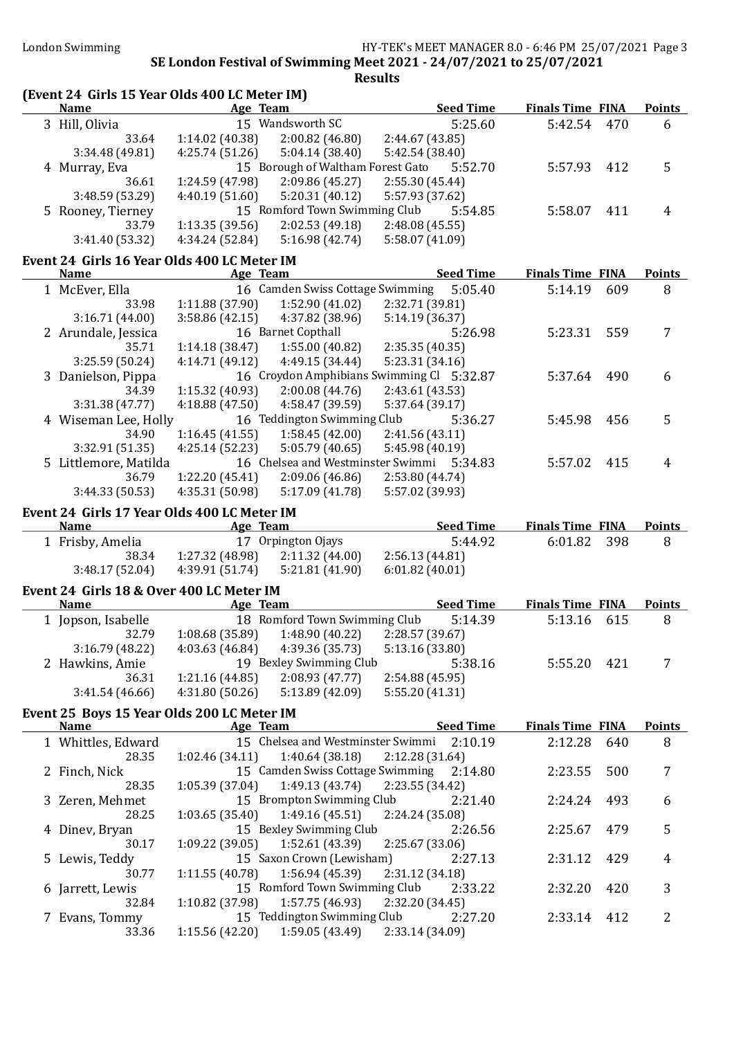## SE London Festival of Swimming Meet 2021 - 24/07/2021 to 25/07/2021

### Results

### (Event 24 Girls 15 Year Olds 400 LC Meter IM)

| Name | Age | Team | Seed Time | Finals Time | FINA | Points |
|---|---|---|---|---|---|---|
| 3 Hill, Olivia | 15 | Wandsworth SC | 5:25.60 | 5:42.54 | 470 | 6 |
| 33.64 · 1:14.02 (40.38) · 2:00.82 (46.80) · 2:44.67 (43.85) | | | | | | |
| 3:34.48 (49.81) · 4:25.74 (51.26) · 5:04.14 (38.40) · 5:42.54 (38.40) | | | | | | |
| 4 Murray, Eva | 15 | Borough of Waltham Forest Gato | 5:52.70 | 5:57.93 | 412 | 5 |
| 36.61 · 1:24.59 (47.98) · 2:09.86 (45.27) · 2:55.30 (45.44) | | | | | | |
| 3:48.59 (53.29) · 4:40.19 (51.60) · 5:20.31 (40.12) · 5:57.93 (37.62) | | | | | | |
| 5 Rooney, Tierney | 15 | Romford Town Swimming Club | 5:54.85 | 5:58.07 | 411 | 4 |
| 33.79 · 1:13.35 (39.56) · 2:02.53 (49.18) · 2:48.08 (45.55) | | | | | | |
| 3:41.40 (53.32) · 4:34.24 (52.84) · 5:16.98 (42.74) · 5:58.07 (41.09) | | | | | | |

### Event 24 Girls 16 Year Olds 400 LC Meter IM

| Name | Age | Team | Seed Time | Finals Time | FINA | Points |
|---|---|---|---|---|---|---|
| 1 McEver, Ella | 16 | Camden Swiss Cottage Swimming | 5:05.40 | 5:14.19 | 609 | 8 |
| 33.98 · 1:11.88 (37.90) · 1:52.90 (41.02) · 2:32.71 (39.81) | | | | | | |
| 3:16.71 (44.00) · 3:58.86 (42.15) · 4:37.82 (38.96) · 5:14.19 (36.37) | | | | | | |
| 2 Arundale, Jessica | 16 | Barnet Copthall | 5:26.98 | 5:23.31 | 559 | 7 |
| 35.71 · 1:14.18 (38.47) · 1:55.00 (40.82) · 2:35.35 (40.35) | | | | | | |
| 3:25.59 (50.24) · 4:14.71 (49.12) · 4:49.15 (34.44) · 5:23.31 (34.16) | | | | | | |
| 3 Danielson, Pippa | 16 | Croydon Amphibians Swimming Cl | 5:32.87 | 5:37.64 | 490 | 6 |
| 34.39 · 1:15.32 (40.93) · 2:00.08 (44.76) · 2:43.61 (43.53) | | | | | | |
| 3:31.38 (47.77) · 4:18.88 (47.50) · 4:58.47 (39.59) · 5:37.64 (39.17) | | | | | | |
| 4 Wiseman Lee, Holly | 16 | Teddington Swimming Club | 5:36.27 | 5:45.98 | 456 | 5 |
| 34.90 · 1:16.45 (41.55) · 1:58.45 (42.00) · 2:41.56 (43.11) | | | | | | |
| 3:32.91 (51.35) · 4:25.14 (52.23) · 5:05.79 (40.65) · 5:45.98 (40.19) | | | | | | |
| 5 Littlemore, Matilda | 16 | Chelsea and Westminster Swimmi | 5:34.83 | 5:57.02 | 415 | 4 |
| 36.79 · 1:22.20 (45.41) · 2:09.06 (46.86) · 2:53.80 (44.74) | | | | | | |
| 3:44.33 (50.53) · 4:35.31 (50.98) · 5:17.09 (41.78) · 5:57.02 (39.93) | | | | | | |

### Event 24 Girls 17 Year Olds 400 LC Meter IM

| Name | Age | Team | Seed Time | Finals Time | FINA | Points |
|---|---|---|---|---|---|---|
| 1 Frisby, Amelia | 17 | Orpington Ojays | 5:44.92 | 6:01.82 | 398 | 8 |
| 38.34 · 1:27.32 (48.98) · 2:11.32 (44.00) · 2:56.13 (44.81) | | | | | | |
| 3:48.17 (52.04) · 4:39.91 (51.74) · 5:21.81 (41.90) · 6:01.82 (40.01) | | | | | | |

### Event 24 Girls 18 & Over 400 LC Meter IM

| Name | Age | Team | Seed Time | Finals Time | FINA | Points |
|---|---|---|---|---|---|---|
| 1 Jopson, Isabelle | 18 | Romford Town Swimming Club | 5:14.39 | 5:13.16 | 615 | 8 |
| 32.79 · 1:08.68 (35.89) · 1:48.90 (40.22) · 2:28.57 (39.67) | | | | | | |
| 3:16.79 (48.22) · 4:03.63 (46.84) · 4:39.36 (35.73) · 5:13.16 (33.80) | | | | | | |
| 2 Hawkins, Amie | 19 | Bexley Swimming Club | 5:38.16 | 5:55.20 | 421 | 7 |
| 36.31 · 1:21.16 (44.85) · 2:08.93 (47.77) · 2:54.88 (45.95) | | | | | | |
| 3:41.54 (46.66) · 4:31.80 (50.26) · 5:13.89 (42.09) · 5:55.20 (41.31) | | | | | | |

### Event 25 Boys 15 Year Olds 200 LC Meter IM

| Name | Age | Team | Seed Time | Finals Time | FINA | Points |
|---|---|---|---|---|---|---|
| 1 Whittles, Edward | 15 | Chelsea and Westminster Swimmi | 2:10.19 | 2:12.28 | 640 | 8 |
| 28.35 · 1:02.46 (34.11) · 1:40.64 (38.18) · 2:12.28 (31.64) | | | | | | |
| 2 Finch, Nick | 15 | Camden Swiss Cottage Swimming | 2:14.80 | 2:23.55 | 500 | 7 |
| 28.35 · 1:05.39 (37.04) · 1:49.13 (43.74) · 2:23.55 (34.42) | | | | | | |
| 3 Zeren, Mehmet | 15 | Brompton Swimming Club | 2:21.40 | 2:24.24 | 493 | 6 |
| 28.25 · 1:03.65 (35.40) · 1:49.16 (45.51) · 2:24.24 (35.08) | | | | | | |
| 4 Dinev, Bryan | 15 | Bexley Swimming Club | 2:26.56 | 2:25.67 | 479 | 5 |
| 30.17 · 1:09.22 (39.05) · 1:52.61 (43.39) · 2:25.67 (33.06) | | | | | | |
| 5 Lewis, Teddy | 15 | Saxon Crown (Lewisham) | 2:27.13 | 2:31.12 | 429 | 4 |
| 30.77 · 1:11.55 (40.78) · 1:56.94 (45.39) · 2:31.12 (34.18) | | | | | | |
| 6 Jarrett, Lewis | 15 | Romford Town Swimming Club | 2:33.22 | 2:32.20 | 420 | 3 |
| 32.84 · 1:10.82 (37.98) · 1:57.75 (46.93) · 2:32.20 (34.45) | | | | | | |
| 7 Evans, Tommy | 15 | Teddington Swimming Club | 2:27.20 | 2:33.14 | 412 | 2 |
| 33.36 · 1:15.56 (42.20) · 1:59.05 (43.49) · 2:33.14 (34.09) | | | | | | |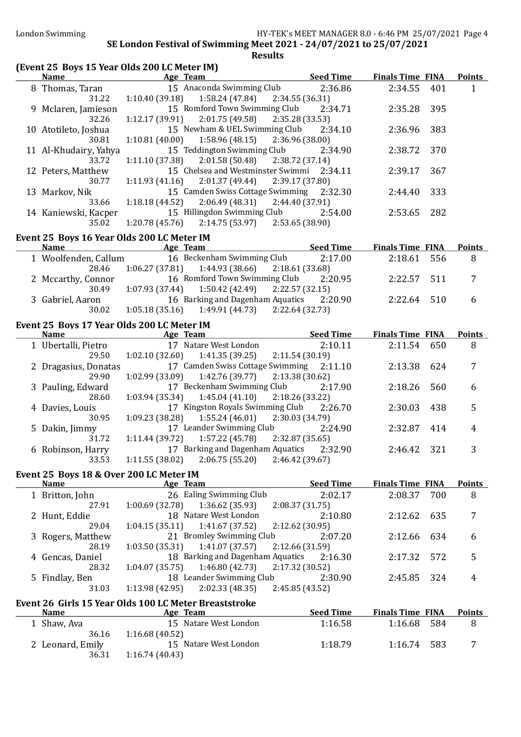**SE London Festival of Swimming Meet 2021 - 24/07/2021 to 25/07/2021**

**Results**

### (Event 25 Boys 15 Year Olds 200 LC Meter IM)

| Name | Age | Team | Seed Time | Finals Time | FINA | Points |
|---|---|---|---|---|---|---|
| 8 Thomas, Taran | 15 | Anaconda Swimming Club | 2:36.86 | 2:34.55 | 401 | 1 |
| 31.22 1:10.40 (39.18) 1:58.24 (47.84) 2:34.55 (36.31) | | | | | | |
| 9 Mclaren, Jamieson | 15 | Romford Town Swimming Club | 2:34.71 | 2:35.28 | 395 | |
| 32.26 1:12.17 (39.91) 2:01.75 (49.58) 2:35.28 (33.53) | | | | | | |
| 10 Atotileto, Joshua | 15 | Newham & UEL Swimming Club | 2:34.10 | 2:36.96 | 383 | |
| 30.81 1:10.81 (40.00) 1:58.96 (48.15) 2:36.96 (38.00) | | | | | | |
| 11 Al-Khudairy, Yahya | 15 | Teddington Swimming Club | 2:34.90 | 2:38.72 | 370 | |
| 33.72 1:11.10 (37.38) 2:01.58 (50.48) 2:38.72 (37.14) | | | | | | |
| 12 Peters, Matthew | 15 | Chelsea and Westminster Swimmi | 2:34.11 | 2:39.17 | 367 | |
| 30.77 1:11.93 (41.16) 2:01.37 (49.44) 2:39.17 (37.80) | | | | | | |
| 13 Markov, Nik | 15 | Camden Swiss Cottage Swimming | 2:32.30 | 2:44.40 | 333 | |
| 33.66 1:18.18 (44.52) 2:06.49 (48.31) 2:44.40 (37.91) | | | | | | |
| 14 Kaniewski, Kacper | 15 | Hillingdon Swimming Club | 2:54.00 | 2:53.65 | 282 | |
| 35.02 1:20.78 (45.76) 2:14.75 (53.97) 2:53.65 (38.90) | | | | | | |

### Event 25 Boys 16 Year Olds 200 LC Meter IM

| Name | Age | Team | Seed Time | Finals Time | FINA | Points |
|---|---|---|---|---|---|---|
| 1 Woolfenden, Callum | 16 | Beckenham Swimming Club | 2:17.00 | 2:18.61 | 556 | 8 |
| 28.46 1:06.27 (37.81) 1:44.93 (38.66) 2:18.61 (33.68) | | | | | | |
| 2 Mccarthy, Connor | 16 | Romford Town Swimming Club | 2:20.95 | 2:22.57 | 511 | 7 |
| 30.49 1:07.93 (37.44) 1:50.42 (42.49) 2:22.57 (32.15) | | | | | | |
| 3 Gabriel, Aaron | 16 | Barking and Dagenham Aquatics | 2:20.90 | 2:22.64 | 510 | 6 |
| 30.02 1:05.18 (35.16) 1:49.91 (44.73) 2:22.64 (32.73) | | | | | | |

### Event 25 Boys 17 Year Olds 200 LC Meter IM

| Name | Age | Team | Seed Time | Finals Time | FINA | Points |
|---|---|---|---|---|---|---|
| 1 Ubertalli, Pietro | 17 | Natare West London | 2:10.11 | 2:11.54 | 650 | 8 |
| 29.50 1:02.10 (32.60) 1:41.35 (39.25) 2:11.54 (30.19) | | | | | | |
| 2 Dragasius, Donatas | 17 | Camden Swiss Cottage Swimming | 2:11.10 | 2:13.38 | 624 | 7 |
| 29.90 1:02.99 (33.09) 1:42.76 (39.77) 2:13.38 (30.62) | | | | | | |
| 3 Pauling, Edward | 17 | Beckenham Swimming Club | 2:17.90 | 2:18.26 | 560 | 6 |
| 28.60 1:03.94 (35.34) 1:45.04 (41.10) 2:18.26 (33.22) | | | | | | |
| 4 Davies, Louis | 17 | Kingston Royals Swimming Club | 2:26.70 | 2:30.03 | 438 | 5 |
| 30.95 1:09.23 (38.28) 1:55.24 (46.01) 2:30.03 (34.79) | | | | | | |
| 5 Dakin, Jimmy | 17 | Leander Swimming Club | 2:24.90 | 2:32.87 | 414 | 4 |
| 31.72 1:11.44 (39.72) 1:57.22 (45.78) 2:32.87 (35.65) | | | | | | |
| 6 Robinson, Harry | 17 | Barking and Dagenham Aquatics | 2:32.90 | 2:46.42 | 321 | 3 |
| 33.53 1:11.55 (38.02) 2:06.75 (55.20) 2:46.42 (39.67) | | | | | | |

### Event 25 Boys 18 & Over 200 LC Meter IM

| Name | Age | Team | Seed Time | Finals Time | FINA | Points |
|---|---|---|---|---|---|---|
| 1 Britton, John | 26 | Ealing Swimming Club | 2:02.17 | 2:08.37 | 700 | 8 |
| 27.91 1:00.69 (32.78) 1:36.62 (35.93) 2:08.37 (31.75) | | | | | | |
| 2 Hunt, Eddie | 18 | Natare West London | 2:10.80 | 2:12.62 | 635 | 7 |
| 29.04 1:04.15 (35.11) 1:41.67 (37.52) 2:12.62 (30.95) | | | | | | |
| 3 Rogers, Matthew | 21 | Bromley Swimming Club | 2:07.20 | 2:12.66 | 634 | 6 |
| 28.19 1:03.50 (35.31) 1:41.07 (37.57) 2:12.66 (31.59) | | | | | | |
| 4 Gencas, Daniel | 18 | Barking and Dagenham Aquatics | 2:16.30 | 2:17.32 | 572 | 5 |
| 28.32 1:04.07 (35.75) 1:46.80 (42.73) 2:17.32 (30.52) | | | | | | |
| 5 Findlay, Ben | 18 | Leander Swimming Club | 2:30.90 | 2:45.85 | 324 | 4 |
| 31.03 1:13.98 (42.95) 2:02.33 (48.35) 2:45.85 (43.52) | | | | | | |

### Event 26 Girls 15 Year Olds 100 LC Meter Breaststroke

| Name | Age | Team | Seed Time | Finals Time | FINA | Points |
|---|---|---|---|---|---|---|
| 1 Shaw, Ava | 15 | Natare West London | 1:16.58 | 1:16.68 | 584 | 8 |
| 36.16 1:16.68 (40.52) | | | | | | |
| 2 Leonard, Emily | 15 | Natare West London | 1:18.79 | 1:16.74 | 583 | 7 |
| 36.31 1:16.74 (40.43) | | | | | | |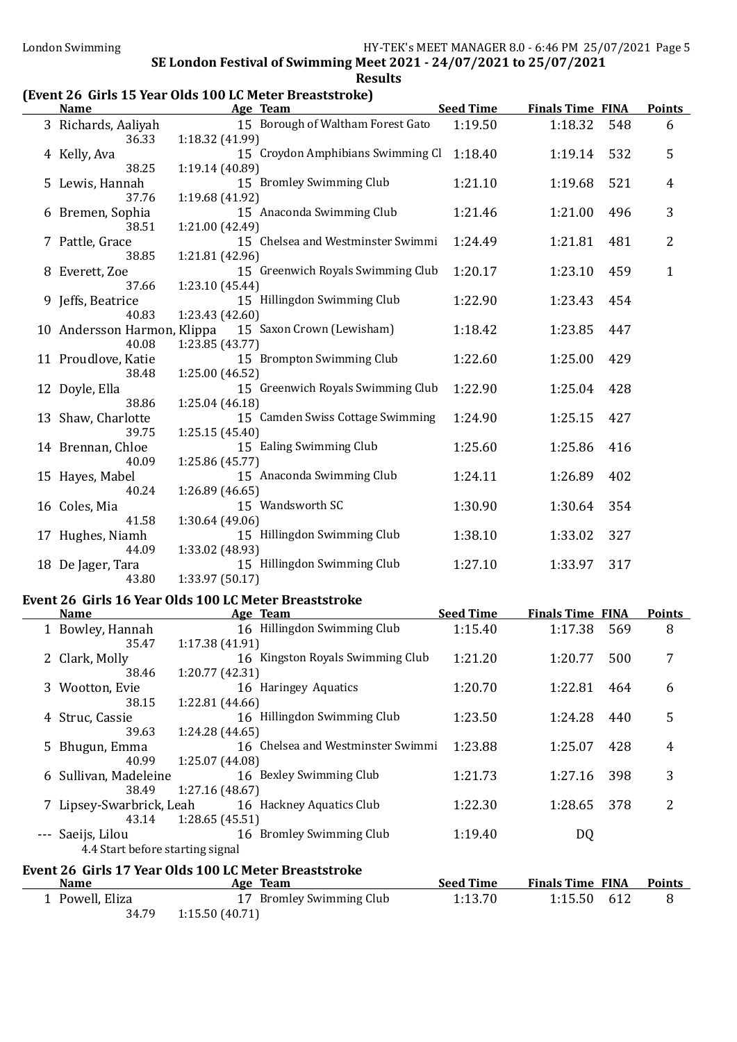SE London Festival of Swimming Meet 2021 - 24/07/2021 to 25/07/2021

Results

## (Event 26 Girls 15 Year Olds 100 LC Meter Breaststroke)

| | Name | Age | Team | Seed Time | Finals Time | FINA | Points |
|---|---|---|---|---|---|---|---|
| 3 | Richards, Aaliyah | 15 | Borough of Waltham Forest Gato | 1:19.50 | 1:18.32 | 548 | 6 |
| | 36.33 | 1:18.32 (41.99) | | | | | |
| 4 | Kelly, Ava | 15 | Croydon Amphibians Swimming Cl | 1:18.40 | 1:19.14 | 532 | 5 |
| | 38.25 | 1:19.14 (40.89) | | | | | |
| 5 | Lewis, Hannah | 15 | Bromley Swimming Club | 1:21.10 | 1:19.68 | 521 | 4 |
| | 37.76 | 1:19.68 (41.92) | | | | | |
| 6 | Bremen, Sophia | 15 | Anaconda Swimming Club | 1:21.46 | 1:21.00 | 496 | 3 |
| | 38.51 | 1:21.00 (42.49) | | | | | |
| 7 | Pattle, Grace | 15 | Chelsea and Westminster Swimmi | 1:24.49 | 1:21.81 | 481 | 2 |
| | 38.85 | 1:21.81 (42.96) | | | | | |
| 8 | Everett, Zoe | 15 | Greenwich Royals Swimming Club | 1:20.17 | 1:23.10 | 459 | 1 |
| | 37.66 | 1:23.10 (45.44) | | | | | |
| 9 | Jeffs, Beatrice | 15 | Hillingdon Swimming Club | 1:22.90 | 1:23.43 | 454 | |
| | 40.83 | 1:23.43 (42.60) | | | | | |
| 10 | Andersson Harmon, Klippa | 15 | Saxon Crown (Lewisham) | 1:18.42 | 1:23.85 | 447 | |
| | 40.08 | 1:23.85 (43.77) | | | | | |
| 11 | Proudlove, Katie | 15 | Brompton Swimming Club | 1:22.60 | 1:25.00 | 429 | |
| | 38.48 | 1:25.00 (46.52) | | | | | |
| 12 | Doyle, Ella | 15 | Greenwich Royals Swimming Club | 1:22.90 | 1:25.04 | 428 | |
| | 38.86 | 1:25.04 (46.18) | | | | | |
| 13 | Shaw, Charlotte | 15 | Camden Swiss Cottage Swimming | 1:24.90 | 1:25.15 | 427 | |
| | 39.75 | 1:25.15 (45.40) | | | | | |
| 14 | Brennan, Chloe | 15 | Ealing Swimming Club | 1:25.60 | 1:25.86 | 416 | |
| | 40.09 | 1:25.86 (45.77) | | | | | |
| 15 | Hayes, Mabel | 15 | Anaconda Swimming Club | 1:24.11 | 1:26.89 | 402 | |
| | 40.24 | 1:26.89 (46.65) | | | | | |
| 16 | Coles, Mia | 15 | Wandsworth SC | 1:30.90 | 1:30.64 | 354 | |
| | 41.58 | 1:30.64 (49.06) | | | | | |
| 17 | Hughes, Niamh | 15 | Hillingdon Swimming Club | 1:38.10 | 1:33.02 | 327 | |
| | 44.09 | 1:33.02 (48.93) | | | | | |
| 18 | De Jager, Tara | 15 | Hillingdon Swimming Club | 1:27.10 | 1:33.97 | 317 | |
| | 43.80 | 1:33.97 (50.17) | | | | | |

## Event 26 Girls 16 Year Olds 100 LC Meter Breaststroke

| | Name | Age | Team | Seed Time | Finals Time | FINA | Points |
|---|---|---|---|---|---|---|---|
| 1 | Bowley, Hannah | 16 | Hillingdon Swimming Club | 1:15.40 | 1:17.38 | 569 | 8 |
| | 35.47 | 1:17.38 (41.91) | | | | | |
| 2 | Clark, Molly | 16 | Kingston Royals Swimming Club | 1:21.20 | 1:20.77 | 500 | 7 |
| | 38.46 | 1:20.77 (42.31) | | | | | |
| 3 | Wootton, Evie | 16 | Haringey Aquatics | 1:20.70 | 1:22.81 | 464 | 6 |
| | 38.15 | 1:22.81 (44.66) | | | | | |
| 4 | Struc, Cassie | 16 | Hillingdon Swimming Club | 1:23.50 | 1:24.28 | 440 | 5 |
| | 39.63 | 1:24.28 (44.65) | | | | | |
| 5 | Bhugun, Emma | 16 | Chelsea and Westminster Swimmi | 1:23.88 | 1:25.07 | 428 | 4 |
| | 40.99 | 1:25.07 (44.08) | | | | | |
| 6 | Sullivan, Madeleine | 16 | Bexley Swimming Club | 1:21.73 | 1:27.16 | 398 | 3 |
| | 38.49 | 1:27.16 (48.67) | | | | | |
| 7 | Lipsey-Swarbrick, Leah | 16 | Hackney Aquatics Club | 1:22.30 | 1:28.65 | 378 | 2 |
| | 43.14 | 1:28.65 (45.51) | | | | | |
| --- | Saeijs, Lilou | 16 | Bromley Swimming Club | 1:19.40 | DQ | | |
| | 4.4 Start before starting signal | | | | | | |

## Event 26 Girls 17 Year Olds 100 LC Meter Breaststroke

| | Name | Age | Team | Seed Time | Finals Time | FINA | Points |
|---|---|---|---|---|---|---|---|
| 1 | Powell, Eliza | 17 | Bromley Swimming Club | 1:13.70 | 1:15.50 | 612 | 8 |
| | 34.79 | 1:15.50 (40.71) | | | | | |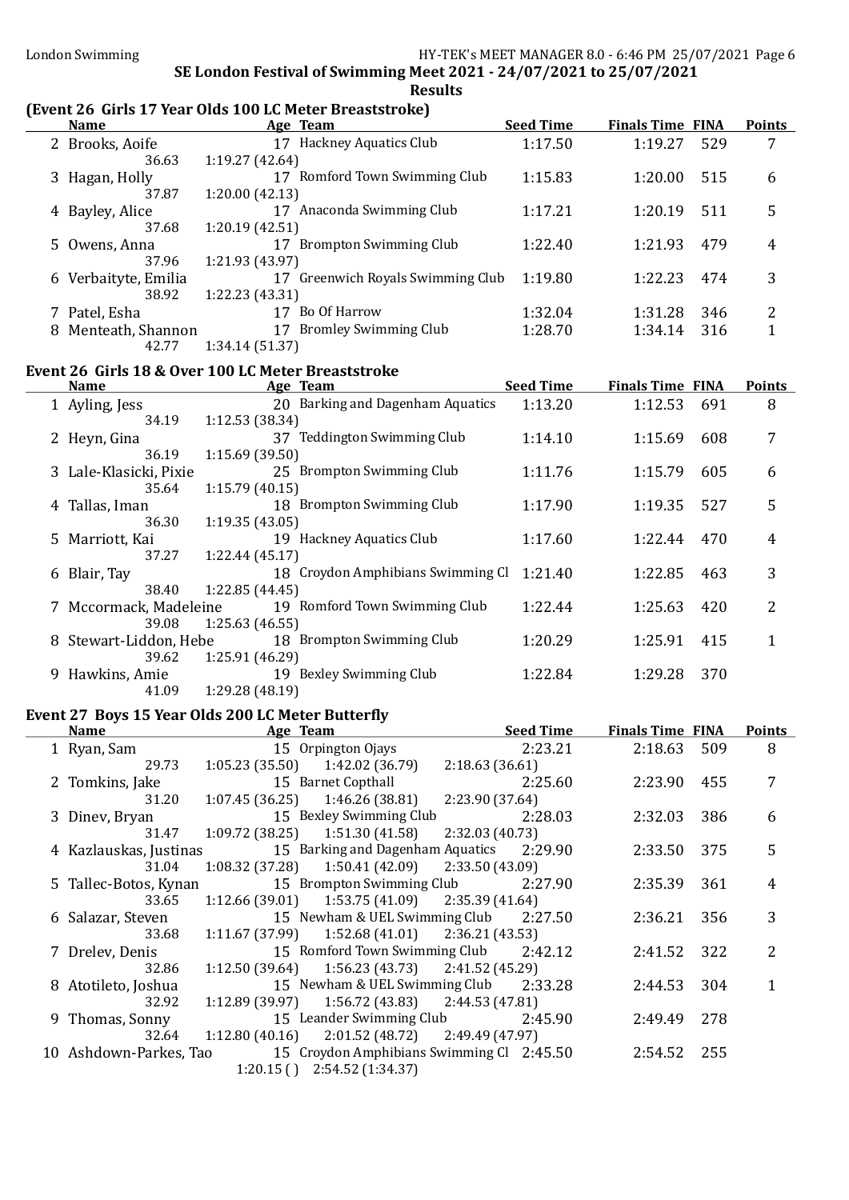SE London Festival of Swimming Meet 2021 - 24/07/2021 to 25/07/2021

Results

## (Event 26 Girls 17 Year Olds 100 LC Meter Breaststroke)

| | Name | Age | Team | Seed Time | Finals Time | FINA | Points |
|---|---|---|---|---|---|---|---|
| 2 | Brooks, Aoife | 17 | Hackney Aquatics Club | 1:17.50 | 1:19.27 | 529 | 7 |
| | 36.63 | 1:19.27 (42.64) | | | | | |
| 3 | Hagan, Holly | 17 | Romford Town Swimming Club | 1:15.83 | 1:20.00 | 515 | 6 |
| | 37.87 | 1:20.00 (42.13) | | | | | |
| 4 | Bayley, Alice | 17 | Anaconda Swimming Club | 1:17.21 | 1:20.19 | 511 | 5 |
| | 37.68 | 1:20.19 (42.51) | | | | | |
| 5 | Owens, Anna | 17 | Brompton Swimming Club | 1:22.40 | 1:21.93 | 479 | 4 |
| | 37.96 | 1:21.93 (43.97) | | | | | |
| 6 | Verbaityte, Emilia | 17 | Greenwich Royals Swimming Club | 1:19.80 | 1:22.23 | 474 | 3 |
| | 38.92 | 1:22.23 (43.31) | | | | | |
| 7 | Patel, Esha | 17 | Bo Of Harrow | 1:32.04 | 1:31.28 | 346 | 2 |
| 8 | Menteath, Shannon | 17 | Bromley Swimming Club | 1:28.70 | 1:34.14 | 316 | 1 |
| | 42.77 | 1:34.14 (51.37) | | | | | |

## Event 26 Girls 18 & Over 100 LC Meter Breaststroke

| | Name | Age | Team | Seed Time | Finals Time | FINA | Points |
|---|---|---|---|---|---|---|---|
| 1 | Ayling, Jess | 20 | Barking and Dagenham Aquatics | 1:13.20 | 1:12.53 | 691 | 8 |
| | 34.19 | 1:12.53 (38.34) | | | | | |
| 2 | Heyn, Gina | 37 | Teddington Swimming Club | 1:14.10 | 1:15.69 | 608 | 7 |
| | 36.19 | 1:15.69 (39.50) | | | | | |
| 3 | Lale-Klasicki, Pixie | 25 | Brompton Swimming Club | 1:11.76 | 1:15.79 | 605 | 6 |
| | 35.64 | 1:15.79 (40.15) | | | | | |
| 4 | Tallas, Iman | 18 | Brompton Swimming Club | 1:17.90 | 1:19.35 | 527 | 5 |
| | 36.30 | 1:19.35 (43.05) | | | | | |
| 5 | Marriott, Kai | 19 | Hackney Aquatics Club | 1:17.60 | 1:22.44 | 470 | 4 |
| | 37.27 | 1:22.44 (45.17) | | | | | |
| 6 | Blair, Tay | 18 | Croydon Amphibians Swimming Cl | 1:21.40 | 1:22.85 | 463 | 3 |
| | 38.40 | 1:22.85 (44.45) | | | | | |
| 7 | Mccormack, Madeleine | 19 | Romford Town Swimming Club | 1:22.44 | 1:25.63 | 420 | 2 |
| | 39.08 | 1:25.63 (46.55) | | | | | |
| 8 | Stewart-Liddon, Hebe | 18 | Brompton Swimming Club | 1:20.29 | 1:25.91 | 415 | 1 |
| | 39.62 | 1:25.91 (46.29) | | | | | |
| 9 | Hawkins, Amie | 19 | Bexley Swimming Club | 1:22.84 | 1:29.28 | 370 | |
| | 41.09 | 1:29.28 (48.19) | | | | | |

## Event 27 Boys 15 Year Olds 200 LC Meter Butterfly

| | Name | Age | Team | Seed Time | Finals Time | FINA | Points |
|---|---|---|---|---|---|---|---|
| 1 | Ryan, Sam | 15 | Orpington Ojays | 2:23.21 | 2:18.63 | 509 | 8 |
| | 29.73 | 1:05.23 (35.50) | 1:42.02 (36.79) | 2:18.63 (36.61) | | | |
| 2 | Tomkins, Jake | 15 | Barnet Copthall | 2:25.60 | 2:23.90 | 455 | 7 |
| | 31.20 | 1:07.45 (36.25) | 1:46.26 (38.81) | 2:23.90 (37.64) | | | |
| 3 | Dinev, Bryan | 15 | Bexley Swimming Club | 2:28.03 | 2:32.03 | 386 | 6 |
| | 31.47 | 1:09.72 (38.25) | 1:51.30 (41.58) | 2:32.03 (40.73) | | | |
| 4 | Kazlauskas, Justinas | 15 | Barking and Dagenham Aquatics | 2:29.90 | 2:33.50 | 375 | 5 |
| | 31.04 | 1:08.32 (37.28) | 1:50.41 (42.09) | 2:33.50 (43.09) | | | |
| 5 | Tallec-Botos, Kynan | 15 | Brompton Swimming Club | 2:27.90 | 2:35.39 | 361 | 4 |
| | 33.65 | 1:12.66 (39.01) | 1:53.75 (41.09) | 2:35.39 (41.64) | | | |
| 6 | Salazar, Steven | 15 | Newham & UEL Swimming Club | 2:27.50 | 2:36.21 | 356 | 3 |
| | 33.68 | 1:11.67 (37.99) | 1:52.68 (41.01) | 2:36.21 (43.53) | | | |
| 7 | Drelev, Denis | 15 | Romford Town Swimming Club | 2:42.12 | 2:41.52 | 322 | 2 |
| | 32.86 | 1:12.50 (39.64) | 1:56.23 (43.73) | 2:41.52 (45.29) | | | |
| 8 | Atotileto, Joshua | 15 | Newham & UEL Swimming Club | 2:33.28 | 2:44.53 | 304 | 1 |
| | 32.92 | 1:12.89 (39.97) | 1:56.72 (43.83) | 2:44.53 (47.81) | | | |
| 9 | Thomas, Sonny | 15 | Leander Swimming Club | 2:45.90 | 2:49.49 | 278 | |
| | 32.64 | 1:12.80 (40.16) | 2:01.52 (48.72) | 2:49.49 (47.97) | | | |
| 10 | Ashdown-Parkes, Tao | 15 | Croydon Amphibians Swimming Cl | 2:45.50 | 2:54.52 | 255 | |
| | | 1:20.15 ( ) | 2:54.52 (1:34.37) | | | | |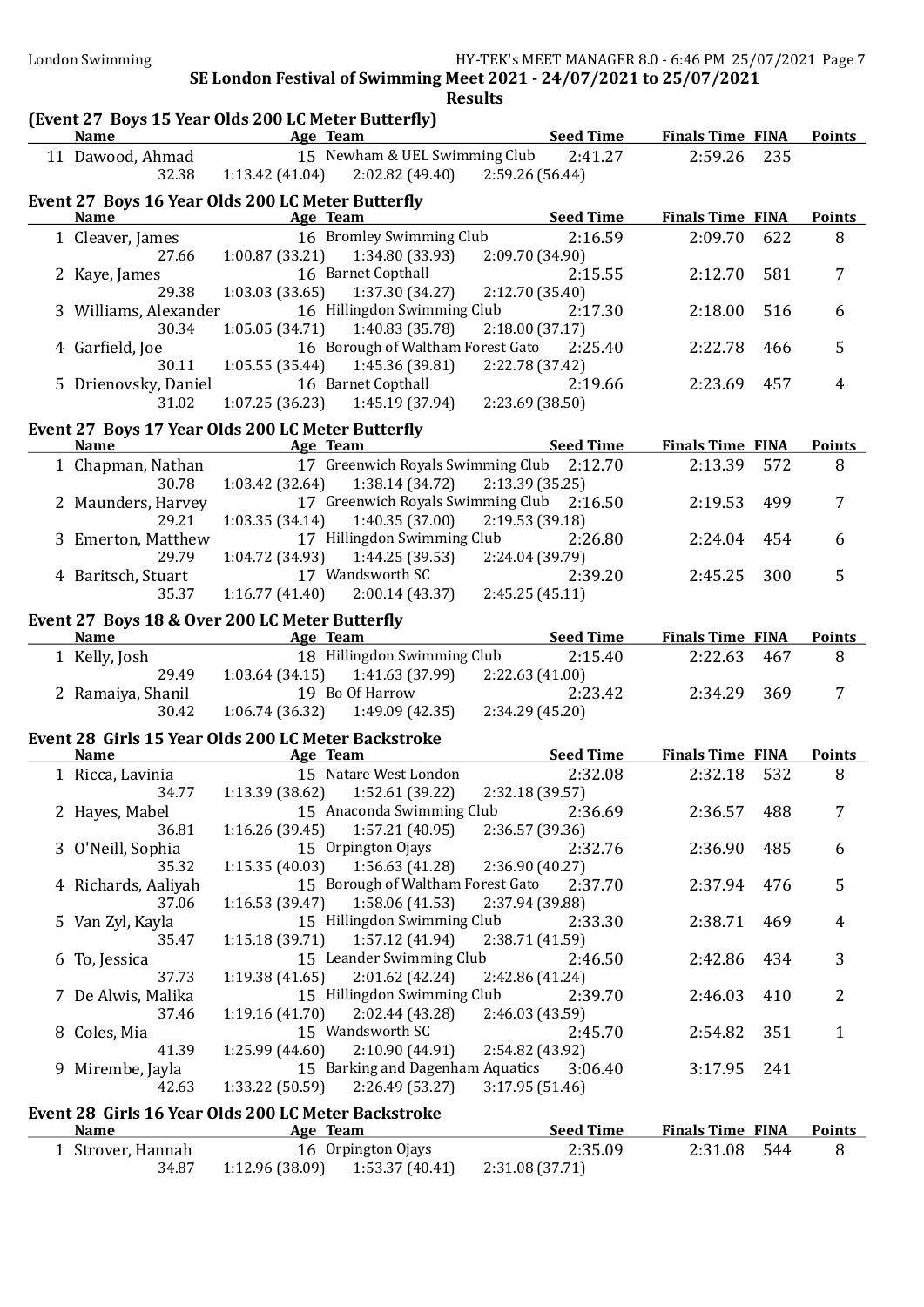SE London Festival of Swimming Meet 2021 - 24/07/2021 to 25/07/2021

Results

## (Event 27 Boys 15 Year Olds 200 LC Meter Butterfly)

| Name | Age | Team | Seed Time | Finals Time | FINA | Points |
|---|---|---|---|---|---|---|
| 11 Dawood, Ahmad | 15 | Newham & UEL Swimming Club | 2:41.27 | 2:59.26 | 235 | |
| 32.38 | 1:13.42 (41.04) | 2:02.82 (49.40) | 2:59.26 (56.44) | | | |

## Event 27 Boys 16 Year Olds 200 LC Meter Butterfly

| Name | Age | Team | Seed Time | Finals Time | FINA | Points |
|---|---|---|---|---|---|---|
| 1 Cleaver, James | 16 | Bromley Swimming Club | 2:16.59 | 2:09.70 | 622 | 8 |
| 27.66 | 1:00.87 (33.21) | 1:34.80 (33.93) | 2:09.70 (34.90) | | | |
| 2 Kaye, James | 16 | Barnet Copthall | 2:15.55 | 2:12.70 | 581 | 7 |
| 29.38 | 1:03.03 (33.65) | 1:37.30 (34.27) | 2:12.70 (35.40) | | | |
| 3 Williams, Alexander | 16 | Hillingdon Swimming Club | 2:17.30 | 2:18.00 | 516 | 6 |
| 30.34 | 1:05.05 (34.71) | 1:40.83 (35.78) | 2:18.00 (37.17) | | | |
| 4 Garfield, Joe | 16 | Borough of Waltham Forest Gato | 2:25.40 | 2:22.78 | 466 | 5 |
| 30.11 | 1:05.55 (35.44) | 1:45.36 (39.81) | 2:22.78 (37.42) | | | |
| 5 Drienovsky, Daniel | 16 | Barnet Copthall | 2:19.66 | 2:23.69 | 457 | 4 |
| 31.02 | 1:07.25 (36.23) | 1:45.19 (37.94) | 2:23.69 (38.50) | | | |

## Event 27 Boys 17 Year Olds 200 LC Meter Butterfly

| Name | Age | Team | Seed Time | Finals Time | FINA | Points |
|---|---|---|---|---|---|---|
| 1 Chapman, Nathan | 17 | Greenwich Royals Swimming Club | 2:12.70 | 2:13.39 | 572 | 8 |
| 30.78 | 1:03.42 (32.64) | 1:38.14 (34.72) | 2:13.39 (35.25) | | | |
| 2 Maunders, Harvey | 17 | Greenwich Royals Swimming Club | 2:16.50 | 2:19.53 | 499 | 7 |
| 29.21 | 1:03.35 (34.14) | 1:40.35 (37.00) | 2:19.53 (39.18) | | | |
| 3 Emerton, Matthew | 17 | Hillingdon Swimming Club | 2:26.80 | 2:24.04 | 454 | 6 |
| 29.79 | 1:04.72 (34.93) | 1:44.25 (39.53) | 2:24.04 (39.79) | | | |
| 4 Baritsch, Stuart | 17 | Wandsworth SC | 2:39.20 | 2:45.25 | 300 | 5 |
| 35.37 | 1:16.77 (41.40) | 2:00.14 (43.37) | 2:45.25 (45.11) | | | |

## Event 27 Boys 18 & Over 200 LC Meter Butterfly

| Name | Age | Team | Seed Time | Finals Time | FINA | Points |
|---|---|---|---|---|---|---|
| 1 Kelly, Josh | 18 | Hillingdon Swimming Club | 2:15.40 | 2:22.63 | 467 | 8 |
| 29.49 | 1:03.64 (34.15) | 1:41.63 (37.99) | 2:22.63 (41.00) | | | |
| 2 Ramaiya, Shanil | 19 | Bo Of Harrow | 2:23.42 | 2:34.29 | 369 | 7 |
| 30.42 | 1:06.74 (36.32) | 1:49.09 (42.35) | 2:34.29 (45.20) | | | |

## Event 28 Girls 15 Year Olds 200 LC Meter Backstroke

| Name | Age | Team | Seed Time | Finals Time | FINA | Points |
|---|---|---|---|---|---|---|
| 1 Ricca, Lavinia | 15 | Natare West London | 2:32.08 | 2:32.18 | 532 | 8 |
| 34.77 | 1:13.39 (38.62) | 1:52.61 (39.22) | 2:32.18 (39.57) | | | |
| 2 Hayes, Mabel | 15 | Anaconda Swimming Club | 2:36.69 | 2:36.57 | 488 | 7 |
| 36.81 | 1:16.26 (39.45) | 1:57.21 (40.95) | 2:36.57 (39.36) | | | |
| 3 O'Neill, Sophia | 15 | Orpington Ojays | 2:32.76 | 2:36.90 | 485 | 6 |
| 35.32 | 1:15.35 (40.03) | 1:56.63 (41.28) | 2:36.90 (40.27) | | | |
| 4 Richards, Aaliyah | 15 | Borough of Waltham Forest Gato | 2:37.70 | 2:37.94 | 476 | 5 |
| 37.06 | 1:16.53 (39.47) | 1:58.06 (41.53) | 2:37.94 (39.88) | | | |
| 5 Van Zyl, Kayla | 15 | Hillingdon Swimming Club | 2:33.30 | 2:38.71 | 469 | 4 |
| 35.47 | 1:15.18 (39.71) | 1:57.12 (41.94) | 2:38.71 (41.59) | | | |
| 6 To, Jessica | 15 | Leander Swimming Club | 2:46.50 | 2:42.86 | 434 | 3 |
| 37.73 | 1:19.38 (41.65) | 2:01.62 (42.24) | 2:42.86 (41.24) | | | |
| 7 De Alwis, Malika | 15 | Hillingdon Swimming Club | 2:39.70 | 2:46.03 | 410 | 2 |
| 37.46 | 1:19.16 (41.70) | 2:02.44 (43.28) | 2:46.03 (43.59) | | | |
| 8 Coles, Mia | 15 | Wandsworth SC | 2:45.70 | 2:54.82 | 351 | 1 |
| 41.39 | 1:25.99 (44.60) | 2:10.90 (44.91) | 2:54.82 (43.92) | | | |
| 9 Mirembe, Jayla | 15 | Barking and Dagenham Aquatics | 3:06.40 | 3:17.95 | 241 | |
| 42.63 | 1:33.22 (50.59) | 2:26.49 (53.27) | 3:17.95 (51.46) | | | |

## Event 28 Girls 16 Year Olds 200 LC Meter Backstroke

| Name | Age | Team | Seed Time | Finals Time | FINA | Points |
|---|---|---|---|---|---|---|
| 1 Strover, Hannah | 16 | Orpington Ojays | 2:35.09 | 2:31.08 | 544 | 8 |
| 34.87 | 1:12.96 (38.09) | 1:53.37 (40.41) | 2:31.08 (37.71) | | | |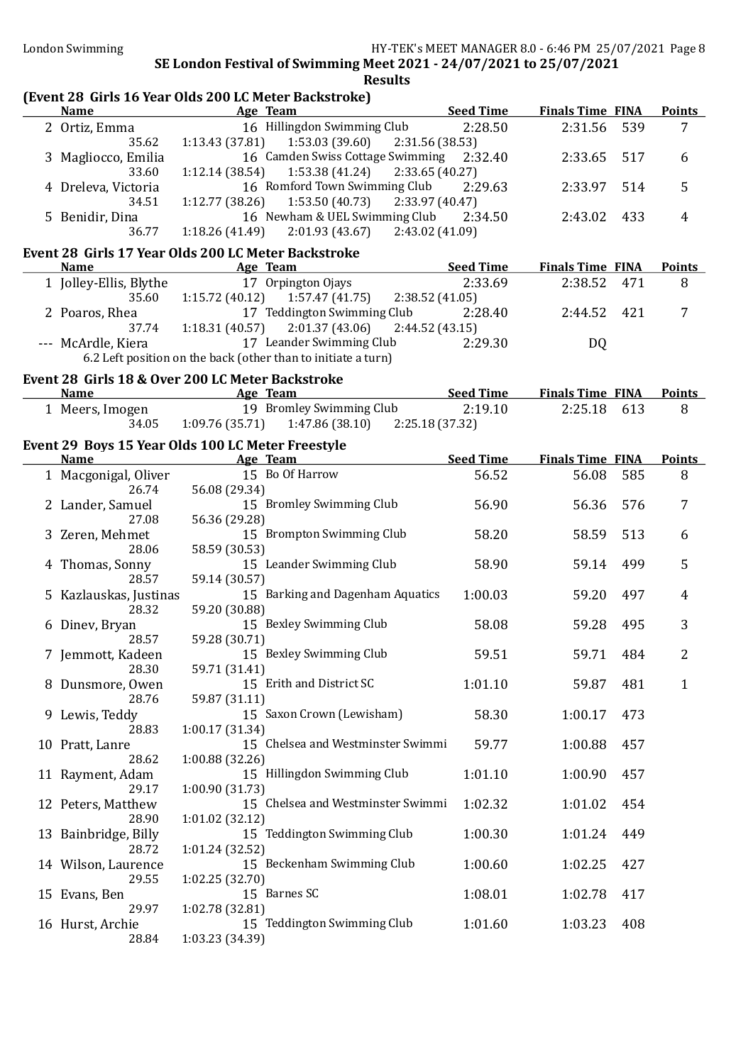**SE London Festival of Swimming Meet 2021 - 24/07/2021 to 25/07/2021**

**Results**

## (Event 28 Girls 16 Year Olds 200 LC Meter Backstroke)

| | Name | Age | Team | Seed Time | Finals Time | FINA | Points |
|---|---|---|---|---|---|---|---|
| 2 | Ortiz, Emma | 16 | Hillingdon Swimming Club | 2:28.50 | 2:31.56 | 539 | 7 |
| | 35.62 | 1:13.43 (37.81) | 1:53.03 (39.60) | 2:31.56 (38.53) | | | |
| 3 | Magliocco, Emilia | 16 | Camden Swiss Cottage Swimming | 2:32.40 | 2:33.65 | 517 | 6 |
| | 33.60 | 1:12.14 (38.54) | 1:53.38 (41.24) | 2:33.65 (40.27) | | | |
| 4 | Dreleva, Victoria | 16 | Romford Town Swimming Club | 2:29.63 | 2:33.97 | 514 | 5 |
| | 34.51 | 1:12.77 (38.26) | 1:53.50 (40.73) | 2:33.97 (40.47) | | | |
| 5 | Benidir, Dina | 16 | Newham & UEL Swimming Club | 2:34.50 | 2:43.02 | 433 | 4 |
| | 36.77 | 1:18.26 (41.49) | 2:01.93 (43.67) | 2:43.02 (41.09) | | | |

## Event 28 Girls 17 Year Olds 200 LC Meter Backstroke

| | Name | Age | Team | Seed Time | Finals Time | FINA | Points |
|---|---|---|---|---|---|---|---|
| 1 | Jolley-Ellis, Blythe | 17 | Orpington Ojays | 2:33.69 | 2:38.52 | 471 | 8 |
| | 35.60 | 1:15.72 (40.12) | 1:57.47 (41.75) | 2:38.52 (41.05) | | | |
| 2 | Poaros, Rhea | 17 | Teddington Swimming Club | 2:28.40 | 2:44.52 | 421 | 7 |
| | 37.74 | 1:18.31 (40.57) | 2:01.37 (43.06) | 2:44.52 (43.15) | | | |
| --- | McArdle, Kiera | 17 | Leander Swimming Club | 2:29.30 | DQ | | |
| | 6.2 Left position on the back (other than to initiate a turn) | | | | | | |

## Event 28 Girls 18 & Over 200 LC Meter Backstroke

| | Name | Age | Team | Seed Time | Finals Time | FINA | Points |
|---|---|---|---|---|---|---|---|
| 1 | Meers, Imogen | 19 | Bromley Swimming Club | 2:19.10 | 2:25.18 | 613 | 8 |
| | 34.05 | 1:09.76 (35.71) | 1:47.86 (38.10) | 2:25.18 (37.32) | | | |

## Event 29 Boys 15 Year Olds 100 LC Meter Freestyle

| | Name | Age | Team | Seed Time | Finals Time | FINA | Points |
|---|---|---|---|---|---|---|---|
| 1 | Macgonigal, Oliver | 15 | Bo Of Harrow | 56.52 | 56.08 | 585 | 8 |
| | 26.74 | 56.08 (29.34) | | | | | |
| 2 | Lander, Samuel | 15 | Bromley Swimming Club | 56.90 | 56.36 | 576 | 7 |
| | 27.08 | 56.36 (29.28) | | | | | |
| 3 | Zeren, Mehmet | 15 | Brompton Swimming Club | 58.20 | 58.59 | 513 | 6 |
| | 28.06 | 58.59 (30.53) | | | | | |
| 4 | Thomas, Sonny | 15 | Leander Swimming Club | 58.90 | 59.14 | 499 | 5 |
| | 28.57 | 59.14 (30.57) | | | | | |
| 5 | Kazlauskas, Justinas | 15 | Barking and Dagenham Aquatics | 1:00.03 | 59.20 | 497 | 4 |
| | 28.32 | 59.20 (30.88) | | | | | |
| 6 | Dinev, Bryan | 15 | Bexley Swimming Club | 58.08 | 59.28 | 495 | 3 |
| | 28.57 | 59.28 (30.71) | | | | | |
| 7 | Jemmott, Kadeen | 15 | Bexley Swimming Club | 59.51 | 59.71 | 484 | 2 |
| | 28.30 | 59.71 (31.41) | | | | | |
| 8 | Dunsmore, Owen | 15 | Erith and District SC | 1:01.10 | 59.87 | 481 | 1 |
| | 28.76 | 59.87 (31.11) | | | | | |
| 9 | Lewis, Teddy | 15 | Saxon Crown (Lewisham) | 58.30 | 1:00.17 | 473 | |
| | 28.83 | 1:00.17 (31.34) | | | | | |
| 10 | Pratt, Lanre | 15 | Chelsea and Westminster Swimmi | 59.77 | 1:00.88 | 457 | |
| | 28.62 | 1:00.88 (32.26) | | | | | |
| 11 | Rayment, Adam | 15 | Hillingdon Swimming Club | 1:01.10 | 1:00.90 | 457 | |
| | 29.17 | 1:00.90 (31.73) | | | | | |
| 12 | Peters, Matthew | 15 | Chelsea and Westminster Swimmi | 1:02.32 | 1:01.02 | 454 | |
| | 28.90 | 1:01.02 (32.12) | | | | | |
| 13 | Bainbridge, Billy | 15 | Teddington Swimming Club | 1:00.30 | 1:01.24 | 449 | |
| | 28.72 | 1:01.24 (32.52) | | | | | |
| 14 | Wilson, Laurence | 15 | Beckenham Swimming Club | 1:00.60 | 1:02.25 | 427 | |
| | 29.55 | 1:02.25 (32.70) | | | | | |
| 15 | Evans, Ben | 15 | Barnes SC | 1:08.01 | 1:02.78 | 417 | |
| | 29.97 | 1:02.78 (32.81) | | | | | |
| 16 | Hurst, Archie | 15 | Teddington Swimming Club | 1:01.60 | 1:03.23 | 408 | |
| | 28.84 | 1:03.23 (34.39) | | | | | |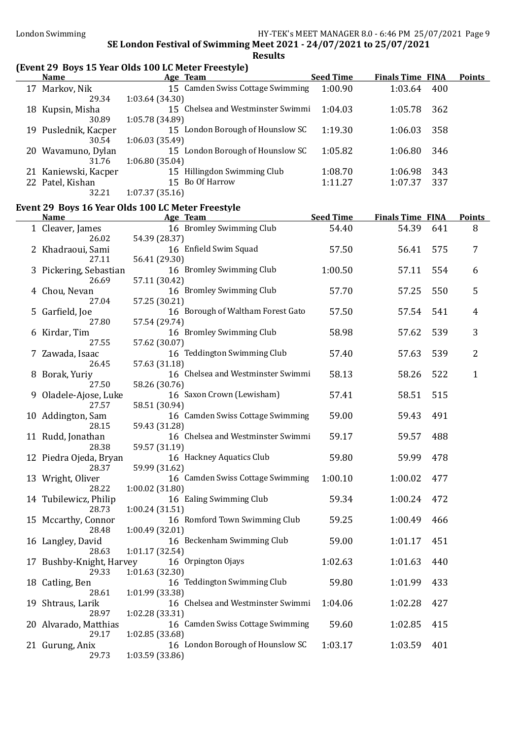SE London Festival of Swimming Meet 2021 - 24/07/2021 to 25/07/2021

Results

## (Event 29 Boys 15 Year Olds 100 LC Meter Freestyle)

| | Name | Age | Team | Seed Time | Finals Time | FINA | Points |
|---|---|---|---|---|---|---|---|
| 17 | Markov, Nik | 15 | Camden Swiss Cottage Swimming | 1:00.90 | 1:03.64 | 400 | |
| | 29.34 | 1:03.64 (34.30) | | | | | |
| 18 | Kupsin, Misha | 15 | Chelsea and Westminster Swimmi | 1:04.03 | 1:05.78 | 362 | |
| | 30.89 | 1:05.78 (34.89) | | | | | |
| 19 | Puslednik, Kacper | 15 | London Borough of Hounslow SC | 1:19.30 | 1:06.03 | 358 | |
| | 30.54 | 1:06.03 (35.49) | | | | | |
| 20 | Wavamuno, Dylan | 15 | London Borough of Hounslow SC | 1:05.82 | 1:06.80 | 346 | |
| | 31.76 | 1:06.80 (35.04) | | | | | |
| 21 | Kaniewski, Kacper | 15 | Hillingdon Swimming Club | 1:08.70 | 1:06.98 | 343 | |
| 22 | Patel, Kishan | 15 | Bo Of Harrow | 1:11.27 | 1:07.37 | 337 | |
| | 32.21 | 1:07.37 (35.16) | | | | | |

## Event 29 Boys 16 Year Olds 100 LC Meter Freestyle

| | Name | Age | Team | Seed Time | Finals Time | FINA | Points |
|---|---|---|---|---|---|---|---|
| 1 | Cleaver, James | 16 | Bromley Swimming Club | 54.40 | 54.39 | 641 | 8 |
| | 26.02 | 54.39 (28.37) | | | | | |
| 2 | Khadraoui, Sami | 16 | Enfield Swim Squad | 57.50 | 56.41 | 575 | 7 |
| | 27.11 | 56.41 (29.30) | | | | | |
| 3 | Pickering, Sebastian | 16 | Bromley Swimming Club | 1:00.50 | 57.11 | 554 | 6 |
| | 26.69 | 57.11 (30.42) | | | | | |
| 4 | Chou, Nevan | 16 | Bromley Swimming Club | 57.70 | 57.25 | 550 | 5 |
| | 27.04 | 57.25 (30.21) | | | | | |
| 5 | Garfield, Joe | 16 | Borough of Waltham Forest Gato | 57.50 | 57.54 | 541 | 4 |
| | 27.80 | 57.54 (29.74) | | | | | |
| 6 | Kirdar, Tim | 16 | Bromley Swimming Club | 58.98 | 57.62 | 539 | 3 |
| | 27.55 | 57.62 (30.07) | | | | | |
| 7 | Zawada, Isaac | 16 | Teddington Swimming Club | 57.40 | 57.63 | 539 | 2 |
| | 26.45 | 57.63 (31.18) | | | | | |
| 8 | Borak, Yuriy | 16 | Chelsea and Westminster Swimmi | 58.13 | 58.26 | 522 | 1 |
| | 27.50 | 58.26 (30.76) | | | | | |
| 9 | Oladele-Ajose, Luke | 16 | Saxon Crown (Lewisham) | 57.41 | 58.51 | 515 | |
| | 27.57 | 58.51 (30.94) | | | | | |
| 10 | Addington, Sam | 16 | Camden Swiss Cottage Swimming | 59.00 | 59.43 | 491 | |
| | 28.15 | 59.43 (31.28) | | | | | |
| 11 | Rudd, Jonathan | 16 | Chelsea and Westminster Swimmi | 59.17 | 59.57 | 488 | |
| | 28.38 | 59.57 (31.19) | | | | | |
| 12 | Piedra Ojeda, Bryan | 16 | Hackney Aquatics Club | 59.80 | 59.99 | 478 | |
| | 28.37 | 59.99 (31.62) | | | | | |
| 13 | Wright, Oliver | 16 | Camden Swiss Cottage Swimming | 1:00.10 | 1:00.02 | 477 | |
| | 28.22 | 1:00.02 (31.80) | | | | | |
| 14 | Tubilewicz, Philip | 16 | Ealing Swimming Club | 59.34 | 1:00.24 | 472 | |
| | 28.73 | 1:00.24 (31.51) | | | | | |
| 15 | Mccarthy, Connor | 16 | Romford Town Swimming Club | 59.25 | 1:00.49 | 466 | |
| | 28.48 | 1:00.49 (32.01) | | | | | |
| 16 | Langley, David | 16 | Beckenham Swimming Club | 59.00 | 1:01.17 | 451 | |
| | 28.63 | 1:01.17 (32.54) | | | | | |
| 17 | Bushby-Knight, Harvey | 16 | Orpington Ojays | 1:02.63 | 1:01.63 | 440 | |
| | 29.33 | 1:01.63 (32.30) | | | | | |
| 18 | Catling, Ben | 16 | Teddington Swimming Club | 59.80 | 1:01.99 | 433 | |
| | 28.61 | 1:01.99 (33.38) | | | | | |
| 19 | Shtraus, Larik | 16 | Chelsea and Westminster Swimmi | 1:04.06 | 1:02.28 | 427 | |
| | 28.97 | 1:02.28 (33.31) | | | | | |
| 20 | Alvarado, Matthias | 16 | Camden Swiss Cottage Swimming | 59.60 | 1:02.85 | 415 | |
| | 29.17 | 1:02.85 (33.68) | | | | | |
| 21 | Gurung, Anix | 16 | London Borough of Hounslow SC | 1:03.17 | 1:03.59 | 401 | |
| | 29.73 | 1:03.59 (33.86) | | | | | |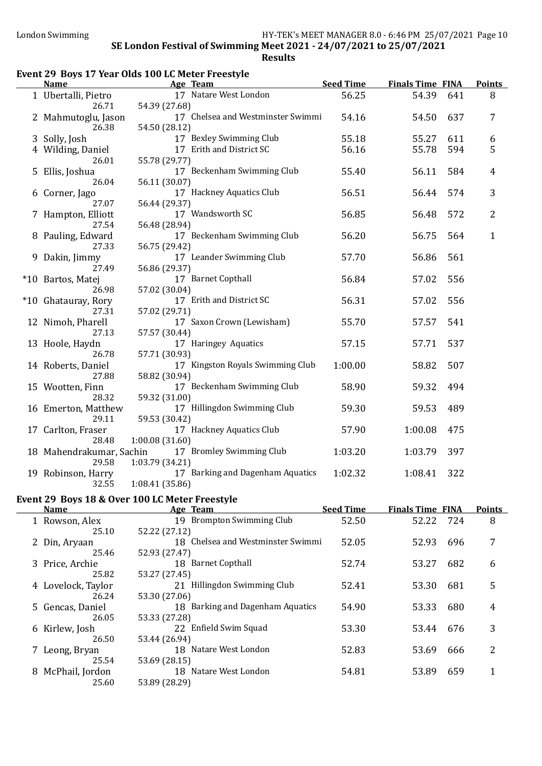**SE London Festival of Swimming Meet 2021 - 24/07/2021 to 25/07/2021**

**Results**

### Event 29 Boys 17 Year Olds 100 LC Meter Freestyle

| | Name | Age | Team | Seed Time | Finals Time | FINA | Points |
|---|---|---|---|---|---|---|---|
| 1 | Ubertalli, Pietro | 17 | Natare West London | 56.25 | 54.39 | 641 | 8 |
| | 26.71 | 54.39 (27.68) | | | | | |
| 2 | Mahmutoglu, Jason | 17 | Chelsea and Westminster Swimmi | 54.16 | 54.50 | 637 | 7 |
| | 26.38 | 54.50 (28.12) | | | | | |
| 3 | Solly, Josh | 17 | Bexley Swimming Club | 55.18 | 55.27 | 611 | 6 |
| 4 | Wilding, Daniel | 17 | Erith and District SC | 56.16 | 55.78 | 594 | 5 |
| | 26.01 | 55.78 (29.77) | | | | | |
| 5 | Ellis, Joshua | 17 | Beckenham Swimming Club | 55.40 | 56.11 | 584 | 4 |
| | 26.04 | 56.11 (30.07) | | | | | |
| 6 | Corner, Jago | 17 | Hackney Aquatics Club | 56.51 | 56.44 | 574 | 3 |
| | 27.07 | 56.44 (29.37) | | | | | |
| 7 | Hampton, Elliott | 17 | Wandsworth SC | 56.85 | 56.48 | 572 | 2 |
| | 27.54 | 56.48 (28.94) | | | | | |
| 8 | Pauling, Edward | 17 | Beckenham Swimming Club | 56.20 | 56.75 | 564 | 1 |
| | 27.33 | 56.75 (29.42) | | | | | |
| 9 | Dakin, Jimmy | 17 | Leander Swimming Club | 57.70 | 56.86 | 561 | |
| | 27.49 | 56.86 (29.37) | | | | | |
| *10 | Bartos, Matej | 17 | Barnet Copthall | 56.84 | 57.02 | 556 | |
| | 26.98 | 57.02 (30.04) | | | | | |
| *10 | Ghatauray, Rory | 17 | Erith and District SC | 56.31 | 57.02 | 556 | |
| | 27.31 | 57.02 (29.71) | | | | | |
| 12 | Nimoh, Pharell | 17 | Saxon Crown (Lewisham) | 55.70 | 57.57 | 541 | |
| | 27.13 | 57.57 (30.44) | | | | | |
| 13 | Hoole, Haydn | 17 | Haringey Aquatics | 57.15 | 57.71 | 537 | |
| | 26.78 | 57.71 (30.93) | | | | | |
| 14 | Roberts, Daniel | 17 | Kingston Royals Swimming Club | 1:00.00 | 58.82 | 507 | |
| | 27.88 | 58.82 (30.94) | | | | | |
| 15 | Wootten, Finn | 17 | Beckenham Swimming Club | 58.90 | 59.32 | 494 | |
| | 28.32 | 59.32 (31.00) | | | | | |
| 16 | Emerton, Matthew | 17 | Hillingdon Swimming Club | 59.30 | 59.53 | 489 | |
| | 29.11 | 59.53 (30.42) | | | | | |
| 17 | Carlton, Fraser | 17 | Hackney Aquatics Club | 57.90 | 1:00.08 | 475 | |
| | 28.48 | 1:00.08 (31.60) | | | | | |
| 18 | Mahendrakumar, Sachin | 17 | Bromley Swimming Club | 1:03.20 | 1:03.79 | 397 | |
| | 29.58 | 1:03.79 (34.21) | | | | | |
| 19 | Robinson, Harry | 17 | Barking and Dagenham Aquatics | 1:02.32 | 1:08.41 | 322 | |
| | 32.55 | 1:08.41 (35.86) | | | | | |

### Event 29 Boys 18 & Over 100 LC Meter Freestyle

| | Name | Age | Team | Seed Time | Finals Time | FINA | Points |
|---|---|---|---|---|---|---|---|
| 1 | Rowson, Alex | 19 | Brompton Swimming Club | 52.50 | 52.22 | 724 | 8 |
| | 25.10 | 52.22 (27.12) | | | | | |
| 2 | Din, Aryaan | 18 | Chelsea and Westminster Swimmi | 52.05 | 52.93 | 696 | 7 |
| | 25.46 | 52.93 (27.47) | | | | | |
| 3 | Price, Archie | 18 | Barnet Copthall | 52.74 | 53.27 | 682 | 6 |
| | 25.82 | 53.27 (27.45) | | | | | |
| 4 | Lovelock, Taylor | 21 | Hillingdon Swimming Club | 52.41 | 53.30 | 681 | 5 |
| | 26.24 | 53.30 (27.06) | | | | | |
| 5 | Gencas, Daniel | 18 | Barking and Dagenham Aquatics | 54.90 | 53.33 | 680 | 4 |
| | 26.05 | 53.33 (27.28) | | | | | |
| 6 | Kirlew, Josh | 22 | Enfield Swim Squad | 53.30 | 53.44 | 676 | 3 |
| | 26.50 | 53.44 (26.94) | | | | | |
| 7 | Leong, Bryan | 18 | Natare West London | 52.83 | 53.69 | 666 | 2 |
| | 25.54 | 53.69 (28.15) | | | | | |
| 8 | McPhail, Jordon | 18 | Natare West London | 54.81 | 53.89 | 659 | 1 |
| | 25.60 | 53.89 (28.29) | | | | | |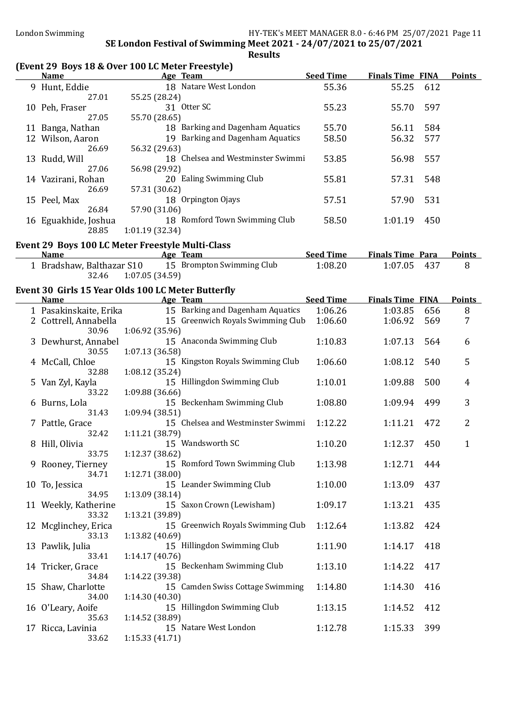SE London Festival of Swimming Meet 2021 - 24/07/2021 to 25/07/2021

**Results**

## (Event 29 Boys 18 & Over 100 LC Meter Freestyle)

| | Name | Age | Team | Seed Time | Finals Time | FINA | Points |
|---|---|---|---|---|---|---|---|
| 9 | Hunt, Eddie | 18 | Natare West London | 55.36 | 55.25 | 612 | |
| | 27.01 | 55.25 (28.24) | | | | | |
| 10 | Peh, Fraser | 31 | Otter SC | 55.23 | 55.70 | 597 | |
| | 27.05 | 55.70 (28.65) | | | | | |
| 11 | Banga, Nathan | 18 | Barking and Dagenham Aquatics | 55.70 | 56.11 | 584 | |
| 12 | Wilson, Aaron | 19 | Barking and Dagenham Aquatics | 58.50 | 56.32 | 577 | |
| | 26.69 | 56.32 (29.63) | | | | | |
| 13 | Rudd, Will | 18 | Chelsea and Westminster Swimmi | 53.85 | 56.98 | 557 | |
| | 27.06 | 56.98 (29.92) | | | | | |
| 14 | Vazirani, Rohan | 20 | Ealing Swimming Club | 55.81 | 57.31 | 548 | |
| | 26.69 | 57.31 (30.62) | | | | | |
| 15 | Peel, Max | 18 | Orpington Ojays | 57.51 | 57.90 | 531 | |
| | 26.84 | 57.90 (31.06) | | | | | |
| 16 | Eguakhide, Joshua | 18 | Romford Town Swimming Club | 58.50 | 1:01.19 | 450 | |
| | 28.85 | 1:01.19 (32.34) | | | | | |

## Event 29 Boys 100 LC Meter Freestyle Multi-Class

| | Name | Age | Team | Seed Time | Finals Time | Para | Points |
|---|---|---|---|---|---|---|---|
| 1 | Bradshaw, Balthazar S10 | 15 | Brompton Swimming Club | 1:08.20 | 1:07.05 | 437 | 8 |
| | 32.46 | 1:07.05 (34.59) | | | | | |

## Event 30 Girls 15 Year Olds 100 LC Meter Butterfly

| | Name | Age | Team | Seed Time | Finals Time | FINA | Points |
|---|---|---|---|---|---|---|---|
| 1 | Pasakinskaite, Erika | 15 | Barking and Dagenham Aquatics | 1:06.26 | 1:03.85 | 656 | 8 |
| 2 | Cottrell, Annabella | 15 | Greenwich Royals Swimming Club | 1:06.60 | 1:06.92 | 569 | 7 |
| | 30.96 | 1:06.92 (35.96) | | | | | |
| 3 | Dewhurst, Annabel | 15 | Anaconda Swimming Club | 1:10.83 | 1:07.13 | 564 | 6 |
| | 30.55 | 1:07.13 (36.58) | | | | | |
| 4 | McCall, Chloe | 15 | Kingston Royals Swimming Club | 1:06.60 | 1:08.12 | 540 | 5 |
| | 32.88 | 1:08.12 (35.24) | | | | | |
| 5 | Van Zyl, Kayla | 15 | Hillingdon Swimming Club | 1:10.01 | 1:09.88 | 500 | 4 |
| | 33.22 | 1:09.88 (36.66) | | | | | |
| 6 | Burns, Lola | 15 | Beckenham Swimming Club | 1:08.80 | 1:09.94 | 499 | 3 |
| | 31.43 | 1:09.94 (38.51) | | | | | |
| 7 | Pattle, Grace | 15 | Chelsea and Westminster Swimmi | 1:12.22 | 1:11.21 | 472 | 2 |
| | 32.42 | 1:11.21 (38.79) | | | | | |
| 8 | Hill, Olivia | 15 | Wandsworth SC | 1:10.20 | 1:12.37 | 450 | 1 |
| | 33.75 | 1:12.37 (38.62) | | | | | |
| 9 | Rooney, Tierney | 15 | Romford Town Swimming Club | 1:13.98 | 1:12.71 | 444 | |
| | 34.71 | 1:12.71 (38.00) | | | | | |
| 10 | To, Jessica | 15 | Leander Swimming Club | 1:10.00 | 1:13.09 | 437 | |
| | 34.95 | 1:13.09 (38.14) | | | | | |
| 11 | Weekly, Katherine | 15 | Saxon Crown (Lewisham) | 1:09.17 | 1:13.21 | 435 | |
| | 33.32 | 1:13.21 (39.89) | | | | | |
| 12 | Mcglinchey, Erica | 15 | Greenwich Royals Swimming Club | 1:12.64 | 1:13.82 | 424 | |
| | 33.13 | 1:13.82 (40.69) | | | | | |
| 13 | Pawlik, Julia | 15 | Hillingdon Swimming Club | 1:11.90 | 1:14.17 | 418 | |
| | 33.41 | 1:14.17 (40.76) | | | | | |
| 14 | Tricker, Grace | 15 | Beckenham Swimming Club | 1:13.10 | 1:14.22 | 417 | |
| | 34.84 | 1:14.22 (39.38) | | | | | |
| 15 | Shaw, Charlotte | 15 | Camden Swiss Cottage Swimming | 1:14.80 | 1:14.30 | 416 | |
| | 34.00 | 1:14.30 (40.30) | | | | | |
| 16 | O'Leary, Aoife | 15 | Hillingdon Swimming Club | 1:13.15 | 1:14.52 | 412 | |
| | 35.63 | 1:14.52 (38.89) | | | | | |
| 17 | Ricca, Lavinia | 15 | Natare West London | 1:12.78 | 1:15.33 | 399 | |
| | 33.62 | 1:15.33 (41.71) | | | | | |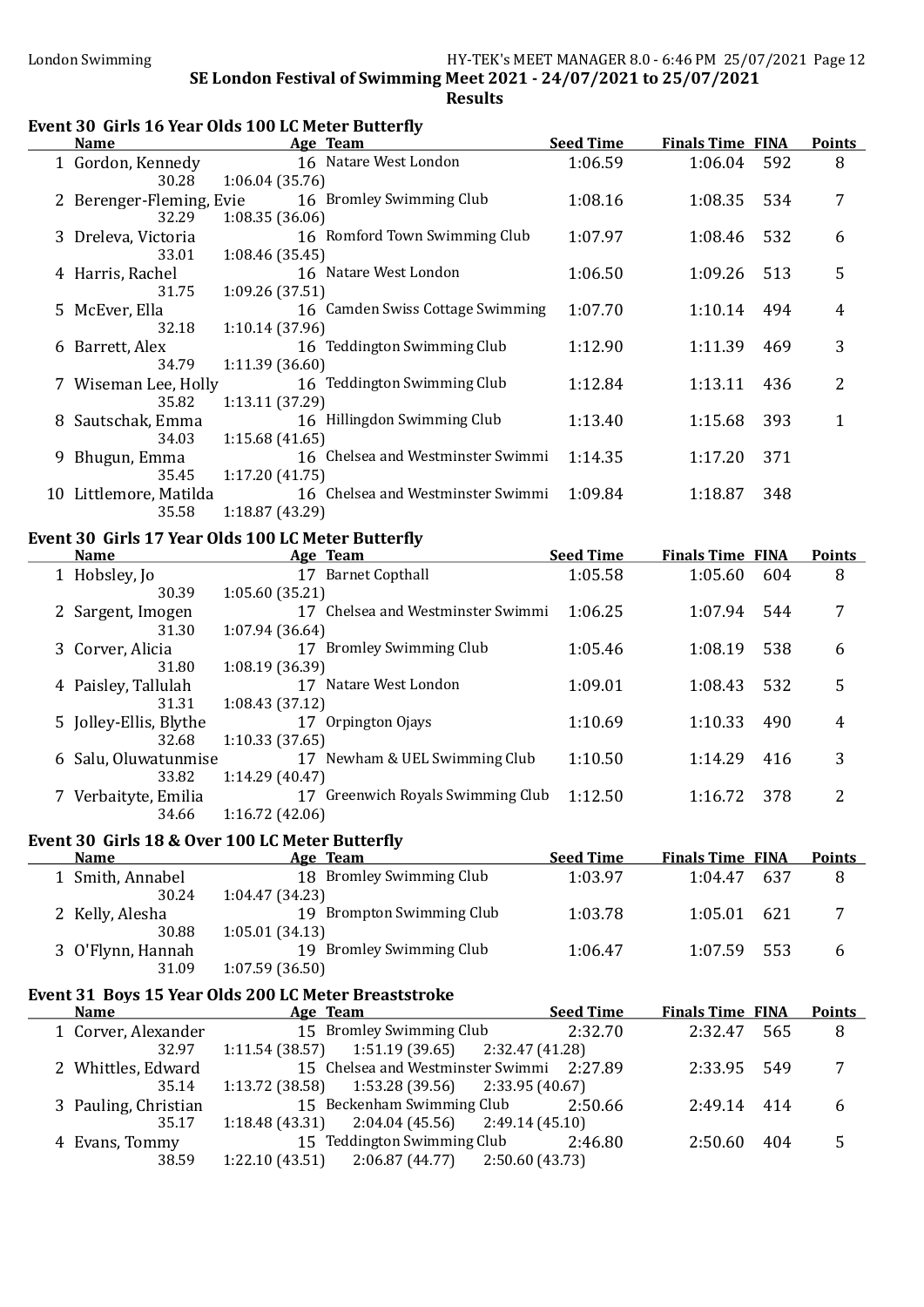## SE London Festival of Swimming Meet 2021 - 24/07/2021 to 25/07/2021

### Results

#### Event 30 Girls 16 Year Olds 100 LC Meter Butterfly

| | Name | Age | Team | Seed Time | Finals Time | FINA | Points |
|---|---|---|---|---|---|---|---|
| 1 | Gordon, Kennedy | 16 | Natare West London | 1:06.59 | 1:06.04 | 592 | 8 |
| | 30.28 | | 1:06.04 (35.76) | | | | |
| 2 | Berenger-Fleming, Evie | 16 | Bromley Swimming Club | 1:08.16 | 1:08.35 | 534 | 7 |
| | 32.29 | | 1:08.35 (36.06) | | | | |
| 3 | Dreleva, Victoria | 16 | Romford Town Swimming Club | 1:07.97 | 1:08.46 | 532 | 6 |
| | 33.01 | | 1:08.46 (35.45) | | | | |
| 4 | Harris, Rachel | 16 | Natare West London | 1:06.50 | 1:09.26 | 513 | 5 |
| | 31.75 | | 1:09.26 (37.51) | | | | |
| 5 | McEver, Ella | 16 | Camden Swiss Cottage Swimming | 1:07.70 | 1:10.14 | 494 | 4 |
| | 32.18 | | 1:10.14 (37.96) | | | | |
| 6 | Barrett, Alex | 16 | Teddington Swimming Club | 1:12.90 | 1:11.39 | 469 | 3 |
| | 34.79 | | 1:11.39 (36.60) | | | | |
| 7 | Wiseman Lee, Holly | 16 | Teddington Swimming Club | 1:12.84 | 1:13.11 | 436 | 2 |
| | 35.82 | | 1:13.11 (37.29) | | | | |
| 8 | Sautschak, Emma | 16 | Hillingdon Swimming Club | 1:13.40 | 1:15.68 | 393 | 1 |
| | 34.03 | | 1:15.68 (41.65) | | | | |
| 9 | Bhugun, Emma | 16 | Chelsea and Westminster Swimmi | 1:14.35 | 1:17.20 | 371 | |
| | 35.45 | | 1:17.20 (41.75) | | | | |
| 10 | Littlemore, Matilda | 16 | Chelsea and Westminster Swimmi | 1:09.84 | 1:18.87 | 348 | |
| | 35.58 | | 1:18.87 (43.29) | | | | |

#### Event 30 Girls 17 Year Olds 100 LC Meter Butterfly

| | Name | Age | Team | Seed Time | Finals Time | FINA | Points |
|---|---|---|---|---|---|---|---|
| 1 | Hobsley, Jo | 17 | Barnet Copthall | 1:05.58 | 1:05.60 | 604 | 8 |
| | 30.39 | | 1:05.60 (35.21) | | | | |
| 2 | Sargent, Imogen | 17 | Chelsea and Westminster Swimmi | 1:06.25 | 1:07.94 | 544 | 7 |
| | 31.30 | | 1:07.94 (36.64) | | | | |
| 3 | Corver, Alicia | 17 | Bromley Swimming Club | 1:05.46 | 1:08.19 | 538 | 6 |
| | 31.80 | | 1:08.19 (36.39) | | | | |
| 4 | Paisley, Tallulah | 17 | Natare West London | 1:09.01 | 1:08.43 | 532 | 5 |
| | 31.31 | | 1:08.43 (37.12) | | | | |
| 5 | Jolley-Ellis, Blythe | 17 | Orpington Ojays | 1:10.69 | 1:10.33 | 490 | 4 |
| | 32.68 | | 1:10.33 (37.65) | | | | |
| 6 | Salu, Oluwatunmise | 17 | Newham & UEL Swimming Club | 1:10.50 | 1:14.29 | 416 | 3 |
| | 33.82 | | 1:14.29 (40.47) | | | | |
| 7 | Verbaityte, Emilia | 17 | Greenwich Royals Swimming Club | 1:12.50 | 1:16.72 | 378 | 2 |
| | 34.66 | | 1:16.72 (42.06) | | | | |

#### Event 30 Girls 18 & Over 100 LC Meter Butterfly

| | Name | Age | Team | Seed Time | Finals Time | FINA | Points |
|---|---|---|---|---|---|---|---|
| 1 | Smith, Annabel | 18 | Bromley Swimming Club | 1:03.97 | 1:04.47 | 637 | 8 |
| | 30.24 | | 1:04.47 (34.23) | | | | |
| 2 | Kelly, Alesha | 19 | Brompton Swimming Club | 1:03.78 | 1:05.01 | 621 | 7 |
| | 30.88 | | 1:05.01 (34.13) | | | | |
| 3 | O'Flynn, Hannah | 19 | Bromley Swimming Club | 1:06.47 | 1:07.59 | 553 | 6 |
| | 31.09 | | 1:07.59 (36.50) | | | | |

#### Event 31 Boys 15 Year Olds 200 LC Meter Breaststroke

| | Name | Age | Team | Seed Time | Finals Time | FINA | Points |
|---|---|---|---|---|---|---|---|
| 1 | Corver, Alexander | 15 | Bromley Swimming Club | 2:32.70 | 2:32.47 | 565 | 8 |
| | 32.97 | | 1:11.54 (38.57) 1:51.19 (39.65) 2:32.47 (41.28) | | | | |
| 2 | Whittles, Edward | 15 | Chelsea and Westminster Swimmi | 2:27.89 | 2:33.95 | 549 | 7 |
| | 35.14 | | 1:13.72 (38.58) 1:53.28 (39.56) 2:33.95 (40.67) | | | | |
| 3 | Pauling, Christian | 15 | Beckenham Swimming Club | 2:50.66 | 2:49.14 | 414 | 6 |
| | 35.17 | | 1:18.48 (43.31) 2:04.04 (45.56) 2:49.14 (45.10) | | | | |
| 4 | Evans, Tommy | 15 | Teddington Swimming Club | 2:46.80 | 2:50.60 | 404 | 5 |
| | 38.59 | | 1:22.10 (43.51) 2:06.87 (44.77) 2:50.60 (43.73) | | | | |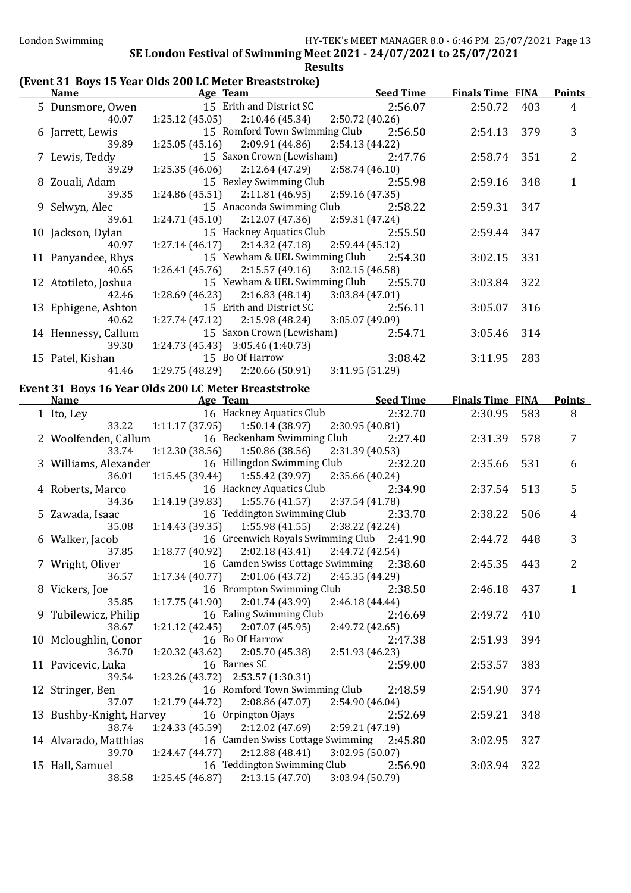**SE London Festival of Swimming Meet 2021 - 24/07/2021 to 25/07/2021**

**Results**

## (Event 31 Boys 15 Year Olds 200 LC Meter Breaststroke)

| Name | Age | Team | Seed Time | Finals Time | FINA | Points |
|---|---|---|---|---|---|---|
| 5 Dunsmore, Owen | 15 | Erith and District SC | 2:56.07 | 2:50.72 | 403 | 4 |
| 40.07 &nbsp; 1:25.12 (45.05) &nbsp; 2:10.46 (45.34) &nbsp; 2:50.72 (40.26) | | | | | | |
| 6 Jarrett, Lewis | 15 | Romford Town Swimming Club | 2:56.50 | 2:54.13 | 379 | 3 |
| 39.89 &nbsp; 1:25.05 (45.16) &nbsp; 2:09.91 (44.86) &nbsp; 2:54.13 (44.22) | | | | | | |
| 7 Lewis, Teddy | 15 | Saxon Crown (Lewisham) | 2:47.76 | 2:58.74 | 351 | 2 |
| 39.29 &nbsp; 1:25.35 (46.06) &nbsp; 2:12.64 (47.29) &nbsp; 2:58.74 (46.10) | | | | | | |
| 8 Zouali, Adam | 15 | Bexley Swimming Club | 2:55.98 | 2:59.16 | 348 | 1 |
| 39.35 &nbsp; 1:24.86 (45.51) &nbsp; 2:11.81 (46.95) &nbsp; 2:59.16 (47.35) | | | | | | |
| 9 Selwyn, Alec | 15 | Anaconda Swimming Club | 2:58.22 | 2:59.31 | 347 | |
| 39.61 &nbsp; 1:24.71 (45.10) &nbsp; 2:12.07 (47.36) &nbsp; 2:59.31 (47.24) | | | | | | |
| 10 Jackson, Dylan | 15 | Hackney Aquatics Club | 2:55.50 | 2:59.44 | 347 | |
| 40.97 &nbsp; 1:27.14 (46.17) &nbsp; 2:14.32 (47.18) &nbsp; 2:59.44 (45.12) | | | | | | |
| 11 Panyandee, Rhys | 15 | Newham & UEL Swimming Club | 2:54.30 | 3:02.15 | 331 | |
| 40.65 &nbsp; 1:26.41 (45.76) &nbsp; 2:15.57 (49.16) &nbsp; 3:02.15 (46.58) | | | | | | |
| 12 Atotileto, Joshua | 15 | Newham & UEL Swimming Club | 2:55.70 | 3:03.84 | 322 | |
| 42.46 &nbsp; 1:28.69 (46.23) &nbsp; 2:16.83 (48.14) &nbsp; 3:03.84 (47.01) | | | | | | |
| 13 Ephigene, Ashton | 15 | Erith and District SC | 2:56.11 | 3:05.07 | 316 | |
| 40.62 &nbsp; 1:27.74 (47.12) &nbsp; 2:15.98 (48.24) &nbsp; 3:05.07 (49.09) | | | | | | |
| 14 Hennessy, Callum | 15 | Saxon Crown (Lewisham) | 2:54.71 | 3:05.46 | 314 | |
| 39.30 &nbsp; 1:24.73 (45.43) &nbsp; 3:05.46 (1:40.73) | | | | | | |
| 15 Patel, Kishan | 15 | Bo Of Harrow | 3:08.42 | 3:11.95 | 283 | |
| 41.46 &nbsp; 1:29.75 (48.29) &nbsp; 2:20.66 (50.91) &nbsp; 3:11.95 (51.29) | | | | | | |

## Event 31 Boys 16 Year Olds 200 LC Meter Breaststroke

| Name | Age | Team | Seed Time | Finals Time | FINA | Points |
|---|---|---|---|---|---|---|
| 1 Ito, Ley | 16 | Hackney Aquatics Club | 2:32.70 | 2:30.95 | 583 | 8 |
| 33.22 &nbsp; 1:11.17 (37.95) &nbsp; 1:50.14 (38.97) &nbsp; 2:30.95 (40.81) | | | | | | |
| 2 Woolfenden, Callum | 16 | Beckenham Swimming Club | 2:27.40 | 2:31.39 | 578 | 7 |
| 33.74 &nbsp; 1:12.30 (38.56) &nbsp; 1:50.86 (38.56) &nbsp; 2:31.39 (40.53) | | | | | | |
| 3 Williams, Alexander | 16 | Hillingdon Swimming Club | 2:32.20 | 2:35.66 | 531 | 6 |
| 36.01 &nbsp; 1:15.45 (39.44) &nbsp; 1:55.42 (39.97) &nbsp; 2:35.66 (40.24) | | | | | | |
| 4 Roberts, Marco | 16 | Hackney Aquatics Club | 2:34.90 | 2:37.54 | 513 | 5 |
| 34.36 &nbsp; 1:14.19 (39.83) &nbsp; 1:55.76 (41.57) &nbsp; 2:37.54 (41.78) | | | | | | |
| 5 Zawada, Isaac | 16 | Teddington Swimming Club | 2:33.70 | 2:38.22 | 506 | 4 |
| 35.08 &nbsp; 1:14.43 (39.35) &nbsp; 1:55.98 (41.55) &nbsp; 2:38.22 (42.24) | | | | | | |
| 6 Walker, Jacob | 16 | Greenwich Royals Swimming Club | 2:41.90 | 2:44.72 | 448 | 3 |
| 37.85 &nbsp; 1:18.77 (40.92) &nbsp; 2:02.18 (43.41) &nbsp; 2:44.72 (42.54) | | | | | | |
| 7 Wright, Oliver | 16 | Camden Swiss Cottage Swimming | 2:38.60 | 2:45.35 | 443 | 2 |
| 36.57 &nbsp; 1:17.34 (40.77) &nbsp; 2:01.06 (43.72) &nbsp; 2:45.35 (44.29) | | | | | | |
| 8 Vickers, Joe | 16 | Brompton Swimming Club | 2:38.50 | 2:46.18 | 437 | 1 |
| 35.85 &nbsp; 1:17.75 (41.90) &nbsp; 2:01.74 (43.99) &nbsp; 2:46.18 (44.44) | | | | | | |
| 9 Tubilewicz, Philip | 16 | Ealing Swimming Club | 2:46.69 | 2:49.72 | 410 | |
| 38.67 &nbsp; 1:21.12 (42.45) &nbsp; 2:07.07 (45.95) &nbsp; 2:49.72 (42.65) | | | | | | |
| 10 Mcloughlin, Conor | 16 | Bo Of Harrow | 2:47.38 | 2:51.93 | 394 | |
| 36.70 &nbsp; 1:20.32 (43.62) &nbsp; 2:05.70 (45.38) &nbsp; 2:51.93 (46.23) | | | | | | |
| 11 Pavicevic, Luka | 16 | Barnes SC | 2:59.00 | 2:53.57 | 383 | |
| 39.54 &nbsp; 1:23.26 (43.72) &nbsp; 2:53.57 (1:30.31) | | | | | | |
| 12 Stringer, Ben | 16 | Romford Town Swimming Club | 2:48.59 | 2:54.90 | 374 | |
| 37.07 &nbsp; 1:21.79 (44.72) &nbsp; 2:08.86 (47.07) &nbsp; 2:54.90 (46.04) | | | | | | |
| 13 Bushby-Knight, Harvey | 16 | Orpington Ojays | 2:52.69 | 2:59.21 | 348 | |
| 38.74 &nbsp; 1:24.33 (45.59) &nbsp; 2:12.02 (47.69) &nbsp; 2:59.21 (47.19) | | | | | | |
| 14 Alvarado, Matthias | 16 | Camden Swiss Cottage Swimming | 2:45.80 | 3:02.95 | 327 | |
| 39.70 &nbsp; 1:24.47 (44.77) &nbsp; 2:12.88 (48.41) &nbsp; 3:02.95 (50.07) | | | | | | |
| 15 Hall, Samuel | 16 | Teddington Swimming Club | 2:56.90 | 3:03.94 | 322 | |
| 38.58 &nbsp; 1:25.45 (46.87) &nbsp; 2:13.15 (47.70) &nbsp; 3:03.94 (50.79) | | | | | | |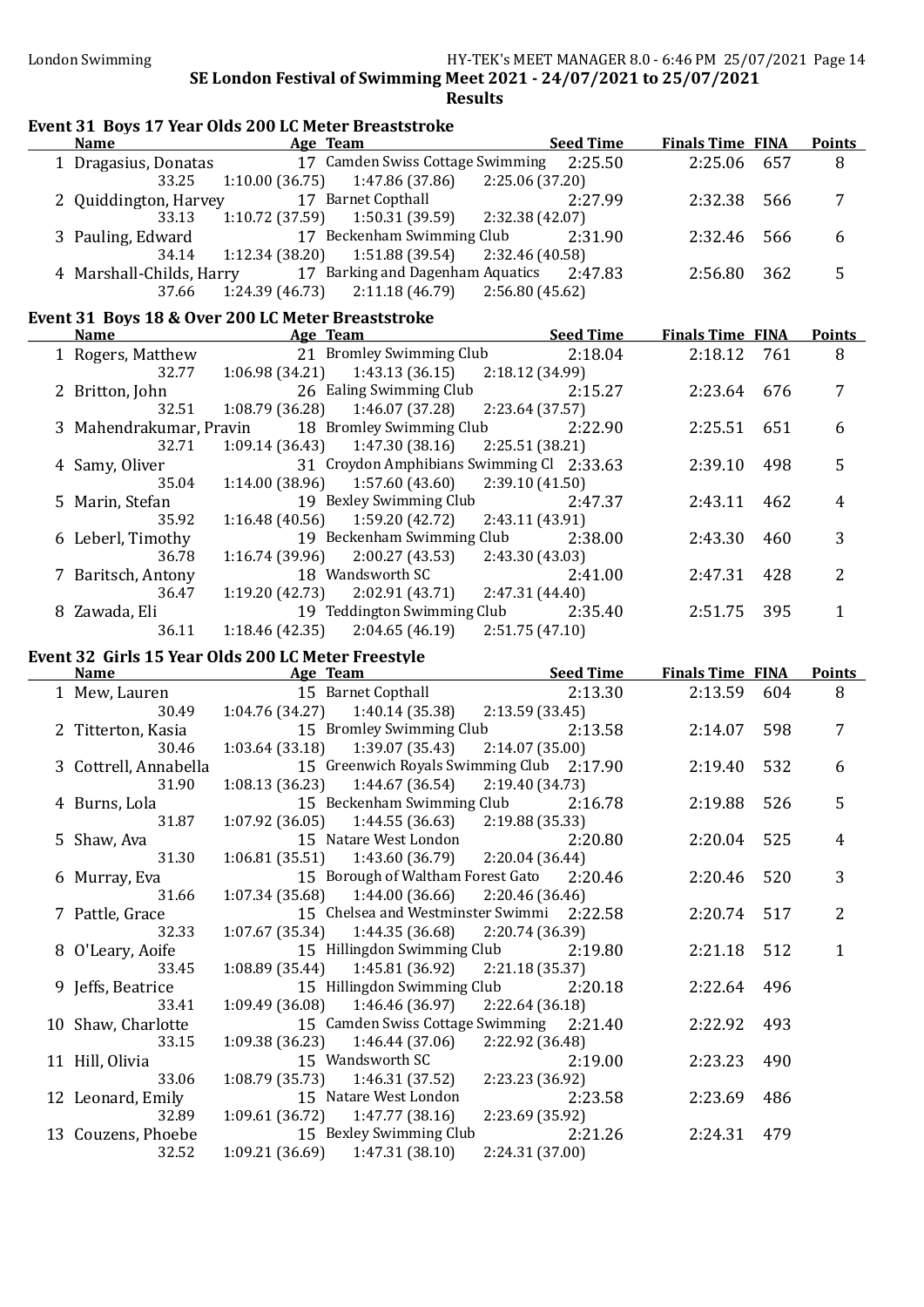## SE London Festival of Swimming Meet 2021 - 24/07/2021 to 25/07/2021

### Results

### Event 31 Boys 17 Year Olds 200 LC Meter Breaststroke

| | Name | Age | Team | Seed Time | Finals Time | FINA | Points |
|---|---|---|---|---|---|---|---|
| 1 | Dragasius, Donatas | 17 | Camden Swiss Cottage Swimming | 2:25.50 | 2:25.06 | 657 | 8 |
| | 33.25 | 1:10.00 (36.75) | 1:47.86 (37.86) | 2:25.06 (37.20) | | | |
| 2 | Quiddington, Harvey | 17 | Barnet Copthall | 2:27.99 | 2:32.38 | 566 | 7 |
| | 33.13 | 1:10.72 (37.59) | 1:50.31 (39.59) | 2:32.38 (42.07) | | | |
| 3 | Pauling, Edward | 17 | Beckenham Swimming Club | 2:31.90 | 2:32.46 | 566 | 6 |
| | 34.14 | 1:12.34 (38.20) | 1:51.88 (39.54) | 2:32.46 (40.58) | | | |
| 4 | Marshall-Childs, Harry | 17 | Barking and Dagenham Aquatics | 2:47.83 | 2:56.80 | 362 | 5 |
| | 37.66 | 1:24.39 (46.73) | 2:11.18 (46.79) | 2:56.80 (45.62) | | | |

### Event 31 Boys 18 & Over 200 LC Meter Breaststroke

| | Name | Age | Team | Seed Time | Finals Time | FINA | Points |
|---|---|---|---|---|---|---|---|
| 1 | Rogers, Matthew | 21 | Bromley Swimming Club | 2:18.04 | 2:18.12 | 761 | 8 |
| | 32.77 | 1:06.98 (34.21) | 1:43.13 (36.15) | 2:18.12 (34.99) | | | |
| 2 | Britton, John | 26 | Ealing Swimming Club | 2:15.27 | 2:23.64 | 676 | 7 |
| | 32.51 | 1:08.79 (36.28) | 1:46.07 (37.28) | 2:23.64 (37.57) | | | |
| 3 | Mahendrakumar, Pravin | 18 | Bromley Swimming Club | 2:22.90 | 2:25.51 | 651 | 6 |
| | 32.71 | 1:09.14 (36.43) | 1:47.30 (38.16) | 2:25.51 (38.21) | | | |
| 4 | Samy, Oliver | 31 | Croydon Amphibians Swimming Cl | 2:33.63 | 2:39.10 | 498 | 5 |
| | 35.04 | 1:14.00 (38.96) | 1:57.60 (43.60) | 2:39.10 (41.50) | | | |
| 5 | Marin, Stefan | 19 | Bexley Swimming Club | 2:47.37 | 2:43.11 | 462 | 4 |
| | 35.92 | 1:16.48 (40.56) | 1:59.20 (42.72) | 2:43.11 (43.91) | | | |
| 6 | Leberl, Timothy | 19 | Beckenham Swimming Club | 2:38.00 | 2:43.30 | 460 | 3 |
| | 36.78 | 1:16.74 (39.96) | 2:00.27 (43.53) | 2:43.30 (43.03) | | | |
| 7 | Baritsch, Antony | 18 | Wandsworth SC | 2:41.00 | 2:47.31 | 428 | 2 |
| | 36.47 | 1:19.20 (42.73) | 2:02.91 (43.71) | 2:47.31 (44.40) | | | |
| 8 | Zawada, Eli | 19 | Teddington Swimming Club | 2:35.40 | 2:51.75 | 395 | 1 |
| | 36.11 | 1:18.46 (42.35) | 2:04.65 (46.19) | 2:51.75 (47.10) | | | |

### Event 32 Girls 15 Year Olds 200 LC Meter Freestyle

| | Name | Age | Team | Seed Time | Finals Time | FINA | Points |
|---|---|---|---|---|---|---|---|
| 1 | Mew, Lauren | 15 | Barnet Copthall | 2:13.30 | 2:13.59 | 604 | 8 |
| | 30.49 | 1:04.76 (34.27) | 1:40.14 (35.38) | 2:13.59 (33.45) | | | |
| 2 | Titterton, Kasia | 15 | Bromley Swimming Club | 2:13.58 | 2:14.07 | 598 | 7 |
| | 30.46 | 1:03.64 (33.18) | 1:39.07 (35.43) | 2:14.07 (35.00) | | | |
| 3 | Cottrell, Annabella | 15 | Greenwich Royals Swimming Club | 2:17.90 | 2:19.40 | 532 | 6 |
| | 31.90 | 1:08.13 (36.23) | 1:44.67 (36.54) | 2:19.40 (34.73) | | | |
| 4 | Burns, Lola | 15 | Beckenham Swimming Club | 2:16.78 | 2:19.88 | 526 | 5 |
| | 31.87 | 1:07.92 (36.05) | 1:44.55 (36.63) | 2:19.88 (35.33) | | | |
| 5 | Shaw, Ava | 15 | Natare West London | 2:20.80 | 2:20.04 | 525 | 4 |
| | 31.30 | 1:06.81 (35.51) | 1:43.60 (36.79) | 2:20.04 (36.44) | | | |
| 6 | Murray, Eva | 15 | Borough of Waltham Forest Gato | 2:20.46 | 2:20.46 | 520 | 3 |
| | 31.66 | 1:07.34 (35.68) | 1:44.00 (36.66) | 2:20.46 (36.46) | | | |
| 7 | Pattle, Grace | 15 | Chelsea and Westminster Swimmi | 2:22.58 | 2:20.74 | 517 | 2 |
| | 32.33 | 1:07.67 (35.34) | 1:44.35 (36.68) | 2:20.74 (36.39) | | | |
| 8 | O'Leary, Aoife | 15 | Hillingdon Swimming Club | 2:19.80 | 2:21.18 | 512 | 1 |
| | 33.45 | 1:08.89 (35.44) | 1:45.81 (36.92) | 2:21.18 (35.37) | | | |
| 9 | Jeffs, Beatrice | 15 | Hillingdon Swimming Club | 2:20.18 | 2:22.64 | 496 | |
| | 33.41 | 1:09.49 (36.08) | 1:46.46 (36.97) | 2:22.64 (36.18) | | | |
| 10 | Shaw, Charlotte | 15 | Camden Swiss Cottage Swimming | 2:21.40 | 2:22.92 | 493 | |
| | 33.15 | 1:09.38 (36.23) | 1:46.44 (37.06) | 2:22.92 (36.48) | | | |
| 11 | Hill, Olivia | 15 | Wandsworth SC | 2:19.00 | 2:23.23 | 490 | |
| | 33.06 | 1:08.79 (35.73) | 1:46.31 (37.52) | 2:23.23 (36.92) | | | |
| 12 | Leonard, Emily | 15 | Natare West London | 2:23.58 | 2:23.69 | 486 | |
| | 32.89 | 1:09.61 (36.72) | 1:47.77 (38.16) | 2:23.69 (35.92) | | | |
| 13 | Couzens, Phoebe | 15 | Bexley Swimming Club | 2:21.26 | 2:24.31 | 479 | |
| | 32.52 | 1:09.21 (36.69) | 1:47.31 (38.10) | 2:24.31 (37.00) | | | |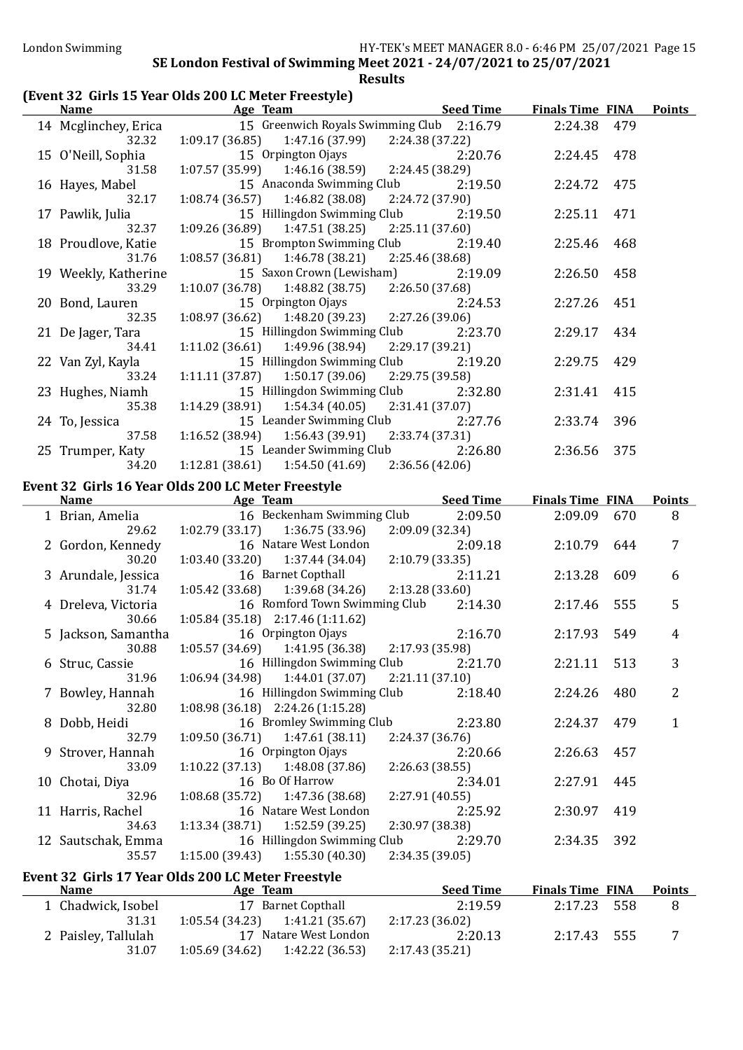**SE London Festival of Swimming Meet 2021 - 24/07/2021 to 25/07/2021**

**Results**

### (Event 32 Girls 15 Year Olds 200 LC Meter Freestyle)

| Name | Age | Team | Seed Time | Finals Time | FINA | Points |
|---|---|---|---|---|---|---|
| 14 Mcglinchey, Erica | 15 | Greenwich Royals Swimming Club | 2:16.79 | 2:24.38 | 479 | |
| 32.32 | 1:09.17 (36.85) | 1:47.16 (37.99) | 2:24.38 (37.22) | | | |
| 15 O'Neill, Sophia | 15 | Orpington Ojays | 2:20.76 | 2:24.45 | 478 | |
| 31.58 | 1:07.57 (35.99) | 1:46.16 (38.59) | 2:24.45 (38.29) | | | |
| 16 Hayes, Mabel | 15 | Anaconda Swimming Club | 2:19.50 | 2:24.72 | 475 | |
| 32.17 | 1:08.74 (36.57) | 1:46.82 (38.08) | 2:24.72 (37.90) | | | |
| 17 Pawlik, Julia | 15 | Hillingdon Swimming Club | 2:19.50 | 2:25.11 | 471 | |
| 32.37 | 1:09.26 (36.89) | 1:47.51 (38.25) | 2:25.11 (37.60) | | | |
| 18 Proudlove, Katie | 15 | Brompton Swimming Club | 2:19.40 | 2:25.46 | 468 | |
| 31.76 | 1:08.57 (36.81) | 1:46.78 (38.21) | 2:25.46 (38.68) | | | |
| 19 Weekly, Katherine | 15 | Saxon Crown (Lewisham) | 2:19.09 | 2:26.50 | 458 | |
| 33.29 | 1:10.07 (36.78) | 1:48.82 (38.75) | 2:26.50 (37.68) | | | |
| 20 Bond, Lauren | 15 | Orpington Ojays | 2:24.53 | 2:27.26 | 451 | |
| 32.35 | 1:08.97 (36.62) | 1:48.20 (39.23) | 2:27.26 (39.06) | | | |
| 21 De Jager, Tara | 15 | Hillingdon Swimming Club | 2:23.70 | 2:29.17 | 434 | |
| 34.41 | 1:11.02 (36.61) | 1:49.96 (38.94) | 2:29.17 (39.21) | | | |
| 22 Van Zyl, Kayla | 15 | Hillingdon Swimming Club | 2:19.20 | 2:29.75 | 429 | |
| 33.24 | 1:11.11 (37.87) | 1:50.17 (39.06) | 2:29.75 (39.58) | | | |
| 23 Hughes, Niamh | 15 | Hillingdon Swimming Club | 2:32.80 | 2:31.41 | 415 | |
| 35.38 | 1:14.29 (38.91) | 1:54.34 (40.05) | 2:31.41 (37.07) | | | |
| 24 To, Jessica | 15 | Leander Swimming Club | 2:27.76 | 2:33.74 | 396 | |
| 37.58 | 1:16.52 (38.94) | 1:56.43 (39.91) | 2:33.74 (37.31) | | | |
| 25 Trumper, Katy | 15 | Leander Swimming Club | 2:26.80 | 2:36.56 | 375 | |
| 34.20 | 1:12.81 (38.61) | 1:54.50 (41.69) | 2:36.56 (42.06) | | | |

### Event 32 Girls 16 Year Olds 200 LC Meter Freestyle

| Name | Age | Team | Seed Time | Finals Time | FINA | Points |
|---|---|---|---|---|---|---|
| 1 Brian, Amelia | 16 | Beckenham Swimming Club | 2:09.50 | 2:09.09 | 670 | 8 |
| 29.62 | 1:02.79 (33.17) | 1:36.75 (33.96) | 2:09.09 (32.34) | | | |
| 2 Gordon, Kennedy | 16 | Natare West London | 2:09.18 | 2:10.79 | 644 | 7 |
| 30.20 | 1:03.40 (33.20) | 1:37.44 (34.04) | 2:10.79 (33.35) | | | |
| 3 Arundale, Jessica | 16 | Barnet Copthall | 2:11.21 | 2:13.28 | 609 | 6 |
| 31.74 | 1:05.42 (33.68) | 1:39.68 (34.26) | 2:13.28 (33.60) | | | |
| 4 Dreleva, Victoria | 16 | Romford Town Swimming Club | 2:14.30 | 2:17.46 | 555 | 5 |
| 30.66 | 1:05.84 (35.18) | 2:17.46 (1:11.62) | | | | |
| 5 Jackson, Samantha | 16 | Orpington Ojays | 2:16.70 | 2:17.93 | 549 | 4 |
| 30.88 | 1:05.57 (34.69) | 1:41.95 (36.38) | 2:17.93 (35.98) | | | |
| 6 Struc, Cassie | 16 | Hillingdon Swimming Club | 2:21.70 | 2:21.11 | 513 | 3 |
| 31.96 | 1:06.94 (34.98) | 1:44.01 (37.07) | 2:21.11 (37.10) | | | |
| 7 Bowley, Hannah | 16 | Hillingdon Swimming Club | 2:18.40 | 2:24.26 | 480 | 2 |
| 32.80 | 1:08.98 (36.18) | 2:24.26 (1:15.28) | | | | |
| 8 Dobb, Heidi | 16 | Bromley Swimming Club | 2:23.80 | 2:24.37 | 479 | 1 |
| 32.79 | 1:09.50 (36.71) | 1:47.61 (38.11) | 2:24.37 (36.76) | | | |
| 9 Strover, Hannah | 16 | Orpington Ojays | 2:20.66 | 2:26.63 | 457 | |
| 33.09 | 1:10.22 (37.13) | 1:48.08 (37.86) | 2:26.63 (38.55) | | | |
| 10 Chotai, Diya | 16 | Bo Of Harrow | 2:34.01 | 2:27.91 | 445 | |
| 32.96 | 1:08.68 (35.72) | 1:47.36 (38.68) | 2:27.91 (40.55) | | | |
| 11 Harris, Rachel | 16 | Natare West London | 2:25.92 | 2:30.97 | 419 | |
| 34.63 | 1:13.34 (38.71) | 1:52.59 (39.25) | 2:30.97 (38.38) | | | |
| 12 Sautschak, Emma | 16 | Hillingdon Swimming Club | 2:29.70 | 2:34.35 | 392 | |
| 35.57 | 1:15.00 (39.43) | 1:55.30 (40.30) | 2:34.35 (39.05) | | | |

### Event 32 Girls 17 Year Olds 200 LC Meter Freestyle

| Name | Age | Team | Seed Time | Finals Time | FINA | Points |
|---|---|---|---|---|---|---|
| 1 Chadwick, Isobel | 17 | Barnet Copthall | 2:19.59 | 2:17.23 | 558 | 8 |
| 31.31 | 1:05.54 (34.23) | 1:41.21 (35.67) | 2:17.23 (36.02) | | | |
| 2 Paisley, Tallulah | 17 | Natare West London | 2:20.13 | 2:17.43 | 555 | 7 |
| 31.07 | 1:05.69 (34.62) | 1:42.22 (36.53) | 2:17.43 (35.21) | | | |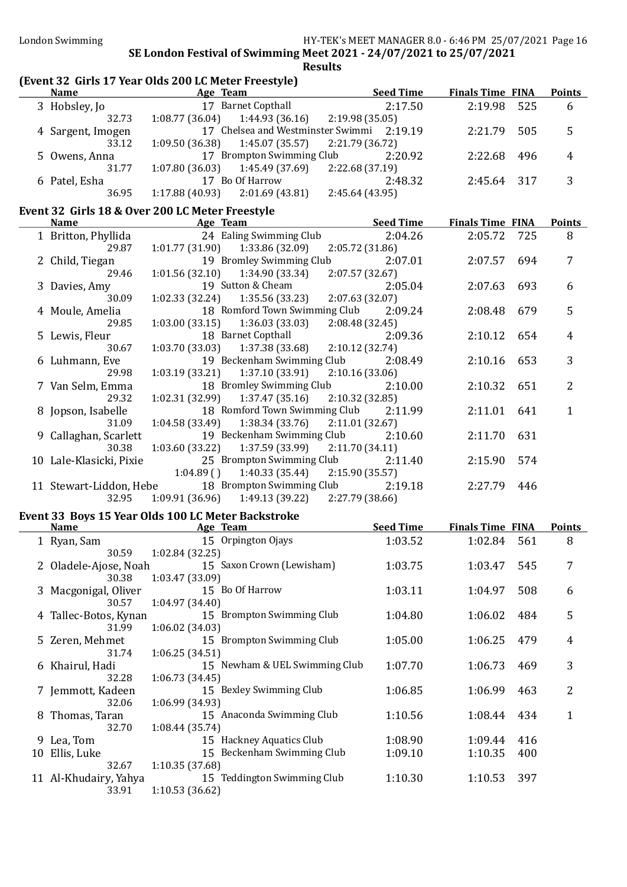SE London Festival of Swimming Meet 2021 - 24/07/2021 to 25/07/2021

**Results**

### (Event 32 Girls 17 Year Olds 200 LC Meter Freestyle)

| Name | Age | Team | Seed Time | Finals Time | FINA | Points |
|---|---|---|---|---|---|---|
| 3 Hobsley, Jo | 17 | Barnet Copthall | 2:17.50 | 2:19.98 | 525 | 6 |
| 32.73 | 1:08.77 (36.04) | 1:44.93 (36.16) | 2:19.98 (35.05) | | | |
| 4 Sargent, Imogen | 17 | Chelsea and Westminster Swimmi | 2:19.19 | 2:21.79 | 505 | 5 |
| 33.12 | 1:09.50 (36.38) | 1:45.07 (35.57) | 2:21.79 (36.72) | | | |
| 5 Owens, Anna | 17 | Brompton Swimming Club | 2:20.92 | 2:22.68 | 496 | 4 |
| 31.77 | 1:07.80 (36.03) | 1:45.49 (37.69) | 2:22.68 (37.19) | | | |
| 6 Patel, Esha | 17 | Bo Of Harrow | 2:48.32 | 2:45.64 | 317 | 3 |
| 36.95 | 1:17.88 (40.93) | 2:01.69 (43.81) | 2:45.64 (43.95) | | | |

### Event 32 Girls 18 & Over 200 LC Meter Freestyle

| Name | Age | Team | Seed Time | Finals Time | FINA | Points |
|---|---|---|---|---|---|---|
| 1 Britton, Phyllida | 24 | Ealing Swimming Club | 2:04.26 | 2:05.72 | 725 | 8 |
| 29.87 | 1:01.77 (31.90) | 1:33.86 (32.09) | 2:05.72 (31.86) | | | |
| 2 Child, Tiegan | 19 | Bromley Swimming Club | 2:07.01 | 2:07.57 | 694 | 7 |
| 29.46 | 1:01.56 (32.10) | 1:34.90 (33.34) | 2:07.57 (32.67) | | | |
| 3 Davies, Amy | 19 | Sutton & Cheam | 2:05.04 | 2:07.63 | 693 | 6 |
| 30.09 | 1:02.33 (32.24) | 1:35.56 (33.23) | 2:07.63 (32.07) | | | |
| 4 Moule, Amelia | 18 | Romford Town Swimming Club | 2:09.24 | 2:08.48 | 679 | 5 |
| 29.85 | 1:03.00 (33.15) | 1:36.03 (33.03) | 2:08.48 (32.45) | | | |
| 5 Lewis, Fleur | 18 | Barnet Copthall | 2:09.36 | 2:10.12 | 654 | 4 |
| 30.67 | 1:03.70 (33.03) | 1:37.38 (33.68) | 2:10.12 (32.74) | | | |
| 6 Luhmann, Eve | 19 | Beckenham Swimming Club | 2:08.49 | 2:10.16 | 653 | 3 |
| 29.98 | 1:03.19 (33.21) | 1:37.10 (33.91) | 2:10.16 (33.06) | | | |
| 7 Van Selm, Emma | 18 | Bromley Swimming Club | 2:10.00 | 2:10.32 | 651 | 2 |
| 29.32 | 1:02.31 (32.99) | 1:37.47 (35.16) | 2:10.32 (32.85) | | | |
| 8 Jopson, Isabelle | 18 | Romford Town Swimming Club | 2:11.99 | 2:11.01 | 641 | 1 |
| 31.09 | 1:04.58 (33.49) | 1:38.34 (33.76) | 2:11.01 (32.67) | | | |
| 9 Callaghan, Scarlett | 19 | Beckenham Swimming Club | 2:10.60 | 2:11.70 | 631 | |
| 30.38 | 1:03.60 (33.22) | 1:37.59 (33.99) | 2:11.70 (34.11) | | | |
| 10 Lale-Klasicki, Pixie | 25 | Brompton Swimming Club | 2:11.40 | 2:15.90 | 574 | |
| | 1:04.89 ( ) | 1:40.33 (35.44) | 2:15.90 (35.57) | | | |
| 11 Stewart-Liddon, Hebe | 18 | Brompton Swimming Club | 2:19.18 | 2:27.79 | 446 | |
| 32.95 | 1:09.91 (36.96) | 1:49.13 (39.22) | 2:27.79 (38.66) | | | |

### Event 33 Boys 15 Year Olds 100 LC Meter Backstroke

| Name | Age | Team | Seed Time | Finals Time | FINA | Points |
|---|---|---|---|---|---|---|
| 1 Ryan, Sam | 15 | Orpington Ojays | 1:03.52 | 1:02.84 | 561 | 8 |
| 30.59 | 1:02.84 (32.25) | | | | | |
| 2 Oladele-Ajose, Noah | 15 | Saxon Crown (Lewisham) | 1:03.75 | 1:03.47 | 545 | 7 |
| 30.38 | 1:03.47 (33.09) | | | | | |
| 3 Macgonigal, Oliver | 15 | Bo Of Harrow | 1:03.11 | 1:04.97 | 508 | 6 |
| 30.57 | 1:04.97 (34.40) | | | | | |
| 4 Tallec-Botos, Kynan | 15 | Brompton Swimming Club | 1:04.80 | 1:06.02 | 484 | 5 |
| 31.99 | 1:06.02 (34.03) | | | | | |
| 5 Zeren, Mehmet | 15 | Brompton Swimming Club | 1:05.00 | 1:06.25 | 479 | 4 |
| 31.74 | 1:06.25 (34.51) | | | | | |
| 6 Khairul, Hadi | 15 | Newham & UEL Swimming Club | 1:07.70 | 1:06.73 | 469 | 3 |
| 32.28 | 1:06.73 (34.45) | | | | | |
| 7 Jemmott, Kadeen | 15 | Bexley Swimming Club | 1:06.85 | 1:06.99 | 463 | 2 |
| 32.06 | 1:06.99 (34.93) | | | | | |
| 8 Thomas, Taran | 15 | Anaconda Swimming Club | 1:10.56 | 1:08.44 | 434 | 1 |
| 32.70 | 1:08.44 (35.74) | | | | | |
| 9 Lea, Tom | 15 | Hackney Aquatics Club | 1:08.90 | 1:09.44 | 416 | |
| 10 Ellis, Luke | 15 | Beckenham Swimming Club | 1:09.10 | 1:10.35 | 400 | |
| 32.67 | 1:10.35 (37.68) | | | | | |
| 11 Al-Khudairy, Yahya | 15 | Teddington Swimming Club | 1:10.30 | 1:10.53 | 397 | |
| 33.91 | 1:10.53 (36.62) | | | | | |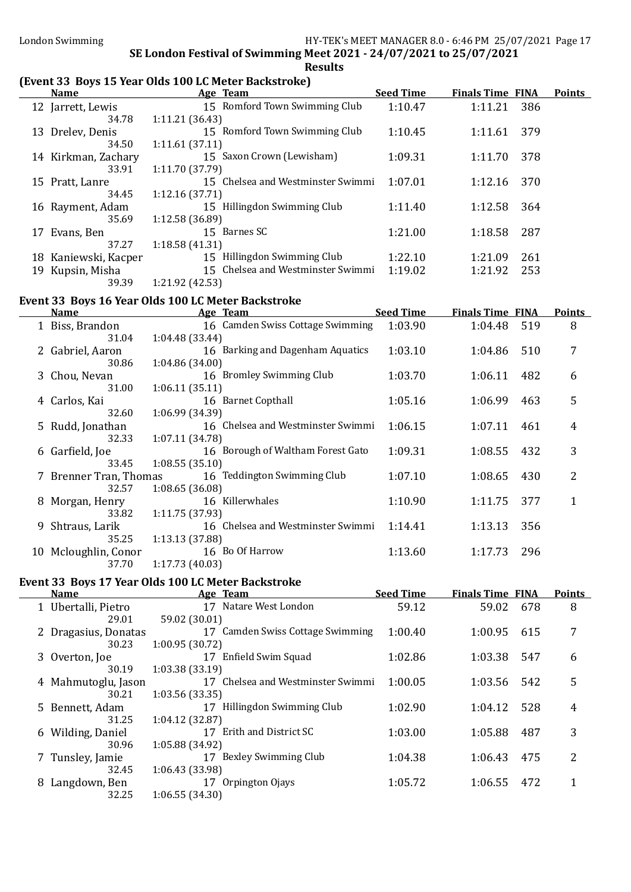SE London Festival of Swimming Meet 2021 - 24/07/2021 to 25/07/2021

Results

## (Event 33 Boys 15 Year Olds 100 LC Meter Backstroke)

| Name | Age | Team | Seed Time | Finals Time | FINA | Points |
|---|---|---|---|---|---|---|
| 12 Jarrett, Lewis | 15 | Romford Town Swimming Club | 1:10.47 | 1:11.21 | 386 | |
| 34.78 | 1:11.21 (36.43) | | | | | |
| 13 Drelev, Denis | 15 | Romford Town Swimming Club | 1:10.45 | 1:11.61 | 379 | |
| 34.50 | 1:11.61 (37.11) | | | | | |
| 14 Kirkman, Zachary | 15 | Saxon Crown (Lewisham) | 1:09.31 | 1:11.70 | 378 | |
| 33.91 | 1:11.70 (37.79) | | | | | |
| 15 Pratt, Lanre | 15 | Chelsea and Westminster Swimmi | 1:07.01 | 1:12.16 | 370 | |
| 34.45 | 1:12.16 (37.71) | | | | | |
| 16 Rayment, Adam | 15 | Hillingdon Swimming Club | 1:11.40 | 1:12.58 | 364 | |
| 35.69 | 1:12.58 (36.89) | | | | | |
| 17 Evans, Ben | 15 | Barnes SC | 1:21.00 | 1:18.58 | 287 | |
| 37.27 | 1:18.58 (41.31) | | | | | |
| 18 Kaniewski, Kacper | 15 | Hillingdon Swimming Club | 1:22.10 | 1:21.09 | 261 | |
| 19 Kupsin, Misha | 15 | Chelsea and Westminster Swimmi | 1:19.02 | 1:21.92 | 253 | |
| 39.39 | 1:21.92 (42.53) | | | | | |

## Event 33 Boys 16 Year Olds 100 LC Meter Backstroke

| Name | Age | Team | Seed Time | Finals Time | FINA | Points |
|---|---|---|---|---|---|---|
| 1 Biss, Brandon | 16 | Camden Swiss Cottage Swimming | 1:03.90 | 1:04.48 | 519 | 8 |
| 31.04 | 1:04.48 (33.44) | | | | | |
| 2 Gabriel, Aaron | 16 | Barking and Dagenham Aquatics | 1:03.10 | 1:04.86 | 510 | 7 |
| 30.86 | 1:04.86 (34.00) | | | | | |
| 3 Chou, Nevan | 16 | Bromley Swimming Club | 1:03.70 | 1:06.11 | 482 | 6 |
| 31.00 | 1:06.11 (35.11) | | | | | |
| 4 Carlos, Kai | 16 | Barnet Copthall | 1:05.16 | 1:06.99 | 463 | 5 |
| 32.60 | 1:06.99 (34.39) | | | | | |
| 5 Rudd, Jonathan | 16 | Chelsea and Westminster Swimmi | 1:06.15 | 1:07.11 | 461 | 4 |
| 32.33 | 1:07.11 (34.78) | | | | | |
| 6 Garfield, Joe | 16 | Borough of Waltham Forest Gato | 1:09.31 | 1:08.55 | 432 | 3 |
| 33.45 | 1:08.55 (35.10) | | | | | |
| 7 Brenner Tran, Thomas | 16 | Teddington Swimming Club | 1:07.10 | 1:08.65 | 430 | 2 |
| 32.57 | 1:08.65 (36.08) | | | | | |
| 8 Morgan, Henry | 16 | Killerwhales | 1:10.90 | 1:11.75 | 377 | 1 |
| 33.82 | 1:11.75 (37.93) | | | | | |
| 9 Shtraus, Larik | 16 | Chelsea and Westminster Swimmi | 1:14.41 | 1:13.13 | 356 | |
| 35.25 | 1:13.13 (37.88) | | | | | |
| 10 Mcloughlin, Conor | 16 | Bo Of Harrow | 1:13.60 | 1:17.73 | 296 | |
| 37.70 | 1:17.73 (40.03) | | | | | |

## Event 33 Boys 17 Year Olds 100 LC Meter Backstroke

| Name | Age | Team | Seed Time | Finals Time | FINA | Points |
|---|---|---|---|---|---|---|
| 1 Ubertalli, Pietro | 17 | Natare West London | 59.12 | 59.02 | 678 | 8 |
| 29.01 | 59.02 (30.01) | | | | | |
| 2 Dragasius, Donatas | 17 | Camden Swiss Cottage Swimming | 1:00.40 | 1:00.95 | 615 | 7 |
| 30.23 | 1:00.95 (30.72) | | | | | |
| 3 Overton, Joe | 17 | Enfield Swim Squad | 1:02.86 | 1:03.38 | 547 | 6 |
| 30.19 | 1:03.38 (33.19) | | | | | |
| 4 Mahmutoglu, Jason | 17 | Chelsea and Westminster Swimmi | 1:00.05 | 1:03.56 | 542 | 5 |
| 30.21 | 1:03.56 (33.35) | | | | | |
| 5 Bennett, Adam | 17 | Hillingdon Swimming Club | 1:02.90 | 1:04.12 | 528 | 4 |
| 31.25 | 1:04.12 (32.87) | | | | | |
| 6 Wilding, Daniel | 17 | Erith and District SC | 1:03.00 | 1:05.88 | 487 | 3 |
| 30.96 | 1:05.88 (34.92) | | | | | |
| 7 Tunsley, Jamie | 17 | Bexley Swimming Club | 1:04.38 | 1:06.43 | 475 | 2 |
| 32.45 | 1:06.43 (33.98) | | | | | |
| 8 Langdown, Ben | 17 | Orpington Ojays | 1:05.72 | 1:06.55 | 472 | 1 |
| 32.25 | 1:06.55 (34.30) | | | | | |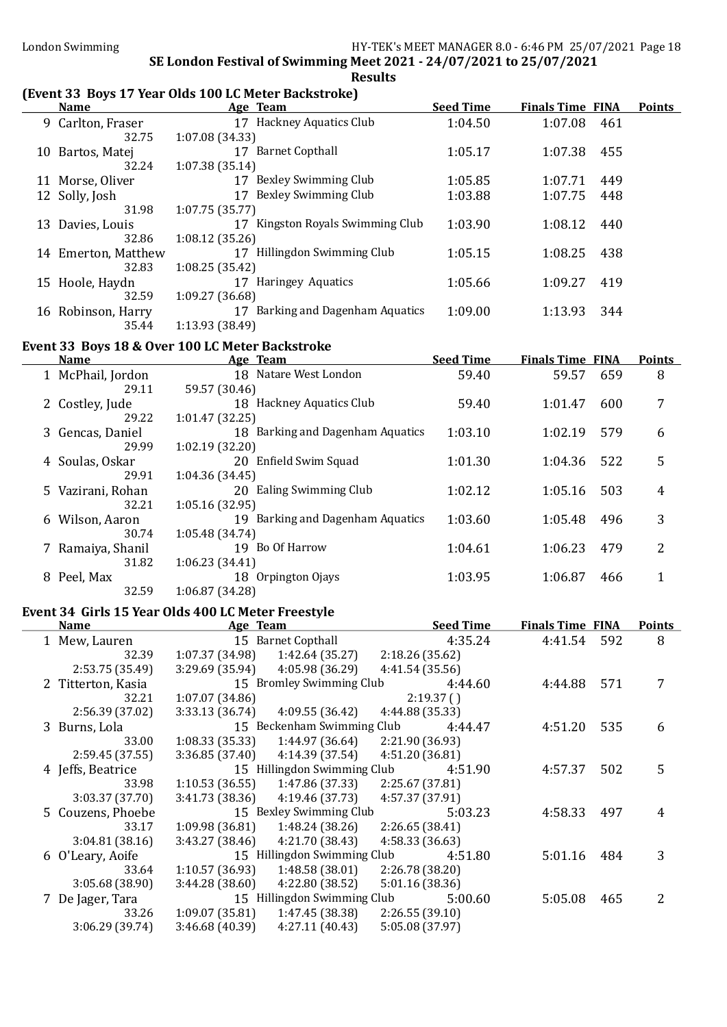## SE London Festival of Swimming Meet 2021 - 24/07/2021 to 25/07/2021

### Results

### (Event 33 Boys 17 Year Olds 100 LC Meter Backstroke)

| | Name | Age | Team | Seed Time | Finals Time | FINA | Points |
|---|---|---|---|---|---|---|---|
| 9 | Carlton, Fraser | 17 | Hackney Aquatics Club | 1:04.50 | 1:07.08 | 461 | |
| | 32.75 | 1:07.08 (34.33) | | | | | |
| 10 | Bartos, Matej | 17 | Barnet Copthall | 1:05.17 | 1:07.38 | 455 | |
| | 32.24 | 1:07.38 (35.14) | | | | | |
| 11 | Morse, Oliver | 17 | Bexley Swimming Club | 1:05.85 | 1:07.71 | 449 | |
| 12 | Solly, Josh | 17 | Bexley Swimming Club | 1:03.88 | 1:07.75 | 448 | |
| | 31.98 | 1:07.75 (35.77) | | | | | |
| 13 | Davies, Louis | 17 | Kingston Royals Swimming Club | 1:03.90 | 1:08.12 | 440 | |
| | 32.86 | 1:08.12 (35.26) | | | | | |
| 14 | Emerton, Matthew | 17 | Hillingdon Swimming Club | 1:05.15 | 1:08.25 | 438 | |
| | 32.83 | 1:08.25 (35.42) | | | | | |
| 15 | Hoole, Haydn | 17 | Haringey Aquatics | 1:05.66 | 1:09.27 | 419 | |
| | 32.59 | 1:09.27 (36.68) | | | | | |
| 16 | Robinson, Harry | 17 | Barking and Dagenham Aquatics | 1:09.00 | 1:13.93 | 344 | |
| | 35.44 | 1:13.93 (38.49) | | | | | |

### Event 33 Boys 18 & Over 100 LC Meter Backstroke

| | Name | Age | Team | Seed Time | Finals Time | FINA | Points |
|---|---|---|---|---|---|---|---|
| 1 | McPhail, Jordon | 18 | Natare West London | 59.40 | 59.57 | 659 | 8 |
| | 29.11 | 59.57 (30.46) | | | | | |
| 2 | Costley, Jude | 18 | Hackney Aquatics Club | 59.40 | 1:01.47 | 600 | 7 |
| | 29.22 | 1:01.47 (32.25) | | | | | |
| 3 | Gencas, Daniel | 18 | Barking and Dagenham Aquatics | 1:03.10 | 1:02.19 | 579 | 6 |
| | 29.99 | 1:02.19 (32.20) | | | | | |
| 4 | Soulas, Oskar | 20 | Enfield Swim Squad | 1:01.30 | 1:04.36 | 522 | 5 |
| | 29.91 | 1:04.36 (34.45) | | | | | |
| 5 | Vazirani, Rohan | 20 | Ealing Swimming Club | 1:02.12 | 1:05.16 | 503 | 4 |
| | 32.21 | 1:05.16 (32.95) | | | | | |
| 6 | Wilson, Aaron | 19 | Barking and Dagenham Aquatics | 1:03.60 | 1:05.48 | 496 | 3 |
| | 30.74 | 1:05.48 (34.74) | | | | | |
| 7 | Ramaiya, Shanil | 19 | Bo Of Harrow | 1:04.61 | 1:06.23 | 479 | 2 |
| | 31.82 | 1:06.23 (34.41) | | | | | |
| 8 | Peel, Max | 18 | Orpington Ojays | 1:03.95 | 1:06.87 | 466 | 1 |
| | 32.59 | 1:06.87 (34.28) | | | | | |

### Event 34 Girls 15 Year Olds 400 LC Meter Freestyle

| | Name | Age | Team | Seed Time | Finals Time | FINA | Points |
|---|---|---|---|---|---|---|---|
| 1 | Mew, Lauren | 15 | Barnet Copthall | 4:35.24 | 4:41.54 | 592 | 8 |
| | 32.39 | 1:07.37 (34.98) | 1:42.64 (35.27) | 2:18.26 (35.62) | | | |
| | 2:53.75 (35.49) | 3:29.69 (35.94) | 4:05.98 (36.29) | 4:41.54 (35.56) | | | |
| 2 | Titterton, Kasia | 15 | Bromley Swimming Club | 4:44.60 | 4:44.88 | 571 | 7 |
| | 32.21 | 1:07.07 (34.86) | | 2:19.37 ( ) | | | |
| | 2:56.39 (37.02) | 3:33.13 (36.74) | 4:09.55 (36.42) | 4:44.88 (35.33) | | | |
| 3 | Burns, Lola | 15 | Beckenham Swimming Club | 4:44.47 | 4:51.20 | 535 | 6 |
| | 33.00 | 1:08.33 (35.33) | 1:44.97 (36.64) | 2:21.90 (36.93) | | | |
| | 2:59.45 (37.55) | 3:36.85 (37.40) | 4:14.39 (37.54) | 4:51.20 (36.81) | | | |
| 4 | Jeffs, Beatrice | 15 | Hillingdon Swimming Club | 4:51.90 | 4:57.37 | 502 | 5 |
| | 33.98 | 1:10.53 (36.55) | 1:47.86 (37.33) | 2:25.67 (37.81) | | | |
| | 3:03.37 (37.70) | 3:41.73 (38.36) | 4:19.46 (37.73) | 4:57.37 (37.91) | | | |
| 5 | Couzens, Phoebe | 15 | Bexley Swimming Club | 5:03.23 | 4:58.33 | 497 | 4 |
| | 33.17 | 1:09.98 (36.81) | 1:48.24 (38.26) | 2:26.65 (38.41) | | | |
| | 3:04.81 (38.16) | 3:43.27 (38.46) | 4:21.70 (38.43) | 4:58.33 (36.63) | | | |
| 6 | O'Leary, Aoife | 15 | Hillingdon Swimming Club | 4:51.80 | 5:01.16 | 484 | 3 |
| | 33.64 | 1:10.57 (36.93) | 1:48.58 (38.01) | 2:26.78 (38.20) | | | |
| | 3:05.68 (38.90) | 3:44.28 (38.60) | 4:22.80 (38.52) | 5:01.16 (38.36) | | | |
| 7 | De Jager, Tara | 15 | Hillingdon Swimming Club | 5:00.60 | 5:05.08 | 465 | 2 |
| | 33.26 | 1:09.07 (35.81) | 1:47.45 (38.38) | 2:26.55 (39.10) | | | |
| | 3:06.29 (39.74) | 3:46.68 (40.39) | 4:27.11 (40.43) | 5:05.08 (37.97) | | | |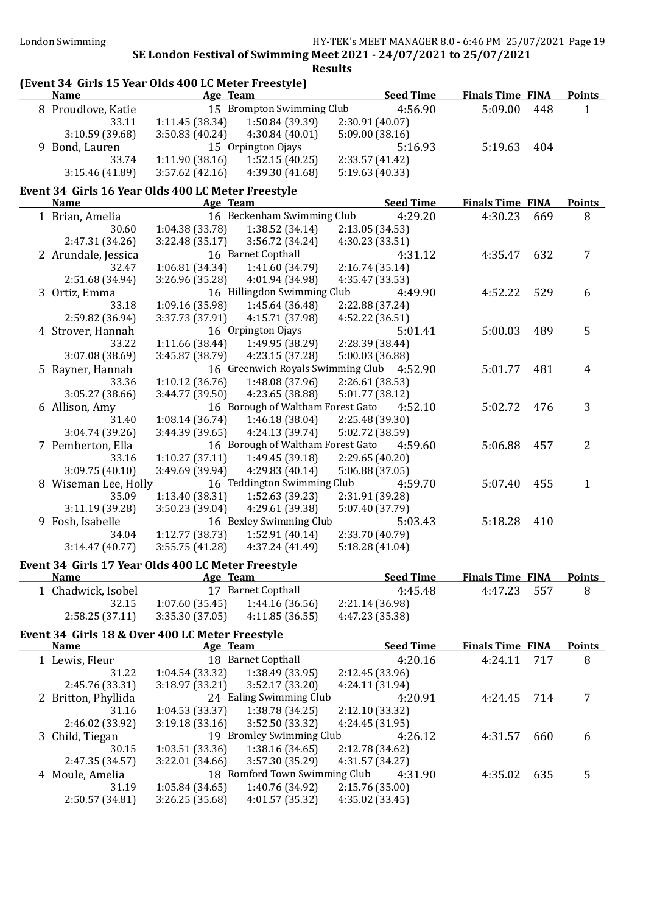SE London Festival of Swimming Meet 2021 - 24/07/2021 to 25/07/2021

**Results**

### (Event 34 Girls 15 Year Olds 400 LC Meter Freestyle)

| Name | Age | Team | Seed Time | Finals Time | FINA | Points |
|---|---|---|---|---|---|---|
| 8 Proudlove, Katie | 15 | Brompton Swimming Club | 4:56.90 | 5:09.00 | 448 | 1 |
| 33.11 | 1:11.45 (38.34) | 1:50.84 (39.39) | 2:30.91 (40.07) | | | |
| 3:10.59 (39.68) | 3:50.83 (40.24) | 4:30.84 (40.01) | 5:09.00 (38.16) | | | |
| 9 Bond, Lauren | 15 | Orpington Ojays | 5:16.93 | 5:19.63 | 404 | |
| 33.74 | 1:11.90 (38.16) | 1:52.15 (40.25) | 2:33.57 (41.42) | | | |
| 3:15.46 (41.89) | 3:57.62 (42.16) | 4:39.30 (41.68) | 5:19.63 (40.33) | | | |

### Event 34 Girls 16 Year Olds 400 LC Meter Freestyle

| Name | Age | Team | Seed Time | Finals Time | FINA | Points |
|---|---|---|---|---|---|---|
| 1 Brian, Amelia | 16 | Beckenham Swimming Club | 4:29.20 | 4:30.23 | 669 | 8 |
| 30.60 | 1:04.38 (33.78) | 1:38.52 (34.14) | 2:13.05 (34.53) | | | |
| 2:47.31 (34.26) | 3:22.48 (35.17) | 3:56.72 (34.24) | 4:30.23 (33.51) | | | |
| 2 Arundale, Jessica | 16 | Barnet Copthall | 4:31.12 | 4:35.47 | 632 | 7 |
| 32.47 | 1:06.81 (34.34) | 1:41.60 (34.79) | 2:16.74 (35.14) | | | |
| 2:51.68 (34.94) | 3:26.96 (35.28) | 4:01.94 (34.98) | 4:35.47 (33.53) | | | |
| 3 Ortiz, Emma | 16 | Hillingdon Swimming Club | 4:49.90 | 4:52.22 | 529 | 6 |
| 33.18 | 1:09.16 (35.98) | 1:45.64 (36.48) | 2:22.88 (37.24) | | | |
| 2:59.82 (36.94) | 3:37.73 (37.91) | 4:15.71 (37.98) | 4:52.22 (36.51) | | | |
| 4 Strover, Hannah | 16 | Orpington Ojays | 5:01.41 | 5:00.03 | 489 | 5 |
| 33.22 | 1:11.66 (38.44) | 1:49.95 (38.29) | 2:28.39 (38.44) | | | |
| 3:07.08 (38.69) | 3:45.87 (38.79) | 4:23.15 (37.28) | 5:00.03 (36.88) | | | |
| 5 Rayner, Hannah | 16 | Greenwich Royals Swimming Club | 4:52.90 | 5:01.77 | 481 | 4 |
| 33.36 | 1:10.12 (36.76) | 1:48.08 (37.96) | 2:26.61 (38.53) | | | |
| 3:05.27 (38.66) | 3:44.77 (39.50) | 4:23.65 (38.88) | 5:01.77 (38.12) | | | |
| 6 Allison, Amy | 16 | Borough of Waltham Forest Gato | 4:52.10 | 5:02.72 | 476 | 3 |
| 31.40 | 1:08.14 (36.74) | 1:46.18 (38.04) | 2:25.48 (39.30) | | | |
| 3:04.74 (39.26) | 3:44.39 (39.65) | 4:24.13 (39.74) | 5:02.72 (38.59) | | | |
| 7 Pemberton, Ella | 16 | Borough of Waltham Forest Gato | 4:59.60 | 5:06.88 | 457 | 2 |
| 33.16 | 1:10.27 (37.11) | 1:49.45 (39.18) | 2:29.65 (40.20) | | | |
| 3:09.75 (40.10) | 3:49.69 (39.94) | 4:29.83 (40.14) | 5:06.88 (37.05) | | | |
| 8 Wiseman Lee, Holly | 16 | Teddington Swimming Club | 4:59.70 | 5:07.40 | 455 | 1 |
| 35.09 | 1:13.40 (38.31) | 1:52.63 (39.23) | 2:31.91 (39.28) | | | |
| 3:11.19 (39.28) | 3:50.23 (39.04) | 4:29.61 (39.38) | 5:07.40 (37.79) | | | |
| 9 Fosh, Isabelle | 16 | Bexley Swimming Club | 5:03.43 | 5:18.28 | 410 | |
| 34.04 | 1:12.77 (38.73) | 1:52.91 (40.14) | 2:33.70 (40.79) | | | |
| 3:14.47 (40.77) | 3:55.75 (41.28) | 4:37.24 (41.49) | 5:18.28 (41.04) | | | |

### Event 34 Girls 17 Year Olds 400 LC Meter Freestyle

| Name | Age | Team | Seed Time | Finals Time | FINA | Points |
|---|---|---|---|---|---|---|
| 1 Chadwick, Isobel | 17 | Barnet Copthall | 4:45.48 | 4:47.23 | 557 | 8 |
| 32.15 | 1:07.60 (35.45) | 1:44.16 (36.56) | 2:21.14 (36.98) | | | |
| 2:58.25 (37.11) | 3:35.30 (37.05) | 4:11.85 (36.55) | 4:47.23 (35.38) | | | |

### Event 34 Girls 18 & Over 400 LC Meter Freestyle

| Name | Age | Team | Seed Time | Finals Time | FINA | Points |
|---|---|---|---|---|---|---|
| 1 Lewis, Fleur | 18 | Barnet Copthall | 4:20.16 | 4:24.11 | 717 | 8 |
| 31.22 | 1:04.54 (33.32) | 1:38.49 (33.95) | 2:12.45 (33.96) | | | |
| 2:45.76 (33.31) | 3:18.97 (33.21) | 3:52.17 (33.20) | 4:24.11 (31.94) | | | |
| 2 Britton, Phyllida | 24 | Ealing Swimming Club | 4:20.91 | 4:24.45 | 714 | 7 |
| 31.16 | 1:04.53 (33.37) | 1:38.78 (34.25) | 2:12.10 (33.32) | | | |
| 2:46.02 (33.92) | 3:19.18 (33.16) | 3:52.50 (33.32) | 4:24.45 (31.95) | | | |
| 3 Child, Tiegan | 19 | Bromley Swimming Club | 4:26.12 | 4:31.57 | 660 | 6 |
| 30.15 | 1:03.51 (33.36) | 1:38.16 (34.65) | 2:12.78 (34.62) | | | |
| 2:47.35 (34.57) | 3:22.01 (34.66) | 3:57.30 (35.29) | 4:31.57 (34.27) | | | |
| 4 Moule, Amelia | 18 | Romford Town Swimming Club | 4:31.90 | 4:35.02 | 635 | 5 |
| 31.19 | 1:05.84 (34.65) | 1:40.76 (34.92) | 2:15.76 (35.00) | | | |
| 2:50.57 (34.81) | 3:26.25 (35.68) | 4:01.57 (35.32) | 4:35.02 (33.45) | | | |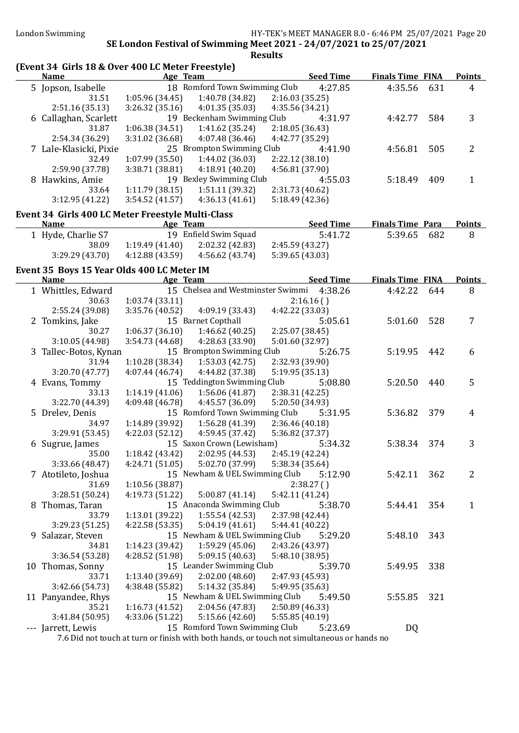SE London Festival of Swimming Meet 2021 - 24/07/2021 to 25/07/2021

**Results**

## (Event 34 Girls 18 & Over 400 LC Meter Freestyle)

| Name | Age | Team | Seed Time | Finals Time | FINA | Points |
|---|---|---|---|---|---|---|
| 5 Jopson, Isabelle | 18 | Romford Town Swimming Club | 4:27.85 | 4:35.56 | 631 | 4 |
| 31.51 | 1:05.96 (34.45) | 1:40.78 (34.82) | 2:16.03 (35.25) | | | |
| 2:51.16 (35.13) | 3:26.32 (35.16) | 4:01.35 (35.03) | 4:35.56 (34.21) | | | |
| 6 Callaghan, Scarlett | 19 | Beckenham Swimming Club | 4:31.97 | 4:42.77 | 584 | 3 |
| 31.87 | 1:06.38 (34.51) | 1:41.62 (35.24) | 2:18.05 (36.43) | | | |
| 2:54.34 (36.29) | 3:31.02 (36.68) | 4:07.48 (36.46) | 4:42.77 (35.29) | | | |
| 7 Lale-Klasicki, Pixie | 25 | Brompton Swimming Club | 4:41.90 | 4:56.81 | 505 | 2 |
| 32.49 | 1:07.99 (35.50) | 1:44.02 (36.03) | 2:22.12 (38.10) | | | |
| 2:59.90 (37.78) | 3:38.71 (38.81) | 4:18.91 (40.20) | 4:56.81 (37.90) | | | |
| 8 Hawkins, Amie | 19 | Bexley Swimming Club | 4:55.03 | 5:18.49 | 409 | 1 |
| 33.64 | 1:11.79 (38.15) | 1:51.11 (39.32) | 2:31.73 (40.62) | | | |
| 3:12.95 (41.22) | 3:54.52 (41.57) | 4:36.13 (41.61) | 5:18.49 (42.36) | | | |

## Event 34 Girls 400 LC Meter Freestyle Multi-Class

| Name | Age | Team | Seed Time | Finals Time | Para | Points |
|---|---|---|---|---|---|---|
| 1 Hyde, Charlie S7 | 19 | Enfield Swim Squad | 5:41.72 | 5:39.65 | 682 | 8 |
| 38.09 | 1:19.49 (41.40) | 2:02.32 (42.83) | 2:45.59 (43.27) | | | |
| 3:29.29 (43.70) | 4:12.88 (43.59) | 4:56.62 (43.74) | 5:39.65 (43.03) | | | |

## Event 35 Boys 15 Year Olds 400 LC Meter IM

| Name | Age | Team | Seed Time | Finals Time | FINA | Points |
|---|---|---|---|---|---|---|
| 1 Whittles, Edward | 15 | Chelsea and Westminster Swimmi | 4:38.26 | 4:42.22 | 644 | 8 |
| 30.63 | 1:03.74 (33.11) | | 2:16.16 ( ) | | | |
| 2:55.24 (39.08) | 3:35.76 (40.52) | 4:09.19 (33.43) | 4:42.22 (33.03) | | | |
| 2 Tomkins, Jake | 15 | Barnet Copthall | 5:05.61 | 5:01.60 | 528 | 7 |
| 30.27 | 1:06.37 (36.10) | 1:46.62 (40.25) | 2:25.07 (38.45) | | | |
| 3:10.05 (44.98) | 3:54.73 (44.68) | 4:28.63 (33.90) | 5:01.60 (32.97) | | | |
| 3 Tallec-Botos, Kynan | 15 | Brompton Swimming Club | 5:26.75 | 5:19.95 | 442 | 6 |
| 31.94 | 1:10.28 (38.34) | 1:53.03 (42.75) | 2:32.93 (39.90) | | | |
| 3:20.70 (47.77) | 4:07.44 (46.74) | 4:44.82 (37.38) | 5:19.95 (35.13) | | | |
| 4 Evans, Tommy | 15 | Teddington Swimming Club | 5:08.80 | 5:20.50 | 440 | 5 |
| 33.13 | 1:14.19 (41.06) | 1:56.06 (41.87) | 2:38.31 (42.25) | | | |
| 3:22.70 (44.39) | 4:09.48 (46.78) | 4:45.57 (36.09) | 5:20.50 (34.93) | | | |
| 5 Drelev, Denis | 15 | Romford Town Swimming Club | 5:31.95 | 5:36.82 | 379 | 4 |
| 34.97 | 1:14.89 (39.92) | 1:56.28 (41.39) | 2:36.46 (40.18) | | | |
| 3:29.91 (53.45) | 4:22.03 (52.12) | 4:59.45 (37.42) | 5:36.82 (37.37) | | | |
| 6 Sugrue, James | 15 | Saxon Crown (Lewisham) | 5:34.32 | 5:38.34 | 374 | 3 |
| 35.00 | 1:18.42 (43.42) | 2:02.95 (44.53) | 2:45.19 (42.24) | | | |
| 3:33.66 (48.47) | 4:24.71 (51.05) | 5:02.70 (37.99) | 5:38.34 (35.64) | | | |
| 7 Atotileto, Joshua | 15 | Newham & UEL Swimming Club | 5:12.90 | 5:42.11 | 362 | 2 |
| 31.69 | 1:10.56 (38.87) | | 2:38.27 ( ) | | | |
| 3:28.51 (50.24) | 4:19.73 (51.22) | 5:00.87 (41.14) | 5:42.11 (41.24) | | | |
| 8 Thomas, Taran | 15 | Anaconda Swimming Club | 5:38.70 | 5:44.41 | 354 | 1 |
| 33.79 | 1:13.01 (39.22) | 1:55.54 (42.53) | 2:37.98 (42.44) | | | |
| 3:29.23 (51.25) | 4:22.58 (53.35) | 5:04.19 (41.61) | 5:44.41 (40.22) | | | |
| 9 Salazar, Steven | 15 | Newham & UEL Swimming Club | 5:29.20 | 5:48.10 | 343 | |
| 34.81 | 1:14.23 (39.42) | 1:59.29 (45.06) | 2:43.26 (43.97) | | | |
| 3:36.54 (53.28) | 4:28.52 (51.98) | 5:09.15 (40.63) | 5:48.10 (38.95) | | | |
| 10 Thomas, Sonny | 15 | Leander Swimming Club | 5:39.70 | 5:49.95 | 338 | |
| 33.71 | 1:13.40 (39.69) | 2:02.00 (48.60) | 2:47.93 (45.93) | | | |
| 3:42.66 (54.73) | 4:38.48 (55.82) | 5:14.32 (35.84) | 5:49.95 (35.63) | | | |
| 11 Panyandee, Rhys | 15 | Newham & UEL Swimming Club | 5:49.50 | 5:55.85 | 321 | |
| 35.21 | 1:16.73 (41.52) | 2:04.56 (47.83) | 2:50.89 (46.33) | | | |
| 3:41.84 (50.95) | 4:33.06 (51.22) | 5:15.66 (42.60) | 5:55.85 (40.19) | | | |
| --- Jarrett, Lewis | 15 | Romford Town Swimming Club | 5:23.69 | DQ | | |

7.6 Did not touch at turn or finish with both hands, or touch not simultaneous or hands no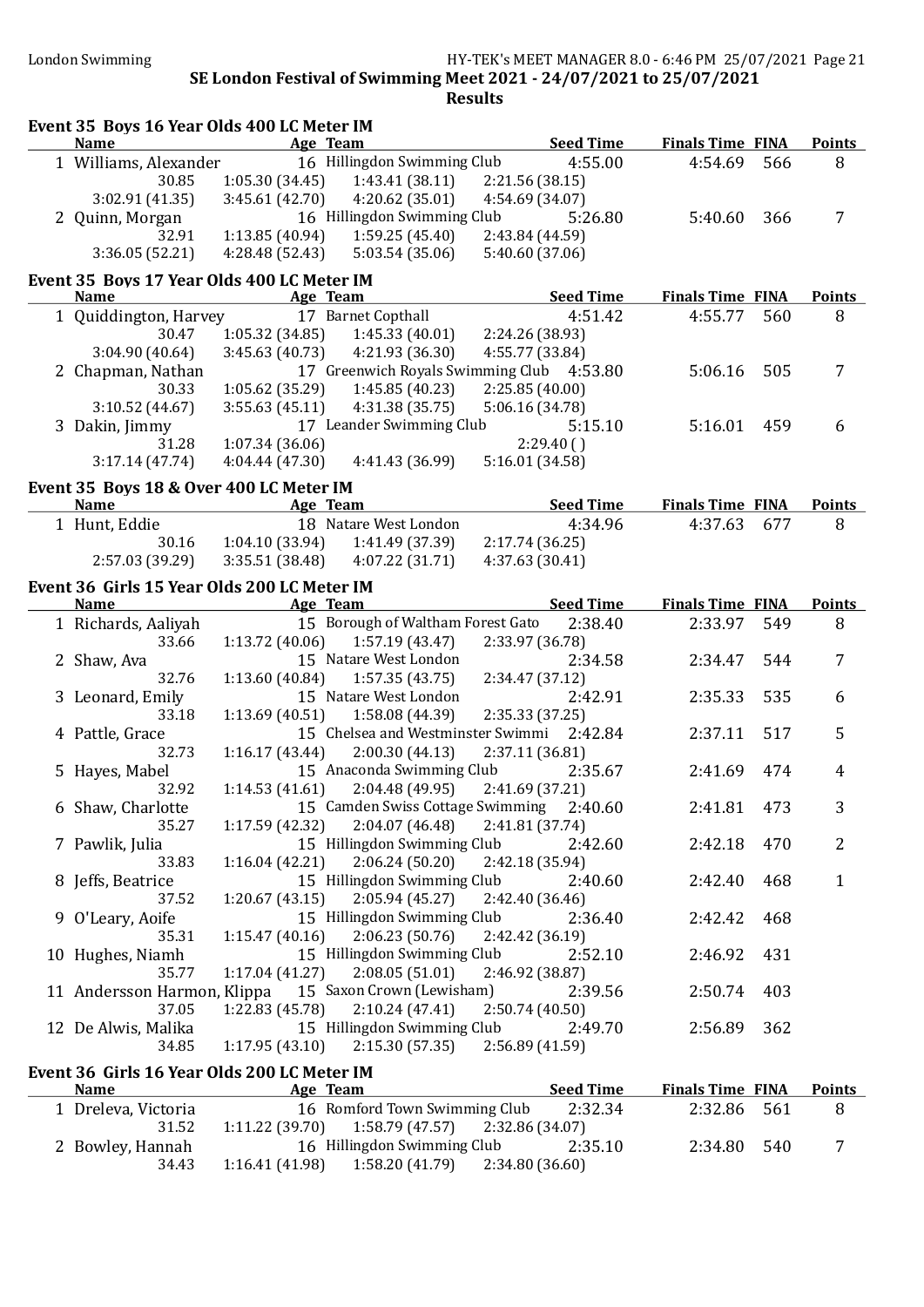## SE London Festival of Swimming Meet 2021 - 24/07/2021 to 25/07/2021

### Results

#### Event 35 Boys 16 Year Olds 400 LC Meter IM

| Name | Age | Team | Seed Time | Finals Time | FINA | Points |
|---|---|---|---|---|---|---|
| 1 Williams, Alexander | 16 | Hillingdon Swimming Club | 4:55.00 | 4:54.69 | 566 | 8 |
| 30.85 | 1:05.30 (34.45) | 1:43.41 (38.11) | 2:21.56 (38.15) | | | |
| 3:02.91 (41.35) | 3:45.61 (42.70) | 4:20.62 (35.01) | 4:54.69 (34.07) | | | |
| 2 Quinn, Morgan | 16 | Hillingdon Swimming Club | 5:26.80 | 5:40.60 | 366 | 7 |
| 32.91 | 1:13.85 (40.94) | 1:59.25 (45.40) | 2:43.84 (44.59) | | | |
| 3:36.05 (52.21) | 4:28.48 (52.43) | 5:03.54 (35.06) | 5:40.60 (37.06) | | | |

#### Event 35 Boys 17 Year Olds 400 LC Meter IM

| Name | Age | Team | Seed Time | Finals Time | FINA | Points |
|---|---|---|---|---|---|---|
| 1 Quiddington, Harvey | 17 | Barnet Copthall | 4:51.42 | 4:55.77 | 560 | 8 |
| 30.47 | 1:05.32 (34.85) | 1:45.33 (40.01) | 2:24.26 (38.93) | | | |
| 3:04.90 (40.64) | 3:45.63 (40.73) | 4:21.93 (36.30) | 4:55.77 (33.84) | | | |
| 2 Chapman, Nathan | 17 | Greenwich Royals Swimming Club | 4:53.80 | 5:06.16 | 505 | 7 |
| 30.33 | 1:05.62 (35.29) | 1:45.85 (40.23) | 2:25.85 (40.00) | | | |
| 3:10.52 (44.67) | 3:55.63 (45.11) | 4:31.38 (35.75) | 5:06.16 (34.78) | | | |
| 3 Dakin, Jimmy | 17 | Leander Swimming Club | 5:15.10 | 5:16.01 | 459 | 6 |
| 31.28 | 1:07.34 (36.06) | | 2:29.40 ( ) | | | |
| 3:17.14 (47.74) | 4:04.44 (47.30) | 4:41.43 (36.99) | 5:16.01 (34.58) | | | |

#### Event 35 Boys 18 & Over 400 LC Meter IM

| Name | Age | Team | Seed Time | Finals Time | FINA | Points |
|---|---|---|---|---|---|---|
| 1 Hunt, Eddie | 18 | Natare West London | 4:34.96 | 4:37.63 | 677 | 8 |
| 30.16 | 1:04.10 (33.94) | 1:41.49 (37.39) | 2:17.74 (36.25) | | | |
| 2:57.03 (39.29) | 3:35.51 (38.48) | 4:07.22 (31.71) | 4:37.63 (30.41) | | | |

#### Event 36 Girls 15 Year Olds 200 LC Meter IM

| Name | Age | Team | Seed Time | Finals Time | FINA | Points |
|---|---|---|---|---|---|---|
| 1 Richards, Aaliyah | 15 | Borough of Waltham Forest Gato | 2:38.40 | 2:33.97 | 549 | 8 |
| 33.66 | 1:13.72 (40.06) | 1:57.19 (43.47) | 2:33.97 (36.78) | | | |
| 2 Shaw, Ava | 15 | Natare West London | 2:34.58 | 2:34.47 | 544 | 7 |
| 32.76 | 1:13.60 (40.84) | 1:57.35 (43.75) | 2:34.47 (37.12) | | | |
| 3 Leonard, Emily | 15 | Natare West London | 2:42.91 | 2:35.33 | 535 | 6 |
| 33.18 | 1:13.69 (40.51) | 1:58.08 (44.39) | 2:35.33 (37.25) | | | |
| 4 Pattle, Grace | 15 | Chelsea and Westminster Swimmi | 2:42.84 | 2:37.11 | 517 | 5 |
| 32.73 | 1:16.17 (43.44) | 2:00.30 (44.13) | 2:37.11 (36.81) | | | |
| 5 Hayes, Mabel | 15 | Anaconda Swimming Club | 2:35.67 | 2:41.69 | 474 | 4 |
| 32.92 | 1:14.53 (41.61) | 2:04.48 (49.95) | 2:41.69 (37.21) | | | |
| 6 Shaw, Charlotte | 15 | Camden Swiss Cottage Swimming | 2:40.60 | 2:41.81 | 473 | 3 |
| 35.27 | 1:17.59 (42.32) | 2:04.07 (46.48) | 2:41.81 (37.74) | | | |
| 7 Pawlik, Julia | 15 | Hillingdon Swimming Club | 2:42.60 | 2:42.18 | 470 | 2 |
| 33.83 | 1:16.04 (42.21) | 2:06.24 (50.20) | 2:42.18 (35.94) | | | |
| 8 Jeffs, Beatrice | 15 | Hillingdon Swimming Club | 2:40.60 | 2:42.40 | 468 | 1 |
| 37.52 | 1:20.67 (43.15) | 2:05.94 (45.27) | 2:42.40 (36.46) | | | |
| 9 O'Leary, Aoife | 15 | Hillingdon Swimming Club | 2:36.40 | 2:42.42 | 468 | |
| 35.31 | 1:15.47 (40.16) | 2:06.23 (50.76) | 2:42.42 (36.19) | | | |
| 10 Hughes, Niamh | 15 | Hillingdon Swimming Club | 2:52.10 | 2:46.92 | 431 | |
| 35.77 | 1:17.04 (41.27) | 2:08.05 (51.01) | 2:46.92 (38.87) | | | |
| 11 Andersson Harmon, Klippa | 15 | Saxon Crown (Lewisham) | 2:39.56 | 2:50.74 | 403 | |
| 37.05 | 1:22.83 (45.78) | 2:10.24 (47.41) | 2:50.74 (40.50) | | | |
| 12 De Alwis, Malika | 15 | Hillingdon Swimming Club | 2:49.70 | 2:56.89 | 362 | |
| 34.85 | 1:17.95 (43.10) | 2:15.30 (57.35) | 2:56.89 (41.59) | | | |

#### Event 36 Girls 16 Year Olds 200 LC Meter IM

| Name | Age | Team | Seed Time | Finals Time | FINA | Points |
|---|---|---|---|---|---|---|
| 1 Dreleva, Victoria | 16 | Romford Town Swimming Club | 2:32.34 | 2:32.86 | 561 | 8 |
| 31.52 | 1:11.22 (39.70) | 1:58.79 (47.57) | 2:32.86 (34.07) | | | |
| 2 Bowley, Hannah | 16 | Hillingdon Swimming Club | 2:35.10 | 2:34.80 | 540 | 7 |
| 34.43 | 1:16.41 (41.98) | 1:58.20 (41.79) | 2:34.80 (36.60) | | | |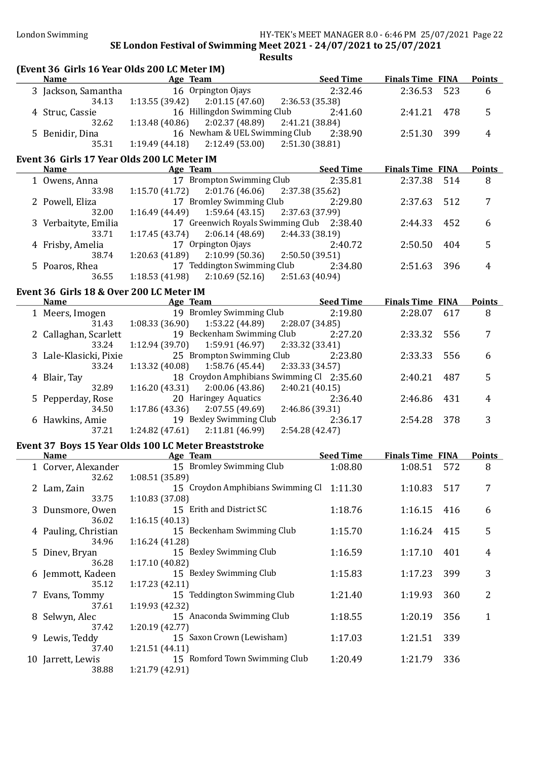SE London Festival of Swimming Meet 2021 - 24/07/2021 to 25/07/2021

**Results**

### (Event 36 Girls 16 Year Olds 200 LC Meter IM)

| Name | Age | Team | Seed Time | Finals Time | FINA | Points |
|---|---|---|---|---|---|---|
| 3 Jackson, Samantha | 16 | Orpington Ojays | 2:32.46 | 2:36.53 | 523 | 6 |
| 34.13 1:13.55 (39.42) 2:01.15 (47.60) 2:36.53 (35.38) | | | | | | |
| 4 Struc, Cassie | 16 | Hillingdon Swimming Club | 2:41.60 | 2:41.21 | 478 | 5 |
| 32.62 1:13.48 (40.86) 2:02.37 (48.89) 2:41.21 (38.84) | | | | | | |
| 5 Benidir, Dina | 16 | Newham & UEL Swimming Club | 2:38.90 | 2:51.30 | 399 | 4 |
| 35.31 1:19.49 (44.18) 2:12.49 (53.00) 2:51.30 (38.81) | | | | | | |

### Event 36 Girls 17 Year Olds 200 LC Meter IM

| Name | Age | Team | Seed Time | Finals Time | FINA | Points |
|---|---|---|---|---|---|---|
| 1 Owens, Anna | 17 | Brompton Swimming Club | 2:35.81 | 2:37.38 | 514 | 8 |
| 33.98 1:15.70 (41.72) 2:01.76 (46.06) 2:37.38 (35.62) | | | | | | |
| 2 Powell, Eliza | 17 | Bromley Swimming Club | 2:29.80 | 2:37.63 | 512 | 7 |
| 32.00 1:16.49 (44.49) 1:59.64 (43.15) 2:37.63 (37.99) | | | | | | |
| 3 Verbaityte, Emilia | 17 | Greenwich Royals Swimming Club | 2:38.40 | 2:44.33 | 452 | 6 |
| 33.71 1:17.45 (43.74) 2:06.14 (48.69) 2:44.33 (38.19) | | | | | | |
| 4 Frisby, Amelia | 17 | Orpington Ojays | 2:40.72 | 2:50.50 | 404 | 5 |
| 38.74 1:20.63 (41.89) 2:10.99 (50.36) 2:50.50 (39.51) | | | | | | |
| 5 Poaros, Rhea | 17 | Teddington Swimming Club | 2:34.80 | 2:51.63 | 396 | 4 |
| 36.55 1:18.53 (41.98) 2:10.69 (52.16) 2:51.63 (40.94) | | | | | | |

### Event 36 Girls 18 & Over 200 LC Meter IM

| Name | Age | Team | Seed Time | Finals Time | FINA | Points |
|---|---|---|---|---|---|---|
| 1 Meers, Imogen | 19 | Bromley Swimming Club | 2:19.80 | 2:28.07 | 617 | 8 |
| 31.43 1:08.33 (36.90) 1:53.22 (44.89) 2:28.07 (34.85) | | | | | | |
| 2 Callaghan, Scarlett | 19 | Beckenham Swimming Club | 2:27.20 | 2:33.32 | 556 | 7 |
| 33.24 1:12.94 (39.70) 1:59.91 (46.97) 2:33.32 (33.41) | | | | | | |
| 3 Lale-Klasicki, Pixie | 25 | Brompton Swimming Club | 2:23.80 | 2:33.33 | 556 | 6 |
| 33.24 1:13.32 (40.08) 1:58.76 (45.44) 2:33.33 (34.57) | | | | | | |
| 4 Blair, Tay | 18 | Croydon Amphibians Swimming Cl | 2:35.60 | 2:40.21 | 487 | 5 |
| 32.89 1:16.20 (43.31) 2:00.06 (43.86) 2:40.21 (40.15) | | | | | | |
| 5 Pepperday, Rose | 20 | Haringey Aquatics | 2:36.40 | 2:46.86 | 431 | 4 |
| 34.50 1:17.86 (43.36) 2:07.55 (49.69) 2:46.86 (39.31) | | | | | | |
| 6 Hawkins, Amie | 19 | Bexley Swimming Club | 2:36.17 | 2:54.28 | 378 | 3 |
| 37.21 1:24.82 (47.61) 2:11.81 (46.99) 2:54.28 (42.47) | | | | | | |

### Event 37 Boys 15 Year Olds 100 LC Meter Breaststroke

| Name | Age | Team | Seed Time | Finals Time | FINA | Points |
|---|---|---|---|---|---|---|
| 1 Corver, Alexander | 15 | Bromley Swimming Club | 1:08.80 | 1:08.51 | 572 | 8 |
| 32.62 1:08.51 (35.89) | | | | | | |
| 2 Lam, Zain | 15 | Croydon Amphibians Swimming Cl | 1:11.30 | 1:10.83 | 517 | 7 |
| 33.75 1:10.83 (37.08) | | | | | | |
| 3 Dunsmore, Owen | 15 | Erith and District SC | 1:18.76 | 1:16.15 | 416 | 6 |
| 36.02 1:16.15 (40.13) | | | | | | |
| 4 Pauling, Christian | 15 | Beckenham Swimming Club | 1:15.70 | 1:16.24 | 415 | 5 |
| 34.96 1:16.24 (41.28) | | | | | | |
| 5 Dinev, Bryan | 15 | Bexley Swimming Club | 1:16.59 | 1:17.10 | 401 | 4 |
| 36.28 1:17.10 (40.82) | | | | | | |
| 6 Jemmott, Kadeen | 15 | Bexley Swimming Club | 1:15.83 | 1:17.23 | 399 | 3 |
| 35.12 1:17.23 (42.11) | | | | | | |
| 7 Evans, Tommy | 15 | Teddington Swimming Club | 1:21.40 | 1:19.93 | 360 | 2 |
| 37.61 1:19.93 (42.32) | | | | | | |
| 8 Selwyn, Alec | 15 | Anaconda Swimming Club | 1:18.55 | 1:20.19 | 356 | 1 |
| 37.42 1:20.19 (42.77) | | | | | | |
| 9 Lewis, Teddy | 15 | Saxon Crown (Lewisham) | 1:17.03 | 1:21.51 | 339 | |
| 37.40 1:21.51 (44.11) | | | | | | |
| 10 Jarrett, Lewis | 15 | Romford Town Swimming Club | 1:20.49 | 1:21.79 | 336 | |
| 38.88 1:21.79 (42.91) | | | | | | |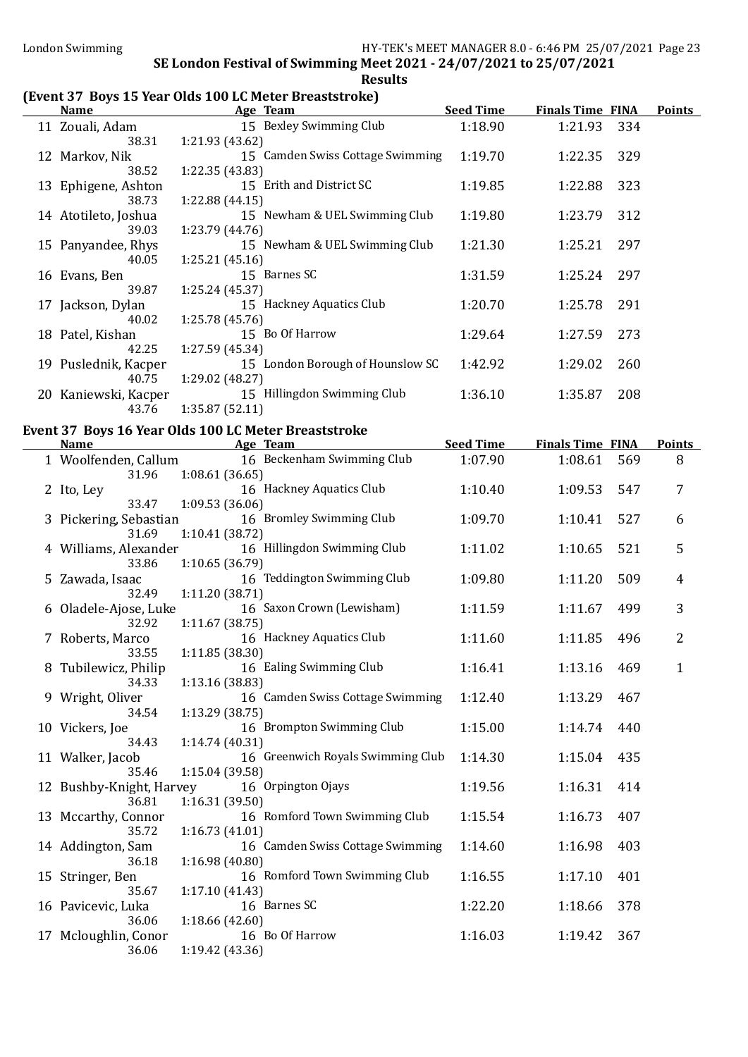## SE London Festival of Swimming Meet 2021 - 24/07/2021 to 25/07/2021

### Results

### (Event 37 Boys 15 Year Olds 100 LC Meter Breaststroke)

| | Name | Age | Team | Seed Time | Finals Time | FINA | Points |
|---|---|---|---|---|---|---|---|
| 11 | Zouali, Adam | 15 | Bexley Swimming Club | 1:18.90 | 1:21.93 | 334 | |
| | 38.31 | 1:21.93 (43.62) | | | | | |
| 12 | Markov, Nik | 15 | Camden Swiss Cottage Swimming | 1:19.70 | 1:22.35 | 329 | |
| | 38.52 | 1:22.35 (43.83) | | | | | |
| 13 | Ephigene, Ashton | 15 | Erith and District SC | 1:19.85 | 1:22.88 | 323 | |
| | 38.73 | 1:22.88 (44.15) | | | | | |
| 14 | Atotileto, Joshua | 15 | Newham & UEL Swimming Club | 1:19.80 | 1:23.79 | 312 | |
| | 39.03 | 1:23.79 (44.76) | | | | | |
| 15 | Panyandee, Rhys | 15 | Newham & UEL Swimming Club | 1:21.30 | 1:25.21 | 297 | |
| | 40.05 | 1:25.21 (45.16) | | | | | |
| 16 | Evans, Ben | 15 | Barnes SC | 1:31.59 | 1:25.24 | 297 | |
| | 39.87 | 1:25.24 (45.37) | | | | | |
| 17 | Jackson, Dylan | 15 | Hackney Aquatics Club | 1:20.70 | 1:25.78 | 291 | |
| | 40.02 | 1:25.78 (45.76) | | | | | |
| 18 | Patel, Kishan | 15 | Bo Of Harrow | 1:29.64 | 1:27.59 | 273 | |
| | 42.25 | 1:27.59 (45.34) | | | | | |
| 19 | Puslednik, Kacper | 15 | London Borough of Hounslow SC | 1:42.92 | 1:29.02 | 260 | |
| | 40.75 | 1:29.02 (48.27) | | | | | |
| 20 | Kaniewski, Kacper | 15 | Hillingdon Swimming Club | 1:36.10 | 1:35.87 | 208 | |
| | 43.76 | 1:35.87 (52.11) | | | | | |

### Event 37 Boys 16 Year Olds 100 LC Meter Breaststroke

| | Name | Age | Team | Seed Time | Finals Time | FINA | Points |
|---|---|---|---|---|---|---|---|
| 1 | Woolfenden, Callum | 16 | Beckenham Swimming Club | 1:07.90 | 1:08.61 | 569 | 8 |
| | 31.96 | 1:08.61 (36.65) | | | | | |
| 2 | Ito, Ley | 16 | Hackney Aquatics Club | 1:10.40 | 1:09.53 | 547 | 7 |
| | 33.47 | 1:09.53 (36.06) | | | | | |
| 3 | Pickering, Sebastian | 16 | Bromley Swimming Club | 1:09.70 | 1:10.41 | 527 | 6 |
| | 31.69 | 1:10.41 (38.72) | | | | | |
| 4 | Williams, Alexander | 16 | Hillingdon Swimming Club | 1:11.02 | 1:10.65 | 521 | 5 |
| | 33.86 | 1:10.65 (36.79) | | | | | |
| 5 | Zawada, Isaac | 16 | Teddington Swimming Club | 1:09.80 | 1:11.20 | 509 | 4 |
| | 32.49 | 1:11.20 (38.71) | | | | | |
| 6 | Oladele-Ajose, Luke | 16 | Saxon Crown (Lewisham) | 1:11.59 | 1:11.67 | 499 | 3 |
| | 32.92 | 1:11.67 (38.75) | | | | | |
| 7 | Roberts, Marco | 16 | Hackney Aquatics Club | 1:11.60 | 1:11.85 | 496 | 2 |
| | 33.55 | 1:11.85 (38.30) | | | | | |
| 8 | Tubilewicz, Philip | 16 | Ealing Swimming Club | 1:16.41 | 1:13.16 | 469 | 1 |
| | 34.33 | 1:13.16 (38.83) | | | | | |
| 9 | Wright, Oliver | 16 | Camden Swiss Cottage Swimming | 1:12.40 | 1:13.29 | 467 | |
| | 34.54 | 1:13.29 (38.75) | | | | | |
| 10 | Vickers, Joe | 16 | Brompton Swimming Club | 1:15.00 | 1:14.74 | 440 | |
| | 34.43 | 1:14.74 (40.31) | | | | | |
| 11 | Walker, Jacob | 16 | Greenwich Royals Swimming Club | 1:14.30 | 1:15.04 | 435 | |
| | 35.46 | 1:15.04 (39.58) | | | | | |
| 12 | Bushby-Knight, Harvey | 16 | Orpington Ojays | 1:19.56 | 1:16.31 | 414 | |
| | 36.81 | 1:16.31 (39.50) | | | | | |
| 13 | Mccarthy, Connor | 16 | Romford Town Swimming Club | 1:15.54 | 1:16.73 | 407 | |
| | 35.72 | 1:16.73 (41.01) | | | | | |
| 14 | Addington, Sam | 16 | Camden Swiss Cottage Swimming | 1:14.60 | 1:16.98 | 403 | |
| | 36.18 | 1:16.98 (40.80) | | | | | |
| 15 | Stringer, Ben | 16 | Romford Town Swimming Club | 1:16.55 | 1:17.10 | 401 | |
| | 35.67 | 1:17.10 (41.43) | | | | | |
| 16 | Pavicevic, Luka | 16 | Barnes SC | 1:22.20 | 1:18.66 | 378 | |
| | 36.06 | 1:18.66 (42.60) | | | | | |
| 17 | Mcloughlin, Conor | 16 | Bo Of Harrow | 1:16.03 | 1:19.42 | 367 | |
| | 36.06 | 1:19.42 (43.36) | | | | | |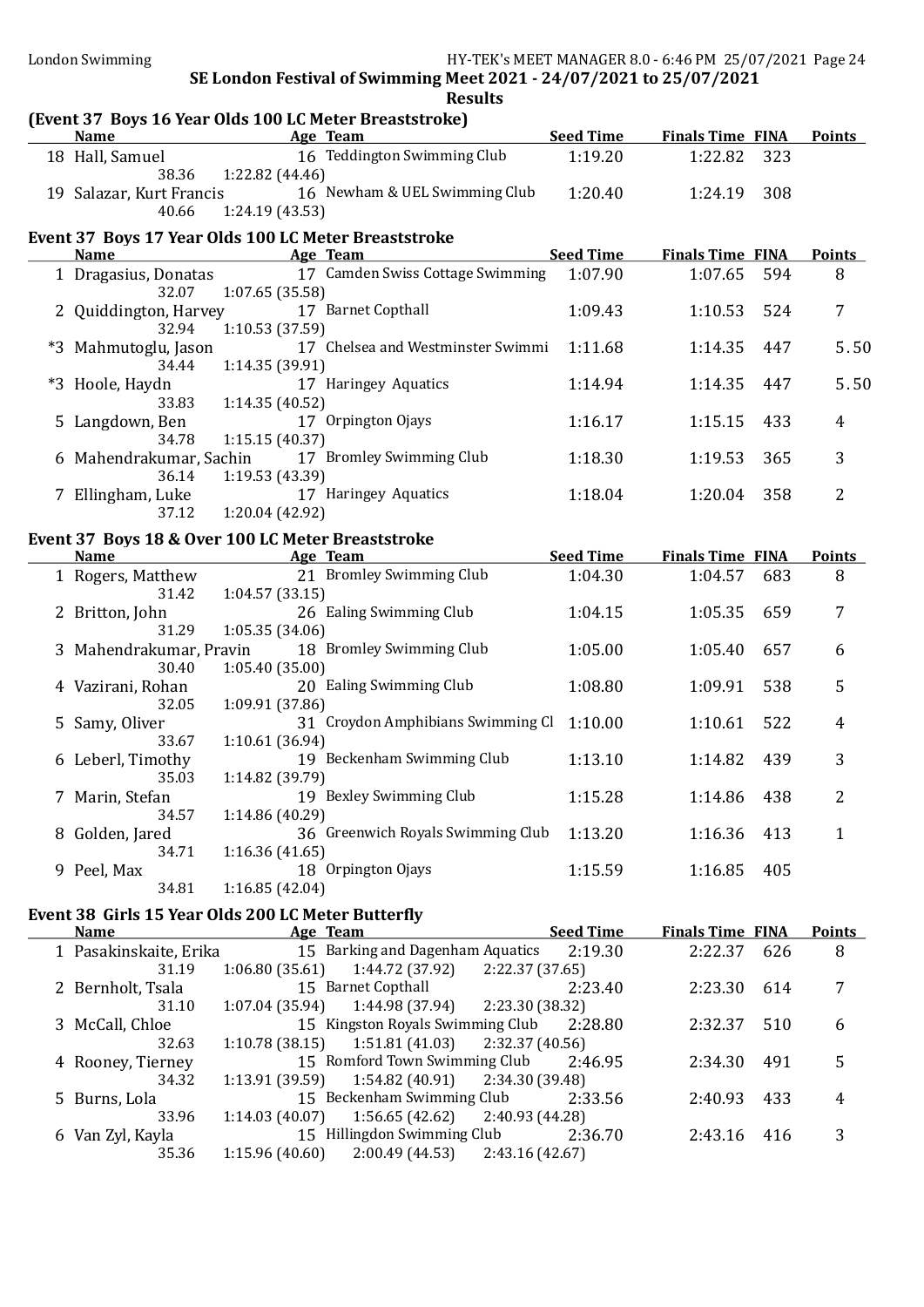SE London Festival of Swimming Meet 2021 - 24/07/2021 to 25/07/2021

**Results**

### (Event 37 Boys 16 Year Olds 100 LC Meter Breaststroke)

| Name | Age | Team | Seed Time | Finals Time | FINA | Points |
|---|---|---|---|---|---|---|
| 18 Hall, Samuel | 16 | Teddington Swimming Club | 1:19.20 | 1:22.82 | 323 | |
| 38.36 &nbsp; 1:22.82 (44.46) | | | | | | |
| 19 Salazar, Kurt Francis | 16 | Newham & UEL Swimming Club | 1:20.40 | 1:24.19 | 308 | |
| 40.66 &nbsp; 1:24.19 (43.53) | | | | | | |

### Event 37 Boys 17 Year Olds 100 LC Meter Breaststroke

| Name | Age | Team | Seed Time | Finals Time | FINA | Points |
|---|---|---|---|---|---|---|
| 1 Dragasius, Donatas | 17 | Camden Swiss Cottage Swimming | 1:07.90 | 1:07.65 | 594 | 8 |
| 32.07 &nbsp; 1:07.65 (35.58) | | | | | | |
| 2 Quiddington, Harvey | 17 | Barnet Copthall | 1:09.43 | 1:10.53 | 524 | 7 |
| 32.94 &nbsp; 1:10.53 (37.59) | | | | | | |
| *3 Mahmutoglu, Jason | 17 | Chelsea and Westminster Swimmi | 1:11.68 | 1:14.35 | 447 | 5.50 |
| 34.44 &nbsp; 1:14.35 (39.91) | | | | | | |
| *3 Hoole, Haydn | 17 | Haringey Aquatics | 1:14.94 | 1:14.35 | 447 | 5.50 |
| 33.83 &nbsp; 1:14.35 (40.52) | | | | | | |
| 5 Langdown, Ben | 17 | Orpington Ojays | 1:16.17 | 1:15.15 | 433 | 4 |
| 34.78 &nbsp; 1:15.15 (40.37) | | | | | | |
| 6 Mahendrakumar, Sachin | 17 | Bromley Swimming Club | 1:18.30 | 1:19.53 | 365 | 3 |
| 36.14 &nbsp; 1:19.53 (43.39) | | | | | | |
| 7 Ellingham, Luke | 17 | Haringey Aquatics | 1:18.04 | 1:20.04 | 358 | 2 |
| 37.12 &nbsp; 1:20.04 (42.92) | | | | | | |

### Event 37 Boys 18 & Over 100 LC Meter Breaststroke

| Name | Age | Team | Seed Time | Finals Time | FINA | Points |
|---|---|---|---|---|---|---|
| 1 Rogers, Matthew | 21 | Bromley Swimming Club | 1:04.30 | 1:04.57 | 683 | 8 |
| 31.42 &nbsp; 1:04.57 (33.15) | | | | | | |
| 2 Britton, John | 26 | Ealing Swimming Club | 1:04.15 | 1:05.35 | 659 | 7 |
| 31.29 &nbsp; 1:05.35 (34.06) | | | | | | |
| 3 Mahendrakumar, Pravin | 18 | Bromley Swimming Club | 1:05.00 | 1:05.40 | 657 | 6 |
| 30.40 &nbsp; 1:05.40 (35.00) | | | | | | |
| 4 Vazirani, Rohan | 20 | Ealing Swimming Club | 1:08.80 | 1:09.91 | 538 | 5 |
| 32.05 &nbsp; 1:09.91 (37.86) | | | | | | |
| 5 Samy, Oliver | 31 | Croydon Amphibians Swimming Cl | 1:10.00 | 1:10.61 | 522 | 4 |
| 33.67 &nbsp; 1:10.61 (36.94) | | | | | | |
| 6 Leberl, Timothy | 19 | Beckenham Swimming Club | 1:13.10 | 1:14.82 | 439 | 3 |
| 35.03 &nbsp; 1:14.82 (39.79) | | | | | | |
| 7 Marin, Stefan | 19 | Bexley Swimming Club | 1:15.28 | 1:14.86 | 438 | 2 |
| 34.57 &nbsp; 1:14.86 (40.29) | | | | | | |
| 8 Golden, Jared | 36 | Greenwich Royals Swimming Club | 1:13.20 | 1:16.36 | 413 | 1 |
| 34.71 &nbsp; 1:16.36 (41.65) | | | | | | |
| 9 Peel, Max | 18 | Orpington Ojays | 1:15.59 | 1:16.85 | 405 | |
| 34.81 &nbsp; 1:16.85 (42.04) | | | | | | |

### Event 38 Girls 15 Year Olds 200 LC Meter Butterfly

| Name | Age | Team | Seed Time | Finals Time | FINA | Points |
|---|---|---|---|---|---|---|
| 1 Pasakinskaite, Erika | 15 | Barking and Dagenham Aquatics | 2:19.30 | 2:22.37 | 626 | 8 |
| 31.19 &nbsp; 1:06.80 (35.61) &nbsp; 1:44.72 (37.92) &nbsp; 2:22.37 (37.65) | | | | | | |
| 2 Bernholt, Tsala | 15 | Barnet Copthall | 2:23.40 | 2:23.30 | 614 | 7 |
| 31.10 &nbsp; 1:07.04 (35.94) &nbsp; 1:44.98 (37.94) &nbsp; 2:23.30 (38.32) | | | | | | |
| 3 McCall, Chloe | 15 | Kingston Royals Swimming Club | 2:28.80 | 2:32.37 | 510 | 6 |
| 32.63 &nbsp; 1:10.78 (38.15) &nbsp; 1:51.81 (41.03) &nbsp; 2:32.37 (40.56) | | | | | | |
| 4 Rooney, Tierney | 15 | Romford Town Swimming Club | 2:46.95 | 2:34.30 | 491 | 5 |
| 34.32 &nbsp; 1:13.91 (39.59) &nbsp; 1:54.82 (40.91) &nbsp; 2:34.30 (39.48) | | | | | | |
| 5 Burns, Lola | 15 | Beckenham Swimming Club | 2:33.56 | 2:40.93 | 433 | 4 |
| 33.96 &nbsp; 1:14.03 (40.07) &nbsp; 1:56.65 (42.62) &nbsp; 2:40.93 (44.28) | | | | | | |
| 6 Van Zyl, Kayla | 15 | Hillingdon Swimming Club | 2:36.70 | 2:43.16 | 416 | 3 |
| 35.36 &nbsp; 1:15.96 (40.60) &nbsp; 2:00.49 (44.53) &nbsp; 2:43.16 (42.67) | | | | | | |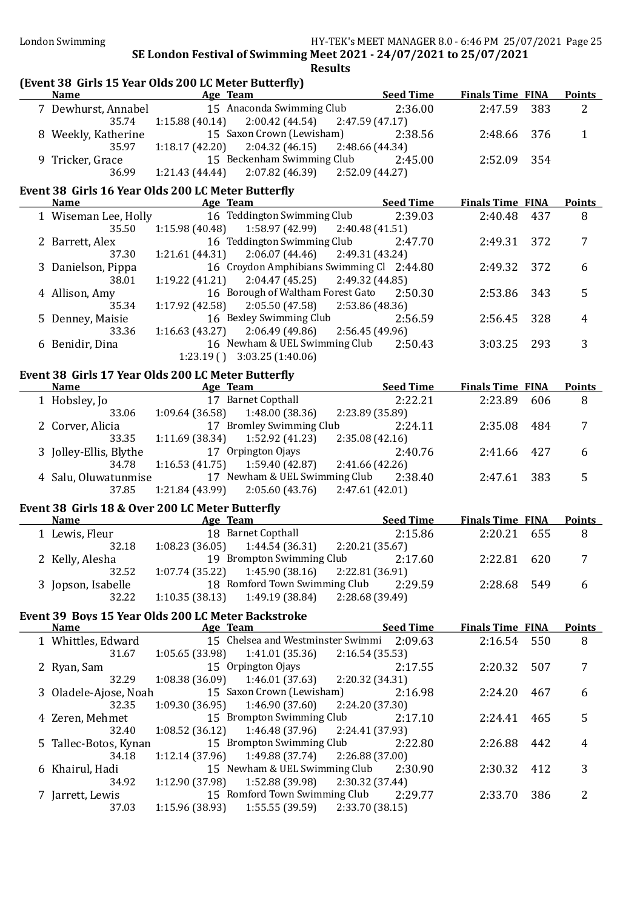## SE London Festival of Swimming Meet 2021 - 24/07/2021 to 25/07/2021

### Results

#### (Event 38 Girls 15 Year Olds 200 LC Meter Butterfly)

| | Name | Age | Team | Seed Time | Finals Time | FINA | Points |
|---|---|---|---|---|---|---|---|
| 7 | Dewhurst, Annabel | 15 | Anaconda Swimming Club | 2:36.00 | 2:47.59 | 383 | 2 |
| | 35.74 | | 1:15.88 (40.14) 2:00.42 (44.54) 2:47.59 (47.17) | | | | |
| 8 | Weekly, Katherine | 15 | Saxon Crown (Lewisham) | 2:38.56 | 2:48.66 | 376 | 1 |
| | 35.97 | | 1:18.17 (42.20) 2:04.32 (46.15) 2:48.66 (44.34) | | | | |
| 9 | Tricker, Grace | 15 | Beckenham Swimming Club | 2:45.00 | 2:52.09 | 354 | |
| | 36.99 | | 1:21.43 (44.44) 2:07.82 (46.39) 2:52.09 (44.27) | | | | |

#### Event 38 Girls 16 Year Olds 200 LC Meter Butterfly

| | Name | Age | Team | Seed Time | Finals Time | FINA | Points |
|---|---|---|---|---|---|---|---|
| 1 | Wiseman Lee, Holly | 16 | Teddington Swimming Club | 2:39.03 | 2:40.48 | 437 | 8 |
| | 35.50 | | 1:15.98 (40.48) 1:58.97 (42.99) 2:40.48 (41.51) | | | | |
| 2 | Barrett, Alex | 16 | Teddington Swimming Club | 2:47.70 | 2:49.31 | 372 | 7 |
| | 37.30 | | 1:21.61 (44.31) 2:06.07 (44.46) 2:49.31 (43.24) | | | | |
| 3 | Danielson, Pippa | 16 | Croydon Amphibians Swimming Cl | 2:44.80 | 2:49.32 | 372 | 6 |
| | 38.01 | | 1:19.22 (41.21) 2:04.47 (45.25) 2:49.32 (44.85) | | | | |
| 4 | Allison, Amy | 16 | Borough of Waltham Forest Gato | 2:50.30 | 2:53.86 | 343 | 5 |
| | 35.34 | | 1:17.92 (42.58) 2:05.50 (47.58) 2:53.86 (48.36) | | | | |
| 5 | Denney, Maisie | 16 | Bexley Swimming Club | 2:56.59 | 2:56.45 | 328 | 4 |
| | 33.36 | | 1:16.63 (43.27) 2:06.49 (49.86) 2:56.45 (49.96) | | | | |
| 6 | Benidir, Dina | 16 | Newham & UEL Swimming Club | 2:50.43 | 3:03.25 | 293 | 3 |
| | | | 1:23.19 ( ) 3:03.25 (1:40.06) | | | | |

#### Event 38 Girls 17 Year Olds 200 LC Meter Butterfly

| | Name | Age | Team | Seed Time | Finals Time | FINA | Points |
|---|---|---|---|---|---|---|---|
| 1 | Hobsley, Jo | 17 | Barnet Copthall | 2:22.21 | 2:23.89 | 606 | 8 |
| | 33.06 | | 1:09.64 (36.58) 1:48.00 (38.36) 2:23.89 (35.89) | | | | |
| 2 | Corver, Alicia | 17 | Bromley Swimming Club | 2:24.11 | 2:35.08 | 484 | 7 |
| | 33.35 | | 1:11.69 (38.34) 1:52.92 (41.23) 2:35.08 (42.16) | | | | |
| 3 | Jolley-Ellis, Blythe | 17 | Orpington Ojays | 2:40.76 | 2:41.66 | 427 | 6 |
| | 34.78 | | 1:16.53 (41.75) 1:59.40 (42.87) 2:41.66 (42.26) | | | | |
| 4 | Salu, Oluwatunmise | 17 | Newham & UEL Swimming Club | 2:38.40 | 2:47.61 | 383 | 5 |
| | 37.85 | | 1:21.84 (43.99) 2:05.60 (43.76) 2:47.61 (42.01) | | | | |

#### Event 38 Girls 18 & Over 200 LC Meter Butterfly

| | Name | Age | Team | Seed Time | Finals Time | FINA | Points |
|---|---|---|---|---|---|---|---|
| 1 | Lewis, Fleur | 18 | Barnet Copthall | 2:15.86 | 2:20.21 | 655 | 8 |
| | 32.18 | | 1:08.23 (36.05) 1:44.54 (36.31) 2:20.21 (35.67) | | | | |
| 2 | Kelly, Alesha | 19 | Brompton Swimming Club | 2:17.60 | 2:22.81 | 620 | 7 |
| | 32.52 | | 1:07.74 (35.22) 1:45.90 (38.16) 2:22.81 (36.91) | | | | |
| 3 | Jopson, Isabelle | 18 | Romford Town Swimming Club | 2:29.59 | 2:28.68 | 549 | 6 |
| | 32.22 | | 1:10.35 (38.13) 1:49.19 (38.84) 2:28.68 (39.49) | | | | |

#### Event 39 Boys 15 Year Olds 200 LC Meter Backstroke

| | Name | Age | Team | Seed Time | Finals Time | FINA | Points |
|---|---|---|---|---|---|---|---|
| 1 | Whittles, Edward | 15 | Chelsea and Westminster Swimmi | 2:09.63 | 2:16.54 | 550 | 8 |
| | 31.67 | | 1:05.65 (33.98) 1:41.01 (35.36) 2:16.54 (35.53) | | | | |
| 2 | Ryan, Sam | 15 | Orpington Ojays | 2:17.55 | 2:20.32 | 507 | 7 |
| | 32.29 | | 1:08.38 (36.09) 1:46.01 (37.63) 2:20.32 (34.31) | | | | |
| 3 | Oladele-Ajose, Noah | 15 | Saxon Crown (Lewisham) | 2:16.98 | 2:24.20 | 467 | 6 |
| | 32.35 | | 1:09.30 (36.95) 1:46.90 (37.60) 2:24.20 (37.30) | | | | |
| 4 | Zeren, Mehmet | 15 | Brompton Swimming Club | 2:17.10 | 2:24.41 | 465 | 5 |
| | 32.40 | | 1:08.52 (36.12) 1:46.48 (37.96) 2:24.41 (37.93) | | | | |
| 5 | Tallec-Botos, Kynan | 15 | Brompton Swimming Club | 2:22.80 | 2:26.88 | 442 | 4 |
| | 34.18 | | 1:12.14 (37.96) 1:49.88 (37.74) 2:26.88 (37.00) | | | | |
| 6 | Khairul, Hadi | 15 | Newham & UEL Swimming Club | 2:30.90 | 2:30.32 | 412 | 3 |
| | 34.92 | | 1:12.90 (37.98) 1:52.88 (39.98) 2:30.32 (37.44) | | | | |
| 7 | Jarrett, Lewis | 15 | Romford Town Swimming Club | 2:29.77 | 2:33.70 | 386 | 2 |
| | 37.03 | | 1:15.96 (38.93) 1:55.55 (39.59) 2:33.70 (38.15) | | | | |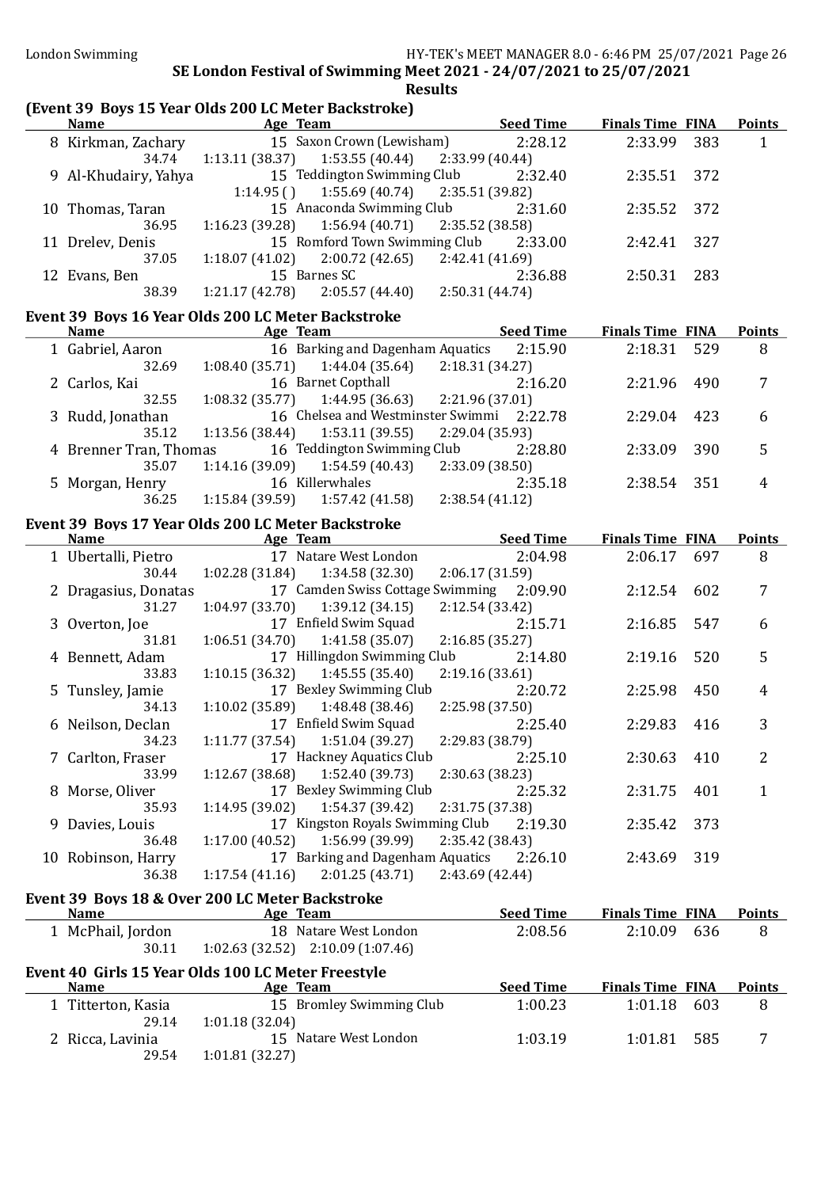SE London Festival of Swimming Meet 2021 - 24/07/2021 to 25/07/2021

Results

## (Event 39 Boys 15 Year Olds 200 LC Meter Backstroke)

| Name | Age | Team | Seed Time | Finals Time | FINA | Points |
|---|---|---|---|---|---|---|
| 8 Kirkman, Zachary | 15 | Saxon Crown (Lewisham) | 2:28.12 | 2:33.99 | 383 | 1 |
| 34.74 | 1:13.11 (38.37) | 1:53.55 (40.44) | 2:33.99 (40.44) | | | |
| 9 Al-Khudairy, Yahya | 15 | Teddington Swimming Club | 2:32.40 | 2:35.51 | 372 | |
| | 1:14.95 ( ) | 1:55.69 (40.74) | 2:35.51 (39.82) | | | |
| 10 Thomas, Taran | 15 | Anaconda Swimming Club | 2:31.60 | 2:35.52 | 372 | |
| 36.95 | 1:16.23 (39.28) | 1:56.94 (40.71) | 2:35.52 (38.58) | | | |
| 11 Drelev, Denis | 15 | Romford Town Swimming Club | 2:33.00 | 2:42.41 | 327 | |
| 37.05 | 1:18.07 (41.02) | 2:00.72 (42.65) | 2:42.41 (41.69) | | | |
| 12 Evans, Ben | 15 | Barnes SC | 2:36.88 | 2:50.31 | 283 | |
| 38.39 | 1:21.17 (42.78) | 2:05.57 (44.40) | 2:50.31 (44.74) | | | |

## Event 39 Boys 16 Year Olds 200 LC Meter Backstroke

| Name | Age | Team | Seed Time | Finals Time | FINA | Points |
|---|---|---|---|---|---|---|
| 1 Gabriel, Aaron | 16 | Barking and Dagenham Aquatics | 2:15.90 | 2:18.31 | 529 | 8 |
| 32.69 | 1:08.40 (35.71) | 1:44.04 (35.64) | 2:18.31 (34.27) | | | |
| 2 Carlos, Kai | 16 | Barnet Copthall | 2:16.20 | 2:21.96 | 490 | 7 |
| 32.55 | 1:08.32 (35.77) | 1:44.95 (36.63) | 2:21.96 (37.01) | | | |
| 3 Rudd, Jonathan | 16 | Chelsea and Westminster Swimmi | 2:22.78 | 2:29.04 | 423 | 6 |
| 35.12 | 1:13.56 (38.44) | 1:53.11 (39.55) | 2:29.04 (35.93) | | | |
| 4 Brenner Tran, Thomas | 16 | Teddington Swimming Club | 2:28.80 | 2:33.09 | 390 | 5 |
| 35.07 | 1:14.16 (39.09) | 1:54.59 (40.43) | 2:33.09 (38.50) | | | |
| 5 Morgan, Henry | 16 | Killerwhales | 2:35.18 | 2:38.54 | 351 | 4 |
| 36.25 | 1:15.84 (39.59) | 1:57.42 (41.58) | 2:38.54 (41.12) | | | |

## Event 39 Boys 17 Year Olds 200 LC Meter Backstroke

| Name | Age | Team | Seed Time | Finals Time | FINA | Points |
|---|---|---|---|---|---|---|
| 1 Ubertalli, Pietro | 17 | Natare West London | 2:04.98 | 2:06.17 | 697 | 8 |
| 30.44 | 1:02.28 (31.84) | 1:34.58 (32.30) | 2:06.17 (31.59) | | | |
| 2 Dragasius, Donatas | 17 | Camden Swiss Cottage Swimming | 2:09.90 | 2:12.54 | 602 | 7 |
| 31.27 | 1:04.97 (33.70) | 1:39.12 (34.15) | 2:12.54 (33.42) | | | |
| 3 Overton, Joe | 17 | Enfield Swim Squad | 2:15.71 | 2:16.85 | 547 | 6 |
| 31.81 | 1:06.51 (34.70) | 1:41.58 (35.07) | 2:16.85 (35.27) | | | |
| 4 Bennett, Adam | 17 | Hillingdon Swimming Club | 2:14.80 | 2:19.16 | 520 | 5 |
| 33.83 | 1:10.15 (36.32) | 1:45.55 (35.40) | 2:19.16 (33.61) | | | |
| 5 Tunsley, Jamie | 17 | Bexley Swimming Club | 2:20.72 | 2:25.98 | 450 | 4 |
| 34.13 | 1:10.02 (35.89) | 1:48.48 (38.46) | 2:25.98 (37.50) | | | |
| 6 Neilson, Declan | 17 | Enfield Swim Squad | 2:25.40 | 2:29.83 | 416 | 3 |
| 34.23 | 1:11.77 (37.54) | 1:51.04 (39.27) | 2:29.83 (38.79) | | | |
| 7 Carlton, Fraser | 17 | Hackney Aquatics Club | 2:25.10 | 2:30.63 | 410 | 2 |
| 33.99 | 1:12.67 (38.68) | 1:52.40 (39.73) | 2:30.63 (38.23) | | | |
| 8 Morse, Oliver | 17 | Bexley Swimming Club | 2:25.32 | 2:31.75 | 401 | 1 |
| 35.93 | 1:14.95 (39.02) | 1:54.37 (39.42) | 2:31.75 (37.38) | | | |
| 9 Davies, Louis | 17 | Kingston Royals Swimming Club | 2:19.30 | 2:35.42 | 373 | |
| 36.48 | 1:17.00 (40.52) | 1:56.99 (39.99) | 2:35.42 (38.43) | | | |
| 10 Robinson, Harry | 17 | Barking and Dagenham Aquatics | 2:26.10 | 2:43.69 | 319 | |
| 36.38 | 1:17.54 (41.16) | 2:01.25 (43.71) | 2:43.69 (42.44) | | | |

## Event 39 Boys 18 & Over 200 LC Meter Backstroke

| Name | Age | Team | Seed Time | Finals Time | FINA | Points |
|---|---|---|---|---|---|---|
| 1 McPhail, Jordon | 18 | Natare West London | 2:08.56 | 2:10.09 | 636 | 8 |
| 30.11 | 1:02.63 (32.52) | 2:10.09 (1:07.46) | | | | |

## Event 40 Girls 15 Year Olds 100 LC Meter Freestyle

| Name | Age | Team | Seed Time | Finals Time | FINA | Points |
|---|---|---|---|---|---|---|
| 1 Titterton, Kasia | 15 | Bromley Swimming Club | 1:00.23 | 1:01.18 | 603 | 8 |
| 29.14 | 1:01.18 (32.04) | | | | | |
| 2 Ricca, Lavinia | 15 | Natare West London | 1:03.19 | 1:01.81 | 585 | 7 |
| 29.54 | 1:01.81 (32.27) | | | | | |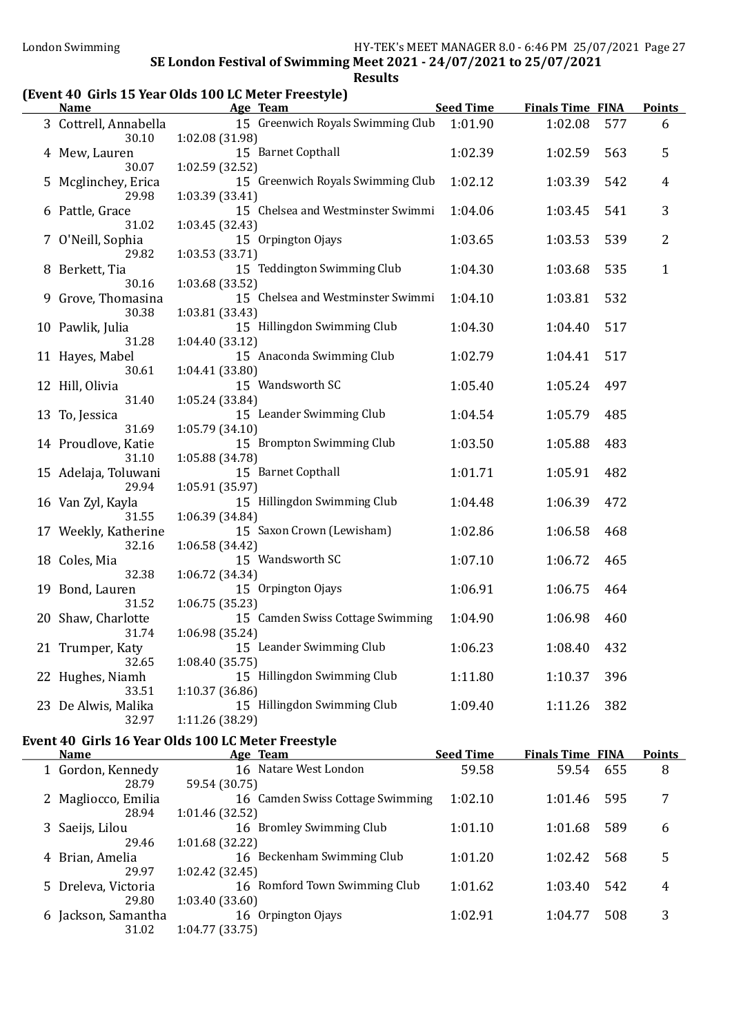**SE London Festival of Swimming Meet 2021 - 24/07/2021 to 25/07/2021**

**Results**

## (Event 40 Girls 15 Year Olds 100 LC Meter Freestyle)

| Name | Age | Team | Seed Time | Finals Time | FINA | Points |
|---|---|---|---|---|---|---|
| 3 Cottrell, Annabella | 15 | Greenwich Royals Swimming Club | 1:01.90 | 1:02.08 | 577 | 6 |
| 30.10 | 1:02.08 (31.98) | | | | | |
| 4 Mew, Lauren | 15 | Barnet Copthall | 1:02.39 | 1:02.59 | 563 | 5 |
| 30.07 | 1:02.59 (32.52) | | | | | |
| 5 Mcglinchey, Erica | 15 | Greenwich Royals Swimming Club | 1:02.12 | 1:03.39 | 542 | 4 |
| 29.98 | 1:03.39 (33.41) | | | | | |
| 6 Pattle, Grace | 15 | Chelsea and Westminster Swimmi | 1:04.06 | 1:03.45 | 541 | 3 |
| 31.02 | 1:03.45 (32.43) | | | | | |
| 7 O'Neill, Sophia | 15 | Orpington Ojays | 1:03.65 | 1:03.53 | 539 | 2 |
| 29.82 | 1:03.53 (33.71) | | | | | |
| 8 Berkett, Tia | 15 | Teddington Swimming Club | 1:04.30 | 1:03.68 | 535 | 1 |
| 30.16 | 1:03.68 (33.52) | | | | | |
| 9 Grove, Thomasina | 15 | Chelsea and Westminster Swimmi | 1:04.10 | 1:03.81 | 532 | |
| 30.38 | 1:03.81 (33.43) | | | | | |
| 10 Pawlik, Julia | 15 | Hillingdon Swimming Club | 1:04.30 | 1:04.40 | 517 | |
| 31.28 | 1:04.40 (33.12) | | | | | |
| 11 Hayes, Mabel | 15 | Anaconda Swimming Club | 1:02.79 | 1:04.41 | 517 | |
| 30.61 | 1:04.41 (33.80) | | | | | |
| 12 Hill, Olivia | 15 | Wandsworth SC | 1:05.40 | 1:05.24 | 497 | |
| 31.40 | 1:05.24 (33.84) | | | | | |
| 13 To, Jessica | 15 | Leander Swimming Club | 1:04.54 | 1:05.79 | 485 | |
| 31.69 | 1:05.79 (34.10) | | | | | |
| 14 Proudlove, Katie | 15 | Brompton Swimming Club | 1:03.50 | 1:05.88 | 483 | |
| 31.10 | 1:05.88 (34.78) | | | | | |
| 15 Adelaja, Toluwani | 15 | Barnet Copthall | 1:01.71 | 1:05.91 | 482 | |
| 29.94 | 1:05.91 (35.97) | | | | | |
| 16 Van Zyl, Kayla | 15 | Hillingdon Swimming Club | 1:04.48 | 1:06.39 | 472 | |
| 31.55 | 1:06.39 (34.84) | | | | | |
| 17 Weekly, Katherine | 15 | Saxon Crown (Lewisham) | 1:02.86 | 1:06.58 | 468 | |
| 32.16 | 1:06.58 (34.42) | | | | | |
| 18 Coles, Mia | 15 | Wandsworth SC | 1:07.10 | 1:06.72 | 465 | |
| 32.38 | 1:06.72 (34.34) | | | | | |
| 19 Bond, Lauren | 15 | Orpington Ojays | 1:06.91 | 1:06.75 | 464 | |
| 31.52 | 1:06.75 (35.23) | | | | | |
| 20 Shaw, Charlotte | 15 | Camden Swiss Cottage Swimming | 1:04.90 | 1:06.98 | 460 | |
| 31.74 | 1:06.98 (35.24) | | | | | |
| 21 Trumper, Katy | 15 | Leander Swimming Club | 1:06.23 | 1:08.40 | 432 | |
| 32.65 | 1:08.40 (35.75) | | | | | |
| 22 Hughes, Niamh | 15 | Hillingdon Swimming Club | 1:11.80 | 1:10.37 | 396 | |
| 33.51 | 1:10.37 (36.86) | | | | | |
| 23 De Alwis, Malika | 15 | Hillingdon Swimming Club | 1:09.40 | 1:11.26 | 382 | |
| 32.97 | 1:11.26 (38.29) | | | | | |

## Event 40 Girls 16 Year Olds 100 LC Meter Freestyle

| Name | Age | Team | Seed Time | Finals Time | FINA | Points |
|---|---|---|---|---|---|---|
| 1 Gordon, Kennedy | 16 | Natare West London | 59.58 | 59.54 | 655 | 8 |
| 28.79 | 59.54 (30.75) | | | | | |
| 2 Magliocco, Emilia | 16 | Camden Swiss Cottage Swimming | 1:02.10 | 1:01.46 | 595 | 7 |
| 28.94 | 1:01.46 (32.52) | | | | | |
| 3 Saeijs, Lilou | 16 | Bromley Swimming Club | 1:01.10 | 1:01.68 | 589 | 6 |
| 29.46 | 1:01.68 (32.22) | | | | | |
| 4 Brian, Amelia | 16 | Beckenham Swimming Club | 1:01.20 | 1:02.42 | 568 | 5 |
| 29.97 | 1:02.42 (32.45) | | | | | |
| 5 Dreleva, Victoria | 16 | Romford Town Swimming Club | 1:01.62 | 1:03.40 | 542 | 4 |
| 29.80 | 1:03.40 (33.60) | | | | | |
| 6 Jackson, Samantha | 16 | Orpington Ojays | 1:02.91 | 1:04.77 | 508 | 3 |
| 31.02 | 1:04.77 (33.75) | | | | | |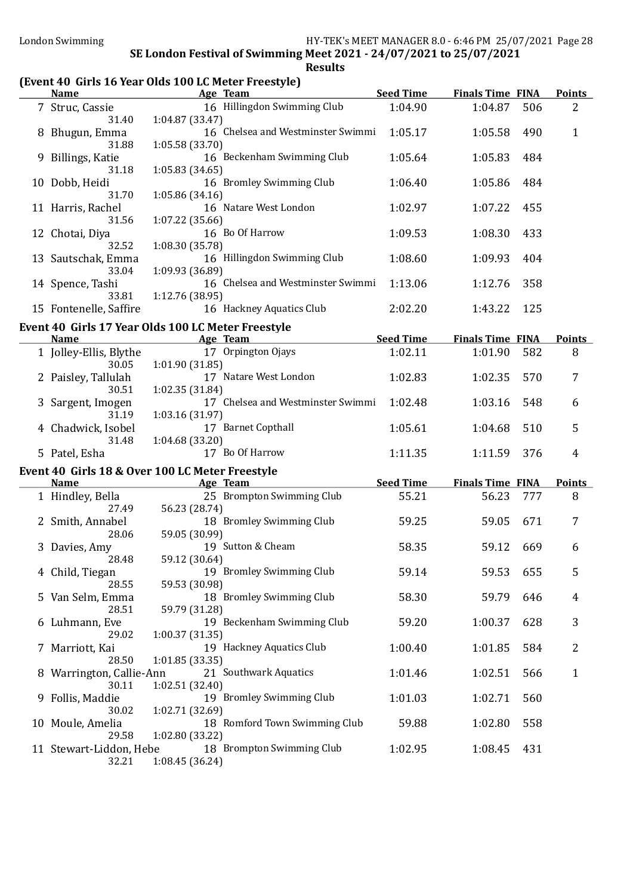SE London Festival of Swimming Meet 2021 - 24/07/2021 to 25/07/2021

**Results**

### (Event 40 Girls 16 Year Olds 100 LC Meter Freestyle)

| | Name | Age | Team | Seed Time | Finals Time | FINA | Points |
|---|---|---|---|---|---|---|---|
| 7 | Struc, Cassie | 16 | Hillingdon Swimming Club | 1:04.90 | 1:04.87 | 506 | 2 |
| | 31.40 | | 1:04.87 (33.47) | | | | |
| 8 | Bhugun, Emma | 16 | Chelsea and Westminster Swimmi | 1:05.17 | 1:05.58 | 490 | 1 |
| | 31.88 | | 1:05.58 (33.70) | | | | |
| 9 | Billings, Katie | 16 | Beckenham Swimming Club | 1:05.64 | 1:05.83 | 484 | |
| | 31.18 | | 1:05.83 (34.65) | | | | |
| 10 | Dobb, Heidi | 16 | Bromley Swimming Club | 1:06.40 | 1:05.86 | 484 | |
| | 31.70 | | 1:05.86 (34.16) | | | | |
| 11 | Harris, Rachel | 16 | Natare West London | 1:02.97 | 1:07.22 | 455 | |
| | 31.56 | | 1:07.22 (35.66) | | | | |
| 12 | Chotai, Diya | 16 | Bo Of Harrow | 1:09.53 | 1:08.30 | 433 | |
| | 32.52 | | 1:08.30 (35.78) | | | | |
| 13 | Sautschak, Emma | 16 | Hillingdon Swimming Club | 1:08.60 | 1:09.93 | 404 | |
| | 33.04 | | 1:09.93 (36.89) | | | | |
| 14 | Spence, Tashi | 16 | Chelsea and Westminster Swimmi | 1:13.06 | 1:12.76 | 358 | |
| | 33.81 | | 1:12.76 (38.95) | | | | |
| 15 | Fontenelle, Saffire | 16 | Hackney Aquatics Club | 2:02.20 | 1:43.22 | 125 | |

### Event 40 Girls 17 Year Olds 100 LC Meter Freestyle

| | Name | Age | Team | Seed Time | Finals Time | FINA | Points |
|---|---|---|---|---|---|---|---|
| 1 | Jolley-Ellis, Blythe | 17 | Orpington Ojays | 1:02.11 | 1:01.90 | 582 | 8 |
| | 30.05 | | 1:01.90 (31.85) | | | | |
| 2 | Paisley, Tallulah | 17 | Natare West London | 1:02.83 | 1:02.35 | 570 | 7 |
| | 30.51 | | 1:02.35 (31.84) | | | | |
| 3 | Sargent, Imogen | 17 | Chelsea and Westminster Swimmi | 1:02.48 | 1:03.16 | 548 | 6 |
| | 31.19 | | 1:03.16 (31.97) | | | | |
| 4 | Chadwick, Isobel | 17 | Barnet Copthall | 1:05.61 | 1:04.68 | 510 | 5 |
| | 31.48 | | 1:04.68 (33.20) | | | | |
| 5 | Patel, Esha | 17 | Bo Of Harrow | 1:11.35 | 1:11.59 | 376 | 4 |

### Event 40 Girls 18 & Over 100 LC Meter Freestyle

| | Name | Age | Team | Seed Time | Finals Time | FINA | Points |
|---|---|---|---|---|---|---|---|
| 1 | Hindley, Bella | 25 | Brompton Swimming Club | 55.21 | 56.23 | 777 | 8 |
| | 27.49 | | 56.23 (28.74) | | | | |
| 2 | Smith, Annabel | 18 | Bromley Swimming Club | 59.25 | 59.05 | 671 | 7 |
| | 28.06 | | 59.05 (30.99) | | | | |
| 3 | Davies, Amy | 19 | Sutton & Cheam | 58.35 | 59.12 | 669 | 6 |
| | 28.48 | | 59.12 (30.64) | | | | |
| 4 | Child, Tiegan | 19 | Bromley Swimming Club | 59.14 | 59.53 | 655 | 5 |
| | 28.55 | | 59.53 (30.98) | | | | |
| 5 | Van Selm, Emma | 18 | Bromley Swimming Club | 58.30 | 59.79 | 646 | 4 |
| | 28.51 | | 59.79 (31.28) | | | | |
| 6 | Luhmann, Eve | 19 | Beckenham Swimming Club | 59.20 | 1:00.37 | 628 | 3 |
| | 29.02 | | 1:00.37 (31.35) | | | | |
| 7 | Marriott, Kai | 19 | Hackney Aquatics Club | 1:00.40 | 1:01.85 | 584 | 2 |
| | 28.50 | | 1:01.85 (33.35) | | | | |
| 8 | Warrington, Callie-Ann | 21 | Southwark Aquatics | 1:01.46 | 1:02.51 | 566 | 1 |
| | 30.11 | | 1:02.51 (32.40) | | | | |
| 9 | Follis, Maddie | 19 | Bromley Swimming Club | 1:01.03 | 1:02.71 | 560 | |
| | 30.02 | | 1:02.71 (32.69) | | | | |
| 10 | Moule, Amelia | 18 | Romford Town Swimming Club | 59.88 | 1:02.80 | 558 | |
| | 29.58 | | 1:02.80 (33.22) | | | | |
| 11 | Stewart-Liddon, Hebe | 18 | Brompton Swimming Club | 1:02.95 | 1:08.45 | 431 | |
| | 32.21 | | 1:08.45 (36.24) | | | | |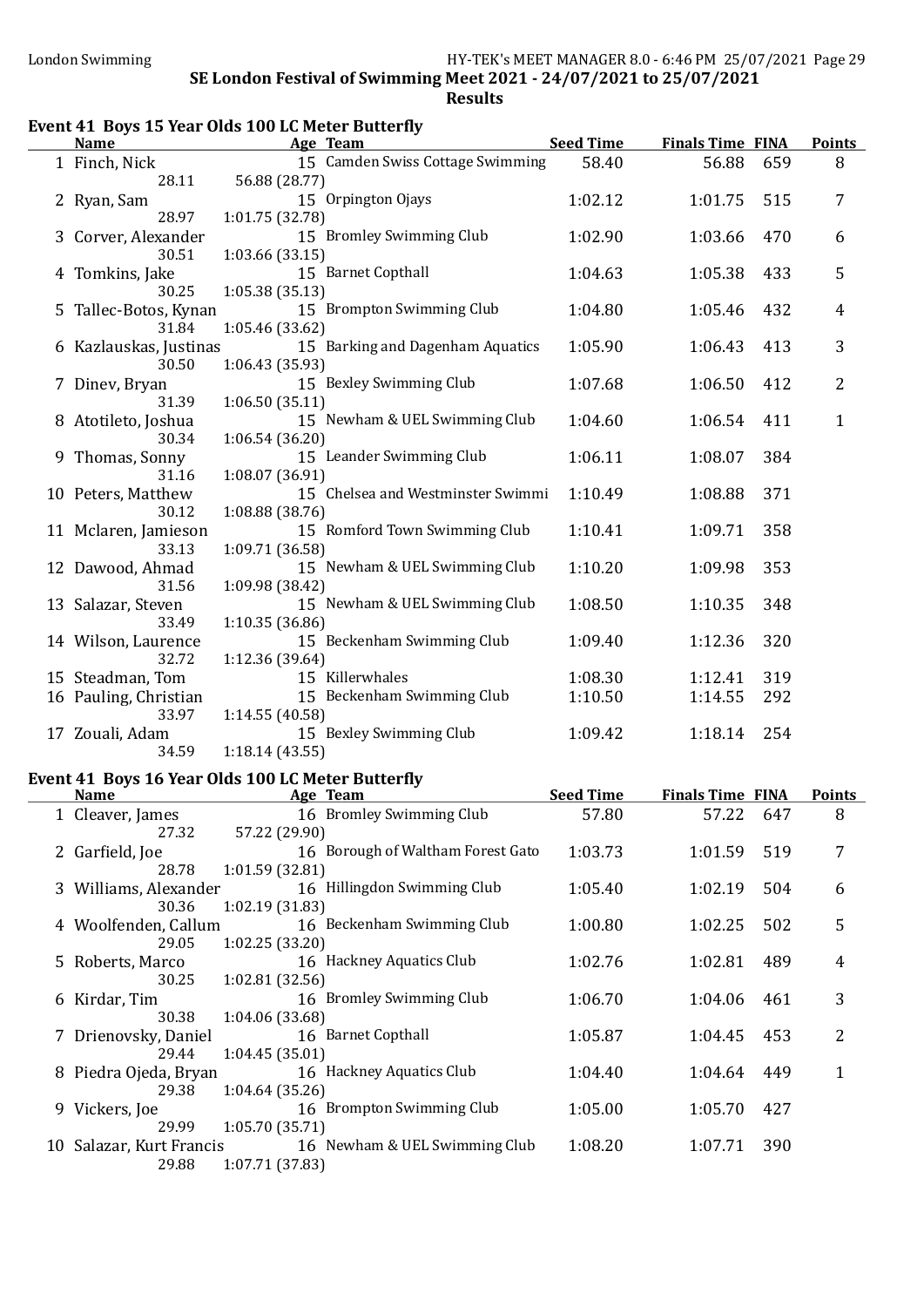**SE London Festival of Swimming Meet 2021 - 24/07/2021 to 25/07/2021**

**Results**

### Event 41 Boys 15 Year Olds 100 LC Meter Butterfly

| | Name | Age | Team | Seed Time | Finals Time | FINA | Points |
|---|---|---|---|---|---|---|---|
| 1 | Finch, Nick | 15 | Camden Swiss Cottage Swimming | 58.40 | 56.88 | 659 | 8 |
| | 28.11 | 56.88 (28.77) | | | | | |
| 2 | Ryan, Sam | 15 | Orpington Ojays | 1:02.12 | 1:01.75 | 515 | 7 |
| | 28.97 | 1:01.75 (32.78) | | | | | |
| 3 | Corver, Alexander | 15 | Bromley Swimming Club | 1:02.90 | 1:03.66 | 470 | 6 |
| | 30.51 | 1:03.66 (33.15) | | | | | |
| 4 | Tomkins, Jake | 15 | Barnet Copthall | 1:04.63 | 1:05.38 | 433 | 5 |
| | 30.25 | 1:05.38 (35.13) | | | | | |
| 5 | Tallec-Botos, Kynan | 15 | Brompton Swimming Club | 1:04.80 | 1:05.46 | 432 | 4 |
| | 31.84 | 1:05.46 (33.62) | | | | | |
| 6 | Kazlauskas, Justinas | 15 | Barking and Dagenham Aquatics | 1:05.90 | 1:06.43 | 413 | 3 |
| | 30.50 | 1:06.43 (35.93) | | | | | |
| 7 | Dinev, Bryan | 15 | Bexley Swimming Club | 1:07.68 | 1:06.50 | 412 | 2 |
| | 31.39 | 1:06.50 (35.11) | | | | | |
| 8 | Atotileto, Joshua | 15 | Newham & UEL Swimming Club | 1:04.60 | 1:06.54 | 411 | 1 |
| | 30.34 | 1:06.54 (36.20) | | | | | |
| 9 | Thomas, Sonny | 15 | Leander Swimming Club | 1:06.11 | 1:08.07 | 384 | |
| | 31.16 | 1:08.07 (36.91) | | | | | |
| 10 | Peters, Matthew | 15 | Chelsea and Westminster Swimmi | 1:10.49 | 1:08.88 | 371 | |
| | 30.12 | 1:08.88 (38.76) | | | | | |
| 11 | Mclaren, Jamieson | 15 | Romford Town Swimming Club | 1:10.41 | 1:09.71 | 358 | |
| | 33.13 | 1:09.71 (36.58) | | | | | |
| 12 | Dawood, Ahmad | 15 | Newham & UEL Swimming Club | 1:10.20 | 1:09.98 | 353 | |
| | 31.56 | 1:09.98 (38.42) | | | | | |
| 13 | Salazar, Steven | 15 | Newham & UEL Swimming Club | 1:08.50 | 1:10.35 | 348 | |
| | 33.49 | 1:10.35 (36.86) | | | | | |
| 14 | Wilson, Laurence | 15 | Beckenham Swimming Club | 1:09.40 | 1:12.36 | 320 | |
| | 32.72 | 1:12.36 (39.64) | | | | | |
| 15 | Steadman, Tom | 15 | Killerwhales | 1:08.30 | 1:12.41 | 319 | |
| 16 | Pauling, Christian | 15 | Beckenham Swimming Club | 1:10.50 | 1:14.55 | 292 | |
| | 33.97 | 1:14.55 (40.58) | | | | | |
| 17 | Zouali, Adam | 15 | Bexley Swimming Club | 1:09.42 | 1:18.14 | 254 | |
| | 34.59 | 1:18.14 (43.55) | | | | | |

### Event 41 Boys 16 Year Olds 100 LC Meter Butterfly

| | Name | Age | Team | Seed Time | Finals Time | FINA | Points |
|---|---|---|---|---|---|---|---|
| 1 | Cleaver, James | 16 | Bromley Swimming Club | 57.80 | 57.22 | 647 | 8 |
| | 27.32 | 57.22 (29.90) | | | | | |
| 2 | Garfield, Joe | 16 | Borough of Waltham Forest Gato | 1:03.73 | 1:01.59 | 519 | 7 |
| | 28.78 | 1:01.59 (32.81) | | | | | |
| 3 | Williams, Alexander | 16 | Hillingdon Swimming Club | 1:05.40 | 1:02.19 | 504 | 6 |
| | 30.36 | 1:02.19 (31.83) | | | | | |
| 4 | Woolfenden, Callum | 16 | Beckenham Swimming Club | 1:00.80 | 1:02.25 | 502 | 5 |
| | 29.05 | 1:02.25 (33.20) | | | | | |
| 5 | Roberts, Marco | 16 | Hackney Aquatics Club | 1:02.76 | 1:02.81 | 489 | 4 |
| | 30.25 | 1:02.81 (32.56) | | | | | |
| 6 | Kirdar, Tim | 16 | Bromley Swimming Club | 1:06.70 | 1:04.06 | 461 | 3 |
| | 30.38 | 1:04.06 (33.68) | | | | | |
| 7 | Drienovsky, Daniel | 16 | Barnet Copthall | 1:05.87 | 1:04.45 | 453 | 2 |
| | 29.44 | 1:04.45 (35.01) | | | | | |
| 8 | Piedra Ojeda, Bryan | 16 | Hackney Aquatics Club | 1:04.40 | 1:04.64 | 449 | 1 |
| | 29.38 | 1:04.64 (35.26) | | | | | |
| 9 | Vickers, Joe | 16 | Brompton Swimming Club | 1:05.00 | 1:05.70 | 427 | |
| | 29.99 | 1:05.70 (35.71) | | | | | |
| 10 | Salazar, Kurt Francis | 16 | Newham & UEL Swimming Club | 1:08.20 | 1:07.71 | 390 | |
| | 29.88 | 1:07.71 (37.83) | | | | | |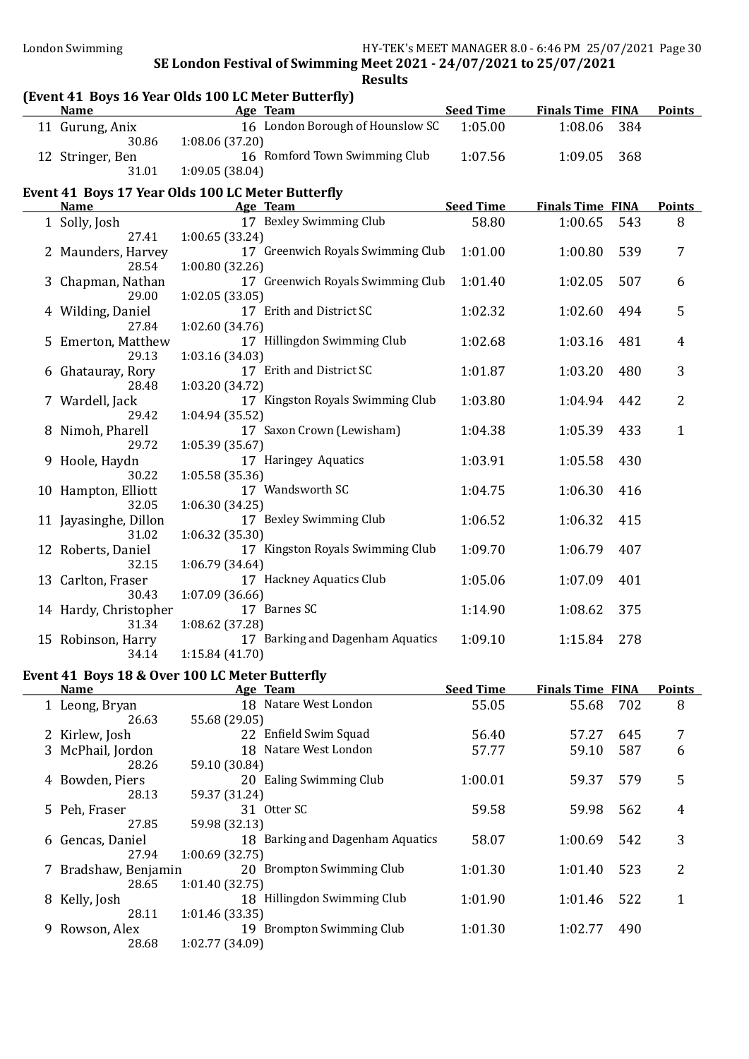## SE London Festival of Swimming Meet 2021 - 24/07/2021 to 25/07/2021

**Results**

### (Event 41 Boys 16 Year Olds 100 LC Meter Butterfly)

| Name | Age | Team | Seed Time | Finals Time | FINA | Points |
|---|---|---|---|---|---|---|
| 11 Gurung, Anix | 16 | London Borough of Hounslow SC | 1:05.00 | 1:08.06 | 384 | |
| 30.86 | 1:08.06 (37.20) | | | | | |
| 12 Stringer, Ben | 16 | Romford Town Swimming Club | 1:07.56 | 1:09.05 | 368 | |
| 31.01 | 1:09.05 (38.04) | | | | | |

### Event 41 Boys 17 Year Olds 100 LC Meter Butterfly

| Name | Age | Team | Seed Time | Finals Time | FINA | Points |
|---|---|---|---|---|---|---|
| 1 Solly, Josh | 17 | Bexley Swimming Club | 58.80 | 1:00.65 | 543 | 8 |
| 27.41 | 1:00.65 (33.24) | | | | | |
| 2 Maunders, Harvey | 17 | Greenwich Royals Swimming Club | 1:01.00 | 1:00.80 | 539 | 7 |
| 28.54 | 1:00.80 (32.26) | | | | | |
| 3 Chapman, Nathan | 17 | Greenwich Royals Swimming Club | 1:01.40 | 1:02.05 | 507 | 6 |
| 29.00 | 1:02.05 (33.05) | | | | | |
| 4 Wilding, Daniel | 17 | Erith and District SC | 1:02.32 | 1:02.60 | 494 | 5 |
| 27.84 | 1:02.60 (34.76) | | | | | |
| 5 Emerton, Matthew | 17 | Hillingdon Swimming Club | 1:02.68 | 1:03.16 | 481 | 4 |
| 29.13 | 1:03.16 (34.03) | | | | | |
| 6 Ghatauray, Rory | 17 | Erith and District SC | 1:01.87 | 1:03.20 | 480 | 3 |
| 28.48 | 1:03.20 (34.72) | | | | | |
| 7 Wardell, Jack | 17 | Kingston Royals Swimming Club | 1:03.80 | 1:04.94 | 442 | 2 |
| 29.42 | 1:04.94 (35.52) | | | | | |
| 8 Nimoh, Pharell | 17 | Saxon Crown (Lewisham) | 1:04.38 | 1:05.39 | 433 | 1 |
| 29.72 | 1:05.39 (35.67) | | | | | |
| 9 Hoole, Haydn | 17 | Haringey Aquatics | 1:03.91 | 1:05.58 | 430 | |
| 30.22 | 1:05.58 (35.36) | | | | | |
| 10 Hampton, Elliott | 17 | Wandsworth SC | 1:04.75 | 1:06.30 | 416 | |
| 32.05 | 1:06.30 (34.25) | | | | | |
| 11 Jayasinghe, Dillon | 17 | Bexley Swimming Club | 1:06.52 | 1:06.32 | 415 | |
| 31.02 | 1:06.32 (35.30) | | | | | |
| 12 Roberts, Daniel | 17 | Kingston Royals Swimming Club | 1:09.70 | 1:06.79 | 407 | |
| 32.15 | 1:06.79 (34.64) | | | | | |
| 13 Carlton, Fraser | 17 | Hackney Aquatics Club | 1:05.06 | 1:07.09 | 401 | |
| 30.43 | 1:07.09 (36.66) | | | | | |
| 14 Hardy, Christopher | 17 | Barnes SC | 1:14.90 | 1:08.62 | 375 | |
| 31.34 | 1:08.62 (37.28) | | | | | |
| 15 Robinson, Harry | 17 | Barking and Dagenham Aquatics | 1:09.10 | 1:15.84 | 278 | |
| 34.14 | 1:15.84 (41.70) | | | | | |

### Event 41 Boys 18 & Over 100 LC Meter Butterfly

| Name | Age | Team | Seed Time | Finals Time | FINA | Points |
|---|---|---|---|---|---|---|
| 1 Leong, Bryan | 18 | Natare West London | 55.05 | 55.68 | 702 | 8 |
| 26.63 | 55.68 (29.05) | | | | | |
| 2 Kirlew, Josh | 22 | Enfield Swim Squad | 56.40 | 57.27 | 645 | 7 |
| 3 McPhail, Jordon | 18 | Natare West London | 57.77 | 59.10 | 587 | 6 |
| 28.26 | 59.10 (30.84) | | | | | |
| 4 Bowden, Piers | 20 | Ealing Swimming Club | 1:00.01 | 59.37 | 579 | 5 |
| 28.13 | 59.37 (31.24) | | | | | |
| 5 Peh, Fraser | 31 | Otter SC | 59.58 | 59.98 | 562 | 4 |
| 27.85 | 59.98 (32.13) | | | | | |
| 6 Gencas, Daniel | 18 | Barking and Dagenham Aquatics | 58.07 | 1:00.69 | 542 | 3 |
| 27.94 | 1:00.69 (32.75) | | | | | |
| 7 Bradshaw, Benjamin | 20 | Brompton Swimming Club | 1:01.30 | 1:01.40 | 523 | 2 |
| 28.65 | 1:01.40 (32.75) | | | | | |
| 8 Kelly, Josh | 18 | Hillingdon Swimming Club | 1:01.90 | 1:01.46 | 522 | 1 |
| 28.11 | 1:01.46 (33.35) | | | | | |
| 9 Rowson, Alex | 19 | Brompton Swimming Club | 1:01.30 | 1:02.77 | 490 | |
| 28.68 | 1:02.77 (34.09) | | | | | |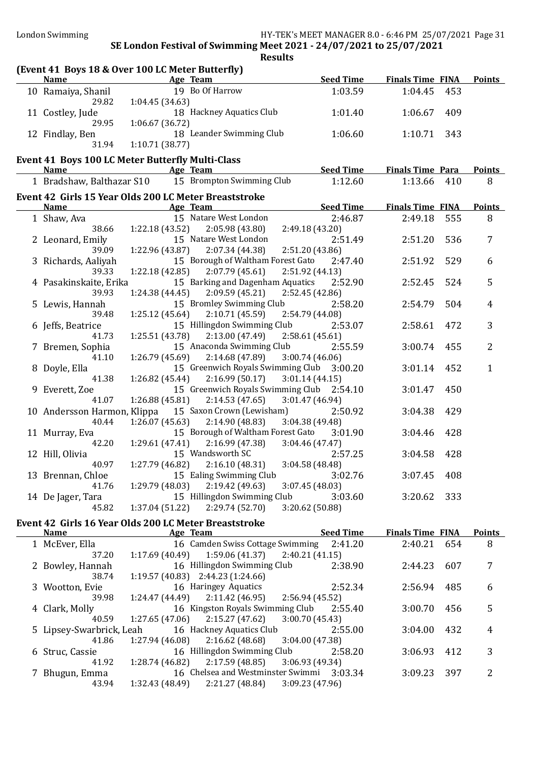**SE London Festival of Swimming Meet 2021 - 24/07/2021 to 25/07/2021**

**Results**

### (Event 41 Boys 18 & Over 100 LC Meter Butterfly)

| Name | Age | Team | Seed Time | Finals Time | FINA | Points |
|---|---|---|---|---|---|---|
| 10 Ramaiya, Shanil | 19 | Bo Of Harrow | 1:03.59 | 1:04.45 | 453 | |
| 29.82 | 1:04.45 (34.63) | | | | | |
| 11 Costley, Jude | 18 | Hackney Aquatics Club | 1:01.40 | 1:06.67 | 409 | |
| 29.95 | 1:06.67 (36.72) | | | | | |
| 12 Findlay, Ben | 18 | Leander Swimming Club | 1:06.60 | 1:10.71 | 343 | |
| 31.94 | 1:10.71 (38.77) | | | | | |

### Event 41 Boys 100 LC Meter Butterfly Multi-Class

| Name | Age | Team | Seed Time | Finals Time | Para | Points |
|---|---|---|---|---|---|---|
| 1 Bradshaw, Balthazar S10 | 15 | Brompton Swimming Club | 1:12.60 | 1:13.66 | 410 | 8 |

### Event 42 Girls 15 Year Olds 200 LC Meter Breaststroke

| Name | Age | Team | Seed Time | Finals Time | FINA | Points |
|---|---|---|---|---|---|---|
| 1 Shaw, Ava | 15 | Natare West London | 2:46.87 | 2:49.18 | 555 | 8 |
| 38.66 | 1:22.18 (43.52) | 2:05.98 (43.80) | 2:49.18 (43.20) | | | |
| 2 Leonard, Emily | 15 | Natare West London | 2:51.49 | 2:51.20 | 536 | 7 |
| 39.09 | 1:22.96 (43.87) | 2:07.34 (44.38) | 2:51.20 (43.86) | | | |
| 3 Richards, Aaliyah | 15 | Borough of Waltham Forest Gato | 2:47.40 | 2:51.92 | 529 | 6 |
| 39.33 | 1:22.18 (42.85) | 2:07.79 (45.61) | 2:51.92 (44.13) | | | |
| 4 Pasakinskaite, Erika | 15 | Barking and Dagenham Aquatics | 2:52.90 | 2:52.45 | 524 | 5 |
| 39.93 | 1:24.38 (44.45) | 2:09.59 (45.21) | 2:52.45 (42.86) | | | |
| 5 Lewis, Hannah | 15 | Bromley Swimming Club | 2:58.20 | 2:54.79 | 504 | 4 |
| 39.48 | 1:25.12 (45.64) | 2:10.71 (45.59) | 2:54.79 (44.08) | | | |
| 6 Jeffs, Beatrice | 15 | Hillingdon Swimming Club | 2:53.07 | 2:58.61 | 472 | 3 |
| 41.73 | 1:25.51 (43.78) | 2:13.00 (47.49) | 2:58.61 (45.61) | | | |
| 7 Bremen, Sophia | 15 | Anaconda Swimming Club | 2:55.59 | 3:00.74 | 455 | 2 |
| 41.10 | 1:26.79 (45.69) | 2:14.68 (47.89) | 3:00.74 (46.06) | | | |
| 8 Doyle, Ella | 15 | Greenwich Royals Swimming Club | 3:00.20 | 3:01.14 | 452 | 1 |
| 41.38 | 1:26.82 (45.44) | 2:16.99 (50.17) | 3:01.14 (44.15) | | | |
| 9 Everett, Zoe | 15 | Greenwich Royals Swimming Club | 2:54.10 | 3:01.47 | 450 | |
| 41.07 | 1:26.88 (45.81) | 2:14.53 (47.65) | 3:01.47 (46.94) | | | |
| 10 Andersson Harmon, Klippa | 15 | Saxon Crown (Lewisham) | 2:50.92 | 3:04.38 | 429 | |
| 40.44 | 1:26.07 (45.63) | 2:14.90 (48.83) | 3:04.38 (49.48) | | | |
| 11 Murray, Eva | 15 | Borough of Waltham Forest Gato | 3:01.90 | 3:04.46 | 428 | |
| 42.20 | 1:29.61 (47.41) | 2:16.99 (47.38) | 3:04.46 (47.47) | | | |
| 12 Hill, Olivia | 15 | Wandsworth SC | 2:57.25 | 3:04.58 | 428 | |
| 40.97 | 1:27.79 (46.82) | 2:16.10 (48.31) | 3:04.58 (48.48) | | | |
| 13 Brennan, Chloe | 15 | Ealing Swimming Club | 3:02.76 | 3:07.45 | 408 | |
| 41.76 | 1:29.79 (48.03) | 2:19.42 (49.63) | 3:07.45 (48.03) | | | |
| 14 De Jager, Tara | 15 | Hillingdon Swimming Club | 3:03.60 | 3:20.62 | 333 | |
| 45.82 | 1:37.04 (51.22) | 2:29.74 (52.70) | 3:20.62 (50.88) | | | |

### Event 42 Girls 16 Year Olds 200 LC Meter Breaststroke

| Name | Age | Team | Seed Time | Finals Time | FINA | Points |
|---|---|---|---|---|---|---|
| 1 McEver, Ella | 16 | Camden Swiss Cottage Swimming | 2:41.20 | 2:40.21 | 654 | 8 |
| 37.20 | 1:17.69 (40.49) | 1:59.06 (41.37) | 2:40.21 (41.15) | | | |
| 2 Bowley, Hannah | 16 | Hillingdon Swimming Club | 2:38.90 | 2:44.23 | 607 | 7 |
| 38.74 | 1:19.57 (40.83) | 2:44.23 (1:24.66) | | | | |
| 3 Wootton, Evie | 16 | Haringey Aquatics | 2:52.34 | 2:56.94 | 485 | 6 |
| 39.98 | 1:24.47 (44.49) | 2:11.42 (46.95) | 2:56.94 (45.52) | | | |
| 4 Clark, Molly | 16 | Kingston Royals Swimming Club | 2:55.40 | 3:00.70 | 456 | 5 |
| 40.59 | 1:27.65 (47.06) | 2:15.27 (47.62) | 3:00.70 (45.43) | | | |
| 5 Lipsey-Swarbrick, Leah | 16 | Hackney Aquatics Club | 2:55.00 | 3:04.00 | 432 | 4 |
| 41.86 | 1:27.94 (46.08) | 2:16.62 (48.68) | 3:04.00 (47.38) | | | |
| 6 Struc, Cassie | 16 | Hillingdon Swimming Club | 2:58.20 | 3:06.93 | 412 | 3 |
| 41.92 | 1:28.74 (46.82) | 2:17.59 (48.85) | 3:06.93 (49.34) | | | |
| 7 Bhugun, Emma | 16 | Chelsea and Westminster Swimmi | 3:03.34 | 3:09.23 | 397 | 2 |
| 43.94 | 1:32.43 (48.49) | 2:21.27 (48.84) | 3:09.23 (47.96) | | | |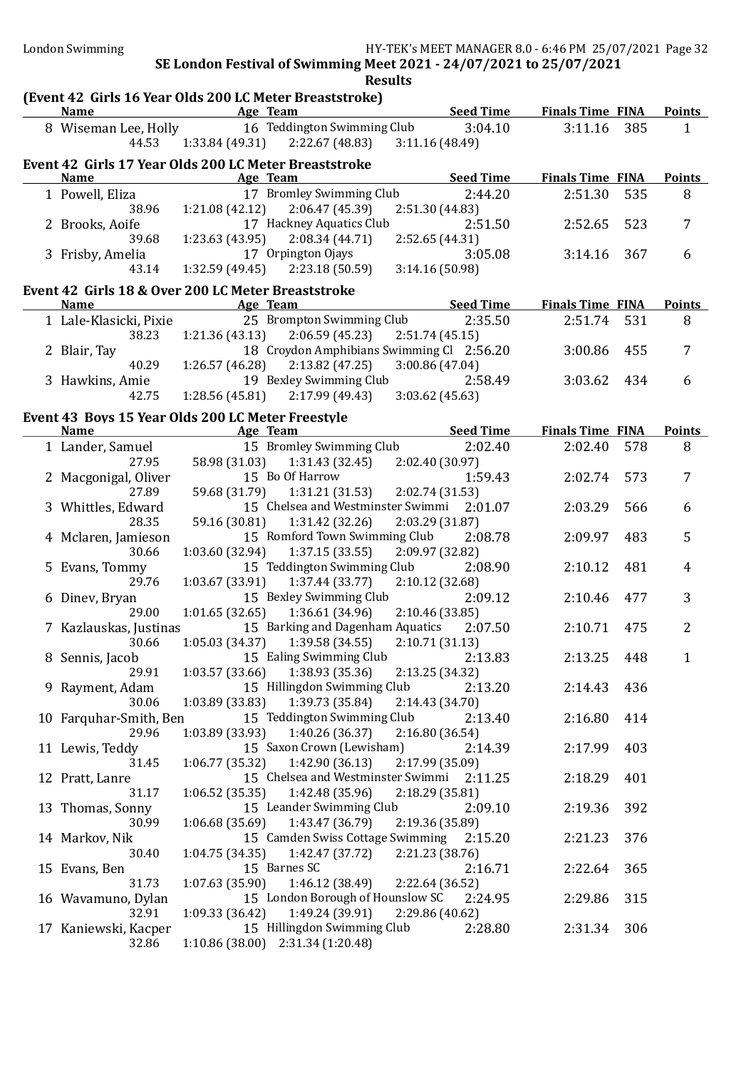**SE London Festival of Swimming Meet 2021 - 24/07/2021 to 25/07/2021**

**Results**

### (Event 42 Girls 16 Year Olds 200 LC Meter Breaststroke)

| Name | Age | Team | Seed Time | Finals Time | FINA | Points |
|---|---|---|---|---|---|---|
| 8 Wiseman Lee, Holly | 16 | Teddington Swimming Club | 3:04.10 | 3:11.16 | 385 | 1 |
| 44.53 | 1:33.84 (49.31) | 2:22.67 (48.83) | 3:11.16 (48.49) | | | |

### Event 42 Girls 17 Year Olds 200 LC Meter Breaststroke

| Name | Age | Team | Seed Time | Finals Time | FINA | Points |
|---|---|---|---|---|---|---|
| 1 Powell, Eliza | 17 | Bromley Swimming Club | 2:44.20 | 2:51.30 | 535 | 8 |
| 38.96 | 1:21.08 (42.12) | 2:06.47 (45.39) | 2:51.30 (44.83) | | | |
| 2 Brooks, Aoife | 17 | Hackney Aquatics Club | 2:51.50 | 2:52.65 | 523 | 7 |
| 39.68 | 1:23.63 (43.95) | 2:08.34 (44.71) | 2:52.65 (44.31) | | | |
| 3 Frisby, Amelia | 17 | Orpington Ojays | 3:05.08 | 3:14.16 | 367 | 6 |
| 43.14 | 1:32.59 (49.45) | 2:23.18 (50.59) | 3:14.16 (50.98) | | | |

### Event 42 Girls 18 & Over 200 LC Meter Breaststroke

| Name | Age | Team | Seed Time | Finals Time | FINA | Points |
|---|---|---|---|---|---|---|
| 1 Lale-Klasicki, Pixie | 25 | Brompton Swimming Club | 2:35.50 | 2:51.74 | 531 | 8 |
| 38.23 | 1:21.36 (43.13) | 2:06.59 (45.23) | 2:51.74 (45.15) | | | |
| 2 Blair, Tay | 18 | Croydon Amphibians Swimming Cl | 2:56.20 | 3:00.86 | 455 | 7 |
| 40.29 | 1:26.57 (46.28) | 2:13.82 (47.25) | 3:00.86 (47.04) | | | |
| 3 Hawkins, Amie | 19 | Bexley Swimming Club | 2:58.49 | 3:03.62 | 434 | 6 |
| 42.75 | 1:28.56 (45.81) | 2:17.99 (49.43) | 3:03.62 (45.63) | | | |

### Event 43 Boys 15 Year Olds 200 LC Meter Freestyle

| Name | Age | Team | Seed Time | Finals Time | FINA | Points |
|---|---|---|---|---|---|---|
| 1 Lander, Samuel | 15 | Bromley Swimming Club | 2:02.40 | 2:02.40 | 578 | 8 |
| 27.95 | 58.98 (31.03) | 1:31.43 (32.45) | 2:02.40 (30.97) | | | |
| 2 Macgonigal, Oliver | 15 | Bo Of Harrow | 1:59.43 | 2:02.74 | 573 | 7 |
| 27.89 | 59.68 (31.79) | 1:31.21 (31.53) | 2:02.74 (31.53) | | | |
| 3 Whittles, Edward | 15 | Chelsea and Westminster Swimmi | 2:01.07 | 2:03.29 | 566 | 6 |
| 28.35 | 59.16 (30.81) | 1:31.42 (32.26) | 2:03.29 (31.87) | | | |
| 4 Mclaren, Jamieson | 15 | Romford Town Swimming Club | 2:08.78 | 2:09.97 | 483 | 5 |
| 30.66 | 1:03.60 (32.94) | 1:37.15 (33.55) | 2:09.97 (32.82) | | | |
| 5 Evans, Tommy | 15 | Teddington Swimming Club | 2:08.90 | 2:10.12 | 481 | 4 |
| 29.76 | 1:03.67 (33.91) | 1:37.44 (33.77) | 2:10.12 (32.68) | | | |
| 6 Dinev, Bryan | 15 | Bexley Swimming Club | 2:09.12 | 2:10.46 | 477 | 3 |
| 29.00 | 1:01.65 (32.65) | 1:36.61 (34.96) | 2:10.46 (33.85) | | | |
| 7 Kazlauskas, Justinas | 15 | Barking and Dagenham Aquatics | 2:07.50 | 2:10.71 | 475 | 2 |
| 30.66 | 1:05.03 (34.37) | 1:39.58 (34.55) | 2:10.71 (31.13) | | | |
| 8 Sennis, Jacob | 15 | Ealing Swimming Club | 2:13.83 | 2:13.25 | 448 | 1 |
| 29.91 | 1:03.57 (33.66) | 1:38.93 (35.36) | 2:13.25 (34.32) | | | |
| 9 Rayment, Adam | 15 | Hillingdon Swimming Club | 2:13.20 | 2:14.43 | 436 | |
| 30.06 | 1:03.89 (33.83) | 1:39.73 (35.84) | 2:14.43 (34.70) | | | |
| 10 Farquhar-Smith, Ben | 15 | Teddington Swimming Club | 2:13.40 | 2:16.80 | 414 | |
| 29.96 | 1:03.89 (33.93) | 1:40.26 (36.37) | 2:16.80 (36.54) | | | |
| 11 Lewis, Teddy | 15 | Saxon Crown (Lewisham) | 2:14.39 | 2:17.99 | 403 | |
| 31.45 | 1:06.77 (35.32) | 1:42.90 (36.13) | 2:17.99 (35.09) | | | |
| 12 Pratt, Lanre | 15 | Chelsea and Westminster Swimmi | 2:11.25 | 2:18.29 | 401 | |
| 31.17 | 1:06.52 (35.35) | 1:42.48 (35.96) | 2:18.29 (35.81) | | | |
| 13 Thomas, Sonny | 15 | Leander Swimming Club | 2:09.10 | 2:19.36 | 392 | |
| 30.99 | 1:06.68 (35.69) | 1:43.47 (36.79) | 2:19.36 (35.89) | | | |
| 14 Markov, Nik | 15 | Camden Swiss Cottage Swimming | 2:15.20 | 2:21.23 | 376 | |
| 30.40 | 1:04.75 (34.35) | 1:42.47 (37.72) | 2:21.23 (38.76) | | | |
| 15 Evans, Ben | 15 | Barnes SC | 2:16.71 | 2:22.64 | 365 | |
| 31.73 | 1:07.63 (35.90) | 1:46.12 (38.49) | 2:22.64 (36.52) | | | |
| 16 Wavamuno, Dylan | 15 | London Borough of Hounslow SC | 2:24.95 | 2:29.86 | 315 | |
| 32.91 | 1:09.33 (36.42) | 1:49.24 (39.91) | 2:29.86 (40.62) | | | |
| 17 Kaniewski, Kacper | 15 | Hillingdon Swimming Club | 2:28.80 | 2:31.34 | 306 | |
| 32.86 | 1:10.86 (38.00) | 2:31.34 (1:20.48) | | | | |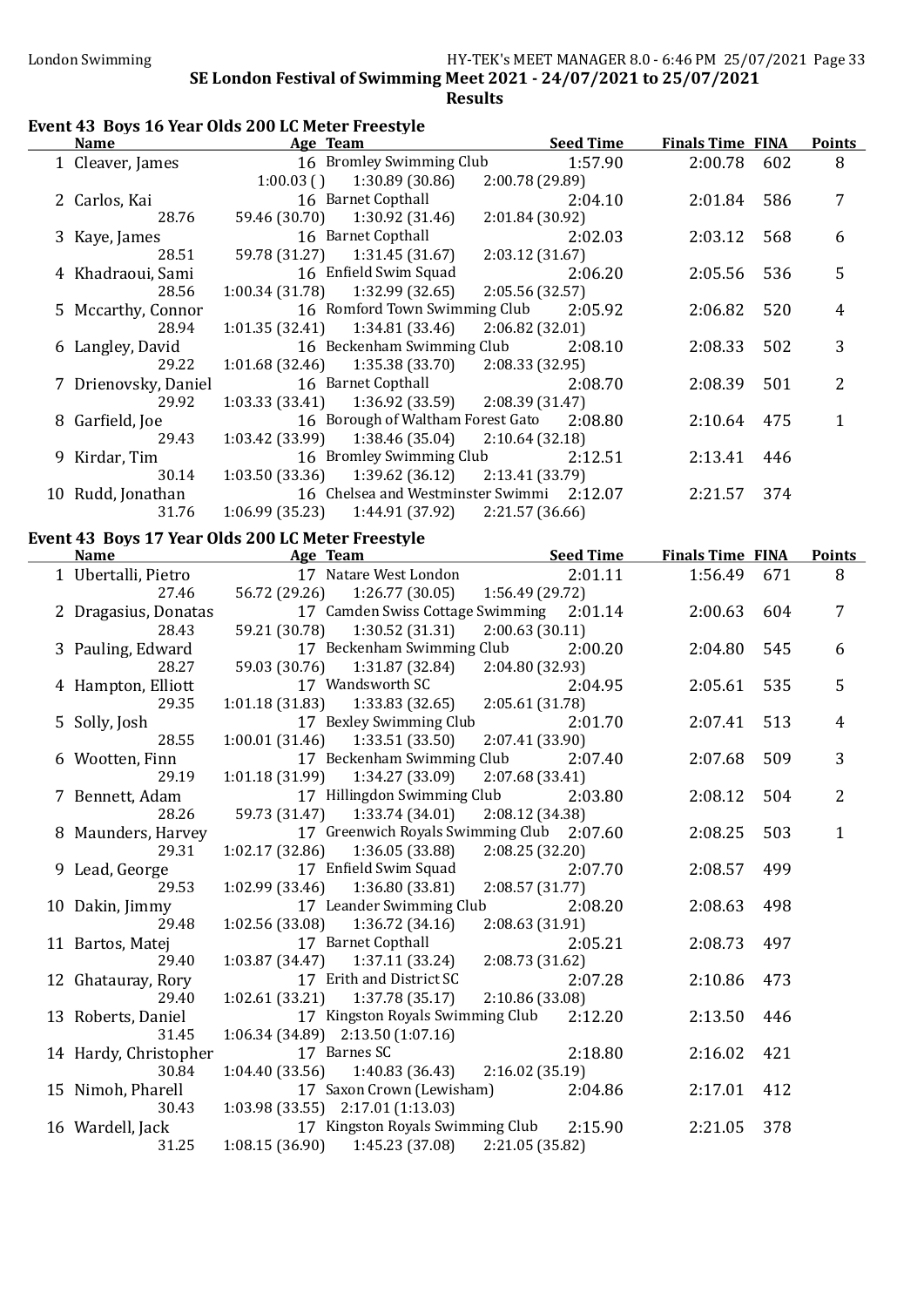SE London Festival of Swimming Meet 2021 - 24/07/2021 to 25/07/2021

**Results**

## Event 43 Boys 16 Year Olds 200 LC Meter Freestyle

| | Name | Age | Team | Seed Time | Finals Time | FINA | Points |
|---|---|---|---|---|---|---|---|
| 1 | Cleaver, James | 16 | Bromley Swimming Club | 1:57.90 | 2:00.78 | 602 | 8 |
| | | 1:00.03 ( ) | 1:30.89 (30.86) | 2:00.78 (29.89) | | | |
| 2 | Carlos, Kai | 16 | Barnet Copthall | 2:04.10 | 2:01.84 | 586 | 7 |
| | 28.76 | 59.46 (30.70) | 1:30.92 (31.46) | 2:01.84 (30.92) | | | |
| 3 | Kaye, James | 16 | Barnet Copthall | 2:02.03 | 2:03.12 | 568 | 6 |
| | 28.51 | 59.78 (31.27) | 1:31.45 (31.67) | 2:03.12 (31.67) | | | |
| 4 | Khadraoui, Sami | 16 | Enfield Swim Squad | 2:06.20 | 2:05.56 | 536 | 5 |
| | 28.56 | 1:00.34 (31.78) | 1:32.99 (32.65) | 2:05.56 (32.57) | | | |
| 5 | Mccarthy, Connor | 16 | Romford Town Swimming Club | 2:05.92 | 2:06.82 | 520 | 4 |
| | 28.94 | 1:01.35 (32.41) | 1:34.81 (33.46) | 2:06.82 (32.01) | | | |
| 6 | Langley, David | 16 | Beckenham Swimming Club | 2:08.10 | 2:08.33 | 502 | 3 |
| | 29.22 | 1:01.68 (32.46) | 1:35.38 (33.70) | 2:08.33 (32.95) | | | |
| 7 | Drienovsky, Daniel | 16 | Barnet Copthall | 2:08.70 | 2:08.39 | 501 | 2 |
| | 29.92 | 1:03.33 (33.41) | 1:36.92 (33.59) | 2:08.39 (31.47) | | | |
| 8 | Garfield, Joe | 16 | Borough of Waltham Forest Gato | 2:08.80 | 2:10.64 | 475 | 1 |
| | 29.43 | 1:03.42 (33.99) | 1:38.46 (35.04) | 2:10.64 (32.18) | | | |
| 9 | Kirdar, Tim | 16 | Bromley Swimming Club | 2:12.51 | 2:13.41 | 446 | |
| | 30.14 | 1:03.50 (33.36) | 1:39.62 (36.12) | 2:13.41 (33.79) | | | |
| 10 | Rudd, Jonathan | 16 | Chelsea and Westminster Swimmi | 2:12.07 | 2:21.57 | 374 | |
| | 31.76 | 1:06.99 (35.23) | 1:44.91 (37.92) | 2:21.57 (36.66) | | | |

## Event 43 Boys 17 Year Olds 200 LC Meter Freestyle

| | Name | Age | Team | Seed Time | Finals Time | FINA | Points |
|---|---|---|---|---|---|---|---|
| 1 | Ubertalli, Pietro | 17 | Natare West London | 2:01.11 | 1:56.49 | 671 | 8 |
| | 27.46 | 56.72 (29.26) | 1:26.77 (30.05) | 1:56.49 (29.72) | | | |
| 2 | Dragasius, Donatas | 17 | Camden Swiss Cottage Swimming | 2:01.14 | 2:00.63 | 604 | 7 |
| | 28.43 | 59.21 (30.78) | 1:30.52 (31.31) | 2:00.63 (30.11) | | | |
| 3 | Pauling, Edward | 17 | Beckenham Swimming Club | 2:00.20 | 2:04.80 | 545 | 6 |
| | 28.27 | 59.03 (30.76) | 1:31.87 (32.84) | 2:04.80 (32.93) | | | |
| 4 | Hampton, Elliott | 17 | Wandsworth SC | 2:04.95 | 2:05.61 | 535 | 5 |
| | 29.35 | 1:01.18 (31.83) | 1:33.83 (32.65) | 2:05.61 (31.78) | | | |
| 5 | Solly, Josh | 17 | Bexley Swimming Club | 2:01.70 | 2:07.41 | 513 | 4 |
| | 28.55 | 1:00.01 (31.46) | 1:33.51 (33.50) | 2:07.41 (33.90) | | | |
| 6 | Wootten, Finn | 17 | Beckenham Swimming Club | 2:07.40 | 2:07.68 | 509 | 3 |
| | 29.19 | 1:01.18 (31.99) | 1:34.27 (33.09) | 2:07.68 (33.41) | | | |
| 7 | Bennett, Adam | 17 | Hillingdon Swimming Club | 2:03.80 | 2:08.12 | 504 | 2 |
| | 28.26 | 59.73 (31.47) | 1:33.74 (34.01) | 2:08.12 (34.38) | | | |
| 8 | Maunders, Harvey | 17 | Greenwich Royals Swimming Club | 2:07.60 | 2:08.25 | 503 | 1 |
| | 29.31 | 1:02.17 (32.86) | 1:36.05 (33.88) | 2:08.25 (32.20) | | | |
| 9 | Lead, George | 17 | Enfield Swim Squad | 2:07.70 | 2:08.57 | 499 | |
| | 29.53 | 1:02.99 (33.46) | 1:36.80 (33.81) | 2:08.57 (31.77) | | | |
| 10 | Dakin, Jimmy | 17 | Leander Swimming Club | 2:08.20 | 2:08.63 | 498 | |
| | 29.48 | 1:02.56 (33.08) | 1:36.72 (34.16) | 2:08.63 (31.91) | | | |
| 11 | Bartos, Matej | 17 | Barnet Copthall | 2:05.21 | 2:08.73 | 497 | |
| | 29.40 | 1:03.87 (34.47) | 1:37.11 (33.24) | 2:08.73 (31.62) | | | |
| 12 | Ghatauray, Rory | 17 | Erith and District SC | 2:07.28 | 2:10.86 | 473 | |
| | 29.40 | 1:02.61 (33.21) | 1:37.78 (35.17) | 2:10.86 (33.08) | | | |
| 13 | Roberts, Daniel | 17 | Kingston Royals Swimming Club | 2:12.20 | 2:13.50 | 446 | |
| | 31.45 | 1:06.34 (34.89) | 2:13.50 (1:07.16) | | | | |
| 14 | Hardy, Christopher | 17 | Barnes SC | 2:18.80 | 2:16.02 | 421 | |
| | 30.84 | 1:04.40 (33.56) | 1:40.83 (36.43) | 2:16.02 (35.19) | | | |
| 15 | Nimoh, Pharell | 17 | Saxon Crown (Lewisham) | 2:04.86 | 2:17.01 | 412 | |
| | 30.43 | 1:03.98 (33.55) | 2:17.01 (1:13.03) | | | | |
| 16 | Wardell, Jack | 17 | Kingston Royals Swimming Club | 2:15.90 | 2:21.05 | 378 | |
| | 31.25 | 1:08.15 (36.90) | 1:45.23 (37.08) | 2:21.05 (35.82) | | | |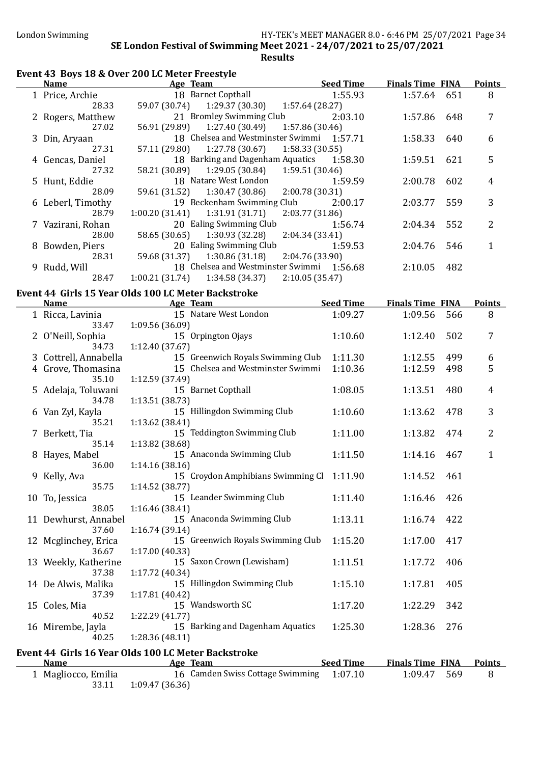## SE London Festival of Swimming Meet 2021 - 24/07/2021 to 25/07/2021

### Results

#### Event 43 Boys 18 & Over 200 LC Meter Freestyle

| | Name | Age | Team | Seed Time | Finals Time | FINA | Points |
|---|---|---|---|---|---|---|---|
| 1 | Price, Archie | 18 | Barnet Copthall | 1:55.93 | 1:57.64 | 651 | 8 |
| | 28.33 | 59.07 (30.74) | 1:29.37 (30.30) 1:57.64 (28.27) | | | | |
| 2 | Rogers, Matthew | 21 | Bromley Swimming Club | 2:03.10 | 1:57.86 | 648 | 7 |
| | 27.02 | 56.91 (29.89) | 1:27.40 (30.49) 1:57.86 (30.46) | | | | |
| 3 | Din, Aryaan | 18 | Chelsea and Westminster Swimmi | 1:57.71 | 1:58.33 | 640 | 6 |
| | 27.31 | 57.11 (29.80) | 1:27.78 (30.67) 1:58.33 (30.55) | | | | |
| 4 | Gencas, Daniel | 18 | Barking and Dagenham Aquatics | 1:58.30 | 1:59.51 | 621 | 5 |
| | 27.32 | 58.21 (30.89) | 1:29.05 (30.84) 1:59.51 (30.46) | | | | |
| 5 | Hunt, Eddie | 18 | Natare West London | 1:59.59 | 2:00.78 | 602 | 4 |
| | 28.09 | 59.61 (31.52) | 1:30.47 (30.86) 2:00.78 (30.31) | | | | |
| 6 | Leberl, Timothy | 19 | Beckenham Swimming Club | 2:00.17 | 2:03.77 | 559 | 3 |
| | 28.79 | 1:00.20 (31.41) | 1:31.91 (31.71) 2:03.77 (31.86) | | | | |
| 7 | Vazirani, Rohan | 20 | Ealing Swimming Club | 1:56.74 | 2:04.34 | 552 | 2 |
| | 28.00 | 58.65 (30.65) | 1:30.93 (32.28) 2:04.34 (33.41) | | | | |
| 8 | Bowden, Piers | 20 | Ealing Swimming Club | 1:59.53 | 2:04.76 | 546 | 1 |
| | 28.31 | 59.68 (31.37) | 1:30.86 (31.18) 2:04.76 (33.90) | | | | |
| 9 | Rudd, Will | 18 | Chelsea and Westminster Swimmi | 1:56.68 | 2:10.05 | 482 | |
| | 28.47 | 1:00.21 (31.74) | 1:34.58 (34.37) 2:10.05 (35.47) | | | | |

#### Event 44 Girls 15 Year Olds 100 LC Meter Backstroke

| | Name | Age | Team | Seed Time | Finals Time | FINA | Points |
|---|---|---|---|---|---|---|---|
| 1 | Ricca, Lavinia | 15 | Natare West London | 1:09.27 | 1:09.56 | 566 | 8 |
| | 33.47 | 1:09.56 (36.09) | | | | | |
| 2 | O'Neill, Sophia | 15 | Orpington Ojays | 1:10.60 | 1:12.40 | 502 | 7 |
| | 34.73 | 1:12.40 (37.67) | | | | | |
| 3 | Cottrell, Annabella | 15 | Greenwich Royals Swimming Club | 1:11.30 | 1:12.55 | 499 | 6 |
| 4 | Grove, Thomasina | 15 | Chelsea and Westminster Swimmi | 1:10.36 | 1:12.59 | 498 | 5 |
| | 35.10 | 1:12.59 (37.49) | | | | | |
| 5 | Adelaja, Toluwani | 15 | Barnet Copthall | 1:08.05 | 1:13.51 | 480 | 4 |
| | 34.78 | 1:13.51 (38.73) | | | | | |
| 6 | Van Zyl, Kayla | 15 | Hillingdon Swimming Club | 1:10.60 | 1:13.62 | 478 | 3 |
| | 35.21 | 1:13.62 (38.41) | | | | | |
| 7 | Berkett, Tia | 15 | Teddington Swimming Club | 1:11.00 | 1:13.82 | 474 | 2 |
| | 35.14 | 1:13.82 (38.68) | | | | | |
| 8 | Hayes, Mabel | 15 | Anaconda Swimming Club | 1:11.50 | 1:14.16 | 467 | 1 |
| | 36.00 | 1:14.16 (38.16) | | | | | |
| 9 | Kelly, Ava | 15 | Croydon Amphibians Swimming Cl | 1:11.90 | 1:14.52 | 461 | |
| | 35.75 | 1:14.52 (38.77) | | | | | |
| 10 | To, Jessica | 15 | Leander Swimming Club | 1:11.40 | 1:16.46 | 426 | |
| | 38.05 | 1:16.46 (38.41) | | | | | |
| 11 | Dewhurst, Annabel | 15 | Anaconda Swimming Club | 1:13.11 | 1:16.74 | 422 | |
| | 37.60 | 1:16.74 (39.14) | | | | | |
| 12 | Mcglinchey, Erica | 15 | Greenwich Royals Swimming Club | 1:15.20 | 1:17.00 | 417 | |
| | 36.67 | 1:17.00 (40.33) | | | | | |
| 13 | Weekly, Katherine | 15 | Saxon Crown (Lewisham) | 1:11.51 | 1:17.72 | 406 | |
| | 37.38 | 1:17.72 (40.34) | | | | | |
| 14 | De Alwis, Malika | 15 | Hillingdon Swimming Club | 1:15.10 | 1:17.81 | 405 | |
| | 37.39 | 1:17.81 (40.42) | | | | | |
| 15 | Coles, Mia | 15 | Wandsworth SC | 1:17.20 | 1:22.29 | 342 | |
| | 40.52 | 1:22.29 (41.77) | | | | | |
| 16 | Mirembe, Jayla | 15 | Barking and Dagenham Aquatics | 1:25.30 | 1:28.36 | 276 | |
| | 40.25 | 1:28.36 (48.11) | | | | | |

#### Event 44 Girls 16 Year Olds 100 LC Meter Backstroke

| | Name | Age | Team | Seed Time | Finals Time | FINA | Points |
|---|---|---|---|---|---|---|---|
| 1 | Magliocco, Emilia | 16 | Camden Swiss Cottage Swimming | 1:07.10 | 1:09.47 | 569 | 8 |
| | 33.11 | 1:09.47 (36.36) | | | | | |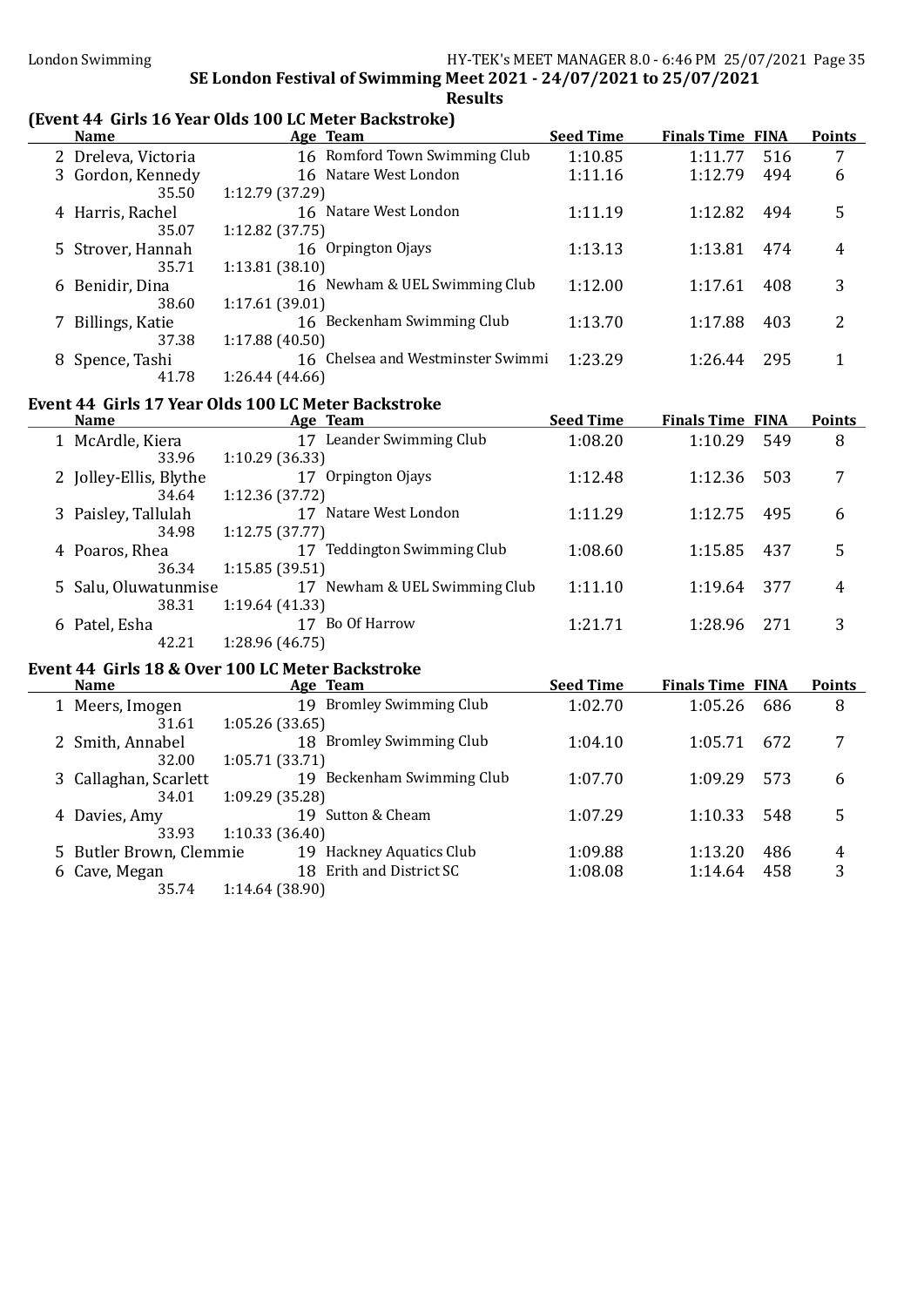SE London Festival of Swimming Meet 2021 - 24/07/2021 to 25/07/2021

**Results**

### (Event 44 Girls 16 Year Olds 100 LC Meter Backstroke)

| | Name | Age | Team | Seed Time | Finals Time | FINA | Points |
|---|---|---|---|---|---|---|---|
| 2 | Dreleva, Victoria | 16 | Romford Town Swimming Club | 1:10.85 | 1:11.77 | 516 | 7 |
| 3 | Gordon, Kennedy | 16 | Natare West London | 1:11.16 | 1:12.79 | 494 | 6 |
| | 35.50 | | 1:12.79 (37.29) | | | | |
| 4 | Harris, Rachel | 16 | Natare West London | 1:11.19 | 1:12.82 | 494 | 5 |
| | 35.07 | | 1:12.82 (37.75) | | | | |
| 5 | Strover, Hannah | 16 | Orpington Ojays | 1:13.13 | 1:13.81 | 474 | 4 |
| | 35.71 | | 1:13.81 (38.10) | | | | |
| 6 | Benidir, Dina | 16 | Newham & UEL Swimming Club | 1:12.00 | 1:17.61 | 408 | 3 |
| | 38.60 | | 1:17.61 (39.01) | | | | |
| 7 | Billings, Katie | 16 | Beckenham Swimming Club | 1:13.70 | 1:17.88 | 403 | 2 |
| | 37.38 | | 1:17.88 (40.50) | | | | |
| 8 | Spence, Tashi | 16 | Chelsea and Westminster Swimmi | 1:23.29 | 1:26.44 | 295 | 1 |
| | 41.78 | | 1:26.44 (44.66) | | | | |

### Event 44 Girls 17 Year Olds 100 LC Meter Backstroke

| | Name | Age | Team | Seed Time | Finals Time | FINA | Points |
|---|---|---|---|---|---|---|---|
| 1 | McArdle, Kiera | 17 | Leander Swimming Club | 1:08.20 | 1:10.29 | 549 | 8 |
| | 33.96 | | 1:10.29 (36.33) | | | | |
| 2 | Jolley-Ellis, Blythe | 17 | Orpington Ojays | 1:12.48 | 1:12.36 | 503 | 7 |
| | 34.64 | | 1:12.36 (37.72) | | | | |
| 3 | Paisley, Tallulah | 17 | Natare West London | 1:11.29 | 1:12.75 | 495 | 6 |
| | 34.98 | | 1:12.75 (37.77) | | | | |
| 4 | Poaros, Rhea | 17 | Teddington Swimming Club | 1:08.60 | 1:15.85 | 437 | 5 |
| | 36.34 | | 1:15.85 (39.51) | | | | |
| 5 | Salu, Oluwatunmise | 17 | Newham & UEL Swimming Club | 1:11.10 | 1:19.64 | 377 | 4 |
| | 38.31 | | 1:19.64 (41.33) | | | | |
| 6 | Patel, Esha | 17 | Bo Of Harrow | 1:21.71 | 1:28.96 | 271 | 3 |
| | 42.21 | | 1:28.96 (46.75) | | | | |

### Event 44 Girls 18 & Over 100 LC Meter Backstroke

| | Name | Age | Team | Seed Time | Finals Time | FINA | Points |
|---|---|---|---|---|---|---|---|
| 1 | Meers, Imogen | 19 | Bromley Swimming Club | 1:02.70 | 1:05.26 | 686 | 8 |
| | 31.61 | | 1:05.26 (33.65) | | | | |
| 2 | Smith, Annabel | 18 | Bromley Swimming Club | 1:04.10 | 1:05.71 | 672 | 7 |
| | 32.00 | | 1:05.71 (33.71) | | | | |
| 3 | Callaghan, Scarlett | 19 | Beckenham Swimming Club | 1:07.70 | 1:09.29 | 573 | 6 |
| | 34.01 | | 1:09.29 (35.28) | | | | |
| 4 | Davies, Amy | 19 | Sutton & Cheam | 1:07.29 | 1:10.33 | 548 | 5 |
| | 33.93 | | 1:10.33 (36.40) | | | | |
| 5 | Butler Brown, Clemmie | 19 | Hackney Aquatics Club | 1:09.88 | 1:13.20 | 486 | 4 |
| 6 | Cave, Megan | 18 | Erith and District SC | 1:08.08 | 1:14.64 | 458 | 3 |
| | 35.74 | | 1:14.64 (38.90) | | | | |